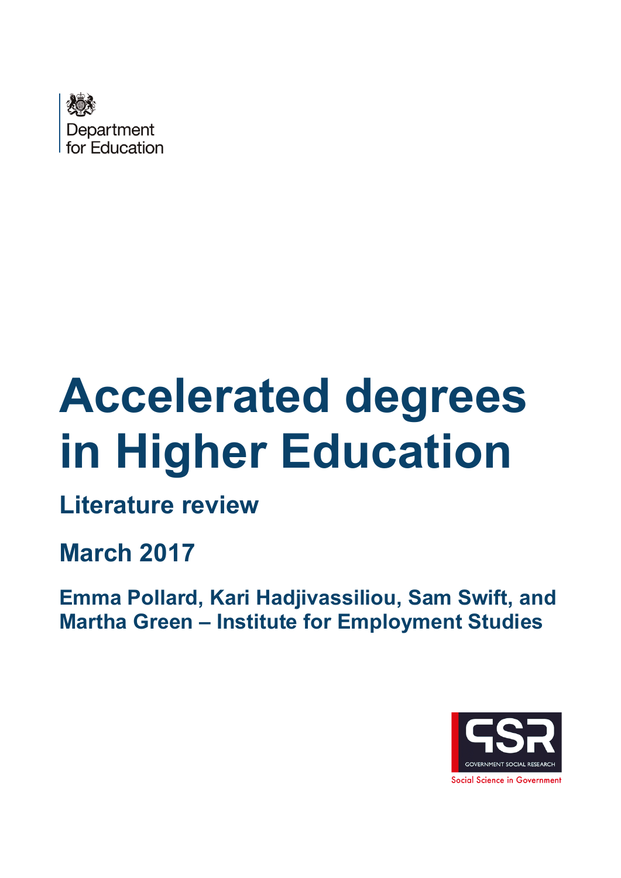Department for Education

# Accelerated degrees in Higher Education

## Literature review

## March 2017

**Emma Pollard, Kari Hadjivassiliou, Sam Swift, and Martha Green – Institute for Employment Studies**

GSR GOVERNMENT SOCIAL RESEARCH

Social Science in Government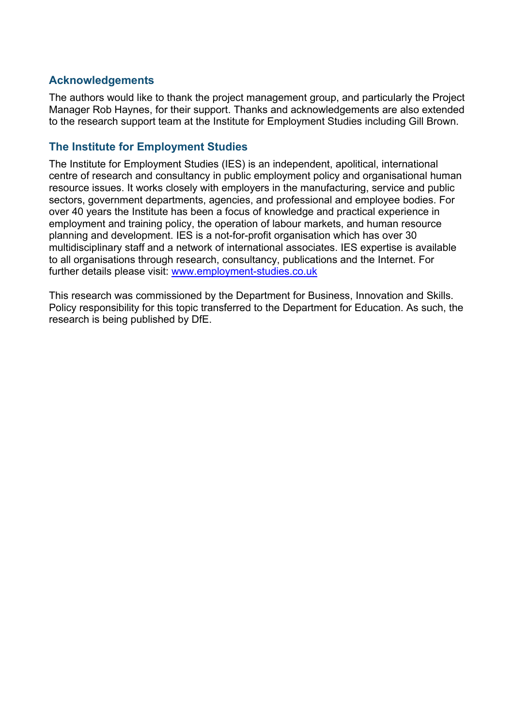## Acknowledgements

The authors would like to thank the project management group, and particularly the Project Manager Rob Haynes, for their support. Thanks and acknowledgements are also extended to the research support team at the Institute for Employment Studies including Gill Brown.

## The Institute for Employment Studies

The Institute for Employment Studies (IES) is an independent, apolitical, international centre of research and consultancy in public employment policy and organisational human resource issues. It works closely with employers in the manufacturing, service and public sectors, government departments, agencies, and professional and employee bodies. For over 40 years the Institute has been a focus of knowledge and practical experience in employment and training policy, the operation of labour markets, and human resource planning and development. IES is a not-for-profit organisation which has over 30 multidisciplinary staff and a network of international associates. IES expertise is available to all organisations through research, consultancy, publications and the Internet. For further details please visit: [www.employment-studies.co.uk](http://www.employment-studies.co.uk)

This research was commissioned by the Department for Business, Innovation and Skills. Policy responsibility for this topic transferred to the Department for Education. As such, the research is being published by DfE.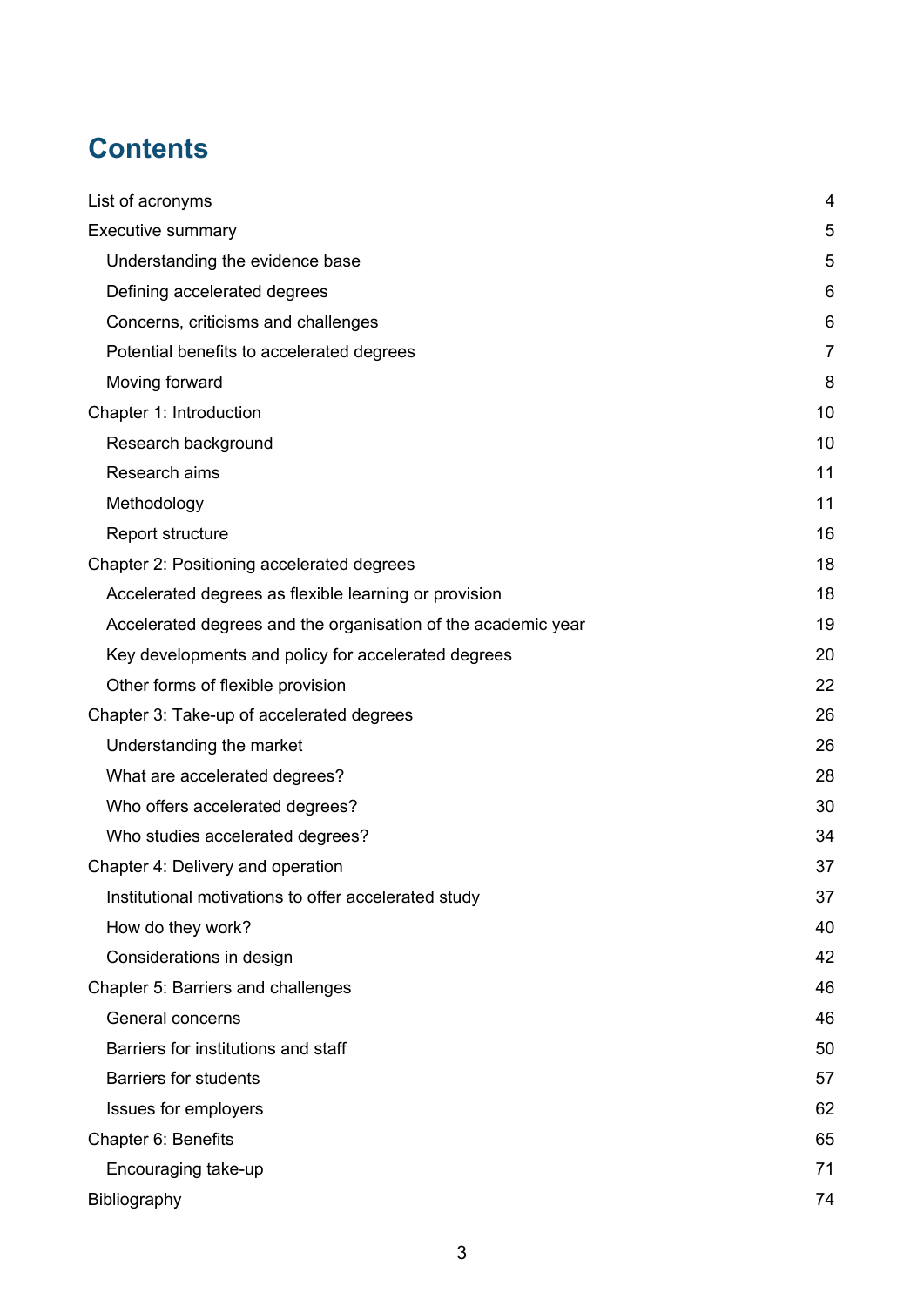# Contents

| | |
|---|---|
| List of acronyms | 4 |
| Executive summary | 5 |
| &nbsp;&nbsp;Understanding the evidence base | 5 |
| &nbsp;&nbsp;Defining accelerated degrees | 6 |
| &nbsp;&nbsp;Concerns, criticisms and challenges | 6 |
| &nbsp;&nbsp;Potential benefits to accelerated degrees | 7 |
| &nbsp;&nbsp;Moving forward | 8 |
| Chapter 1: Introduction | 10 |
| &nbsp;&nbsp;Research background | 10 |
| &nbsp;&nbsp;Research aims | 11 |
| &nbsp;&nbsp;Methodology | 11 |
| &nbsp;&nbsp;Report structure | 16 |
| Chapter 2: Positioning accelerated degrees | 18 |
| &nbsp;&nbsp;Accelerated degrees as flexible learning or provision | 18 |
| &nbsp;&nbsp;Accelerated degrees and the organisation of the academic year | 19 |
| &nbsp;&nbsp;Key developments and policy for accelerated degrees | 20 |
| &nbsp;&nbsp;Other forms of flexible provision | 22 |
| Chapter 3: Take-up of accelerated degrees | 26 |
| &nbsp;&nbsp;Understanding the market | 26 |
| &nbsp;&nbsp;What are accelerated degrees? | 28 |
| &nbsp;&nbsp;Who offers accelerated degrees? | 30 |
| &nbsp;&nbsp;Who studies accelerated degrees? | 34 |
| Chapter 4: Delivery and operation | 37 |
| &nbsp;&nbsp;Institutional motivations to offer accelerated study | 37 |
| &nbsp;&nbsp;How do they work? | 40 |
| &nbsp;&nbsp;Considerations in design | 42 |
| Chapter 5: Barriers and challenges | 46 |
| &nbsp;&nbsp;General concerns | 46 |
| &nbsp;&nbsp;Barriers for institutions and staff | 50 |
| &nbsp;&nbsp;Barriers for students | 57 |
| &nbsp;&nbsp;Issues for employers | 62 |
| Chapter 6: Benefits | 65 |
| &nbsp;&nbsp;Encouraging take-up | 71 |
| Bibliography | 74 |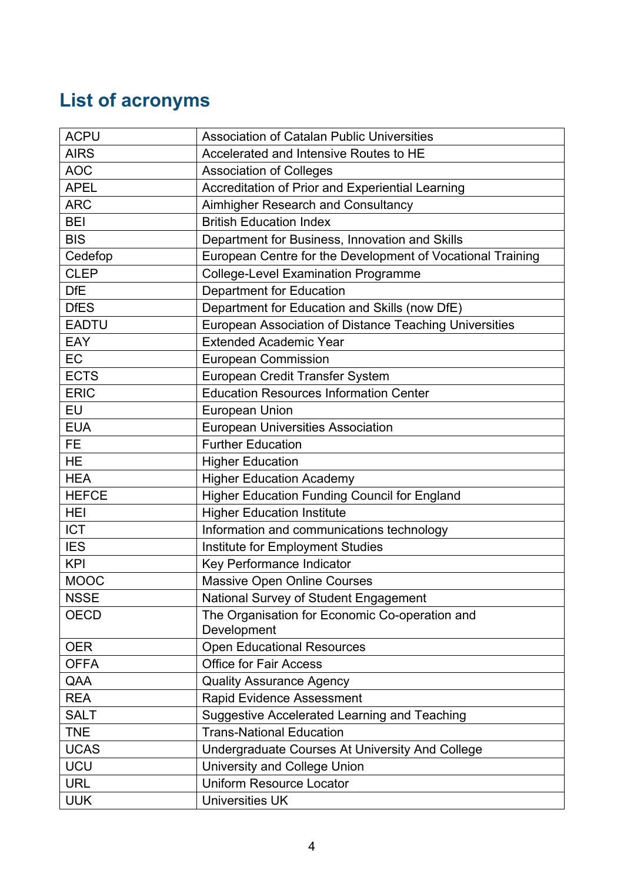## List of acronyms

| | |
|---|---|
| ACPU | Association of Catalan Public Universities |
| AIRS | Accelerated and Intensive Routes to HE |
| AOC | Association of Colleges |
| APEL | Accreditation of Prior and Experiential Learning |
| ARC | Aimhigher Research and Consultancy |
| BEI | British Education Index |
| BIS | Department for Business, Innovation and Skills |
| Cedefop | European Centre for the Development of Vocational Training |
| CLEP | College-Level Examination Programme |
| DfE | Department for Education |
| DfES | Department for Education and Skills (now DfE) |
| EADTU | European Association of Distance Teaching Universities |
| EAY | Extended Academic Year |
| EC | European Commission |
| ECTS | European Credit Transfer System |
| ERIC | Education Resources Information Center |
| EU | European Union |
| EUA | European Universities Association |
| FE | Further Education |
| HE | Higher Education |
| HEA | Higher Education Academy |
| HEFCE | Higher Education Funding Council for England |
| HEI | Higher Education Institute |
| ICT | Information and communications technology |
| IES | Institute for Employment Studies |
| KPI | Key Performance Indicator |
| MOOC | Massive Open Online Courses |
| NSSE | National Survey of Student Engagement |
| OECD | The Organisation for Economic Co-operation and Development |
| OER | Open Educational Resources |
| OFFA | Office for Fair Access |
| QAA | Quality Assurance Agency |
| REA | Rapid Evidence Assessment |
| SALT | Suggestive Accelerated Learning and Teaching |
| TNE | Trans-National Education |
| UCAS | Undergraduate Courses At University And College |
| UCU | University and College Union |
| URL | Uniform Resource Locator |
| UUK | Universities UK |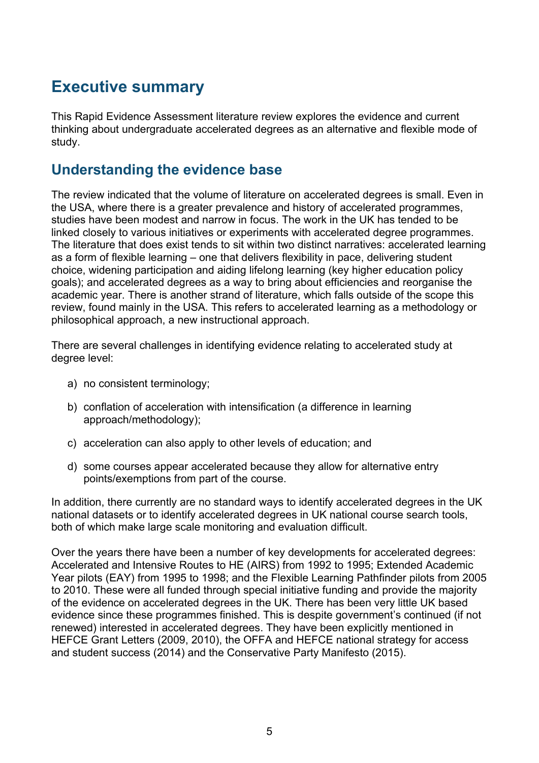# Executive summary

This Rapid Evidence Assessment literature review explores the evidence and current thinking about undergraduate accelerated degrees as an alternative and flexible mode of study.

## Understanding the evidence base

The review indicated that the volume of literature on accelerated degrees is small. Even in the USA, where there is a greater prevalence and history of accelerated programmes, studies have been modest and narrow in focus. The work in the UK has tended to be linked closely to various initiatives or experiments with accelerated degree programmes. The literature that does exist tends to sit within two distinct narratives: accelerated learning as a form of flexible learning – one that delivers flexibility in pace, delivering student choice, widening participation and aiding lifelong learning (key higher education policy goals); and accelerated degrees as a way to bring about efficiencies and reorganise the academic year. There is another strand of literature, which falls outside of the scope this review, found mainly in the USA. This refers to accelerated learning as a methodology or philosophical approach, a new instructional approach.

There are several challenges in identifying evidence relating to accelerated study at degree level:

a) no consistent terminology;

b) conflation of acceleration with intensification (a difference in learning approach/methodology);

c) acceleration can also apply to other levels of education; and

d) some courses appear accelerated because they allow for alternative entry points/exemptions from part of the course.

In addition, there currently are no standard ways to identify accelerated degrees in the UK national datasets or to identify accelerated degrees in UK national course search tools, both of which make large scale monitoring and evaluation difficult.

Over the years there have been a number of key developments for accelerated degrees: Accelerated and Intensive Routes to HE (AIRS) from 1992 to 1995; Extended Academic Year pilots (EAY) from 1995 to 1998; and the Flexible Learning Pathfinder pilots from 2005 to 2010. These were all funded through special initiative funding and provide the majority of the evidence on accelerated degrees in the UK. There has been very little UK based evidence since these programmes finished. This is despite government's continued (if not renewed) interested in accelerated degrees. They have been explicitly mentioned in HEFCE Grant Letters (2009, 2010), the OFFA and HEFCE national strategy for access and student success (2014) and the Conservative Party Manifesto (2015).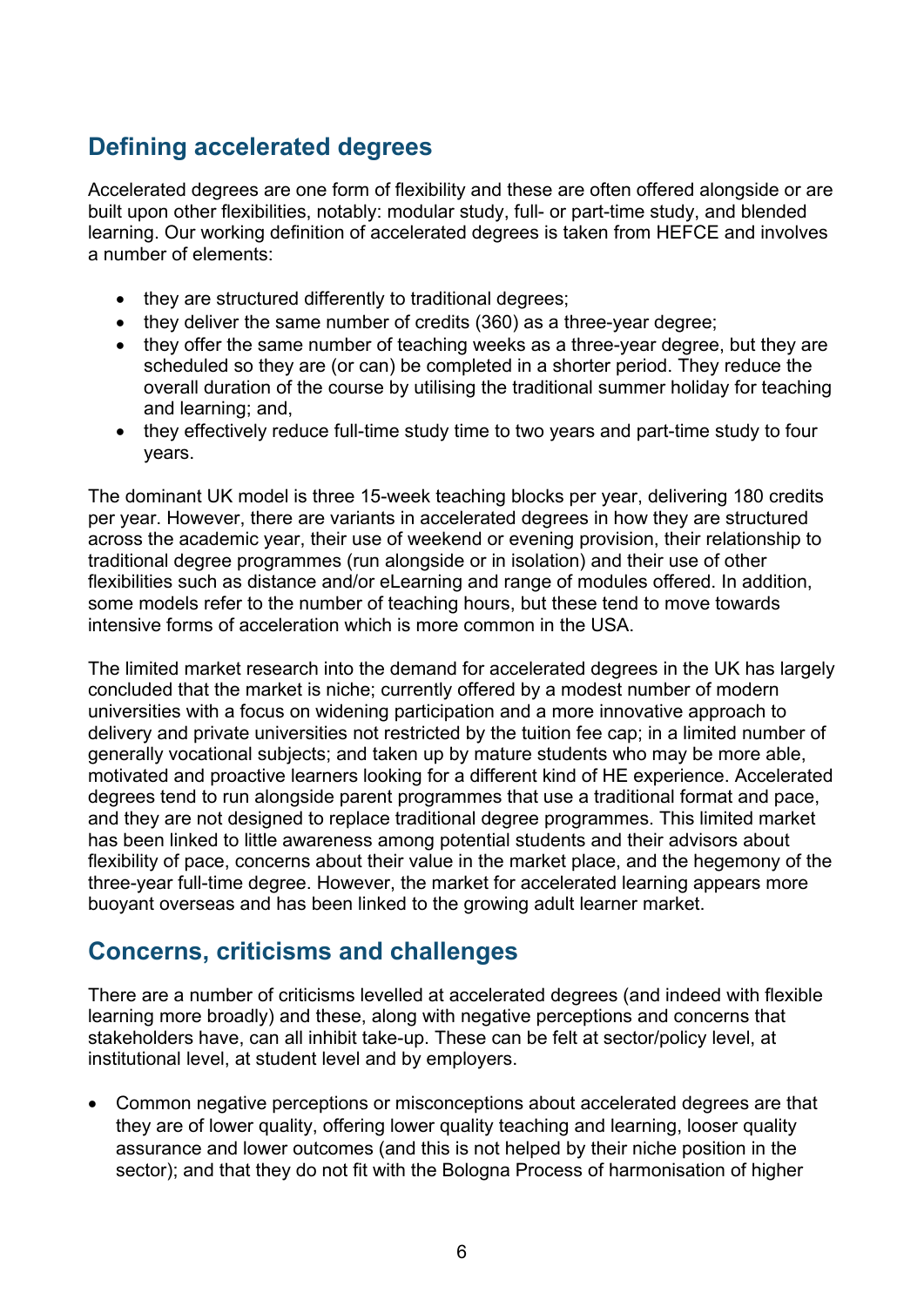## Defining accelerated degrees

Accelerated degrees are one form of flexibility and these are often offered alongside or are built upon other flexibilities, notably: modular study, full- or part-time study, and blended learning. Our working definition of accelerated degrees is taken from HEFCE and involves a number of elements:

- they are structured differently to traditional degrees;
- they deliver the same number of credits (360) as a three-year degree;
- they offer the same number of teaching weeks as a three-year degree, but they are scheduled so they are (or can) be completed in a shorter period. They reduce the overall duration of the course by utilising the traditional summer holiday for teaching and learning; and,
- they effectively reduce full-time study time to two years and part-time study to four years.

The dominant UK model is three 15-week teaching blocks per year, delivering 180 credits per year. However, there are variants in accelerated degrees in how they are structured across the academic year, their use of weekend or evening provision, their relationship to traditional degree programmes (run alongside or in isolation) and their use of other flexibilities such as distance and/or eLearning and range of modules offered. In addition, some models refer to the number of teaching hours, but these tend to move towards intensive forms of acceleration which is more common in the USA.

The limited market research into the demand for accelerated degrees in the UK has largely concluded that the market is niche; currently offered by a modest number of modern universities with a focus on widening participation and a more innovative approach to delivery and private universities not restricted by the tuition fee cap; in a limited number of generally vocational subjects; and taken up by mature students who may be more able, motivated and proactive learners looking for a different kind of HE experience. Accelerated degrees tend to run alongside parent programmes that use a traditional format and pace, and they are not designed to replace traditional degree programmes. This limited market has been linked to little awareness among potential students and their advisors about flexibility of pace, concerns about their value in the market place, and the hegemony of the three-year full-time degree. However, the market for accelerated learning appears more buoyant overseas and has been linked to the growing adult learner market.

## Concerns, criticisms and challenges

There are a number of criticisms levelled at accelerated degrees (and indeed with flexible learning more broadly) and these, along with negative perceptions and concerns that stakeholders have, can all inhibit take-up. These can be felt at sector/policy level, at institutional level, at student level and by employers.

- Common negative perceptions or misconceptions about accelerated degrees are that they are of lower quality, offering lower quality teaching and learning, looser quality assurance and lower outcomes (and this is not helped by their niche position in the sector); and that they do not fit with the Bologna Process of harmonisation of higher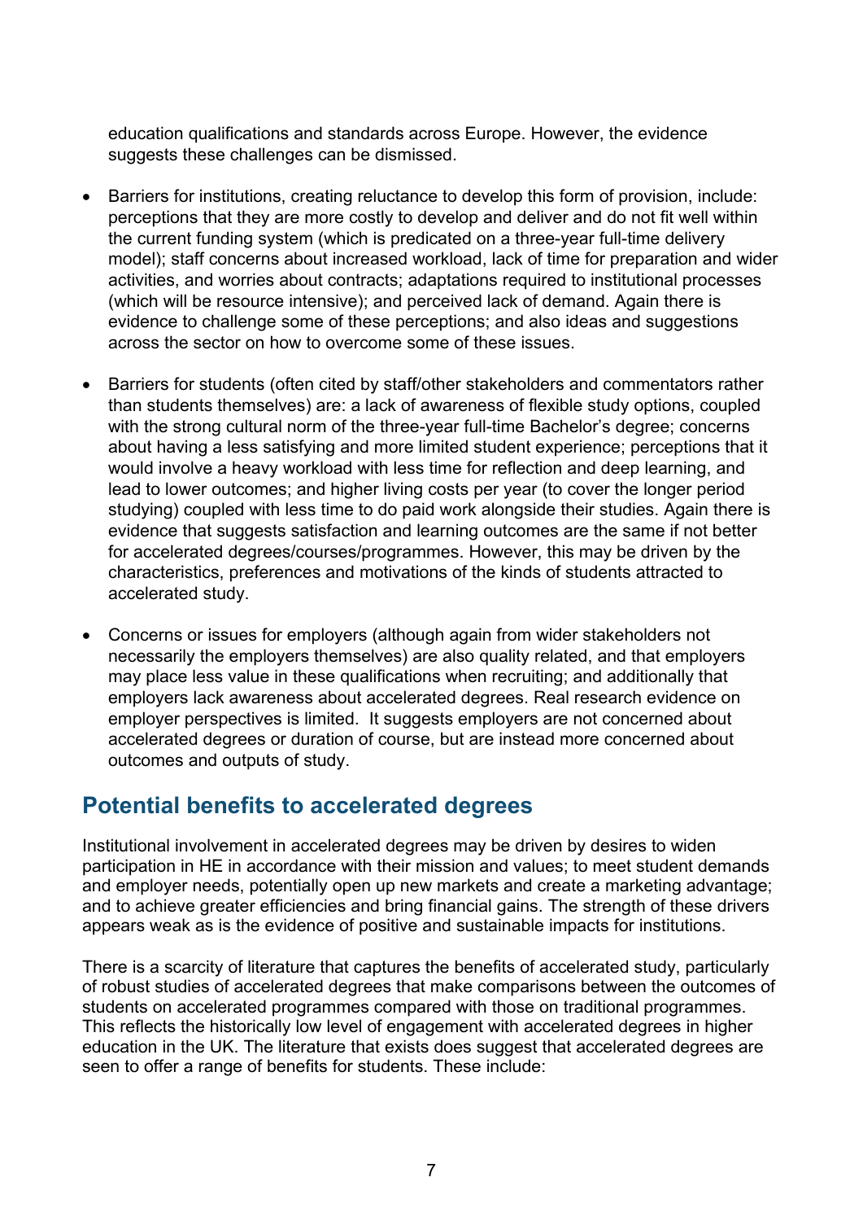education qualifications and standards across Europe. However, the evidence suggests these challenges can be dismissed.

- Barriers for institutions, creating reluctance to develop this form of provision, include: perceptions that they are more costly to develop and deliver and do not fit well within the current funding system (which is predicated on a three-year full-time delivery model); staff concerns about increased workload, lack of time for preparation and wider activities, and worries about contracts; adaptations required to institutional processes (which will be resource intensive); and perceived lack of demand. Again there is evidence to challenge some of these perceptions; and also ideas and suggestions across the sector on how to overcome some of these issues.

- Barriers for students (often cited by staff/other stakeholders and commentators rather than students themselves) are: a lack of awareness of flexible study options, coupled with the strong cultural norm of the three-year full-time Bachelor's degree; concerns about having a less satisfying and more limited student experience; perceptions that it would involve a heavy workload with less time for reflection and deep learning, and lead to lower outcomes; and higher living costs per year (to cover the longer period studying) coupled with less time to do paid work alongside their studies. Again there is evidence that suggests satisfaction and learning outcomes are the same if not better for accelerated degrees/courses/programmes. However, this may be driven by the characteristics, preferences and motivations of the kinds of students attracted to accelerated study.

- Concerns or issues for employers (although again from wider stakeholders not necessarily the employers themselves) are also quality related, and that employers may place less value in these qualifications when recruiting; and additionally that employers lack awareness about accelerated degrees. Real research evidence on employer perspectives is limited. It suggests employers are not concerned about accelerated degrees or duration of course, but are instead more concerned about outcomes and outputs of study.

## Potential benefits to accelerated degrees

Institutional involvement in accelerated degrees may be driven by desires to widen participation in HE in accordance with their mission and values; to meet student demands and employer needs, potentially open up new markets and create a marketing advantage; and to achieve greater efficiencies and bring financial gains. The strength of these drivers appears weak as is the evidence of positive and sustainable impacts for institutions.

There is a scarcity of literature that captures the benefits of accelerated study, particularly of robust studies of accelerated degrees that make comparisons between the outcomes of students on accelerated programmes compared with those on traditional programmes. This reflects the historically low level of engagement with accelerated degrees in higher education in the UK. The literature that exists does suggest that accelerated degrees are seen to offer a range of benefits for students. These include: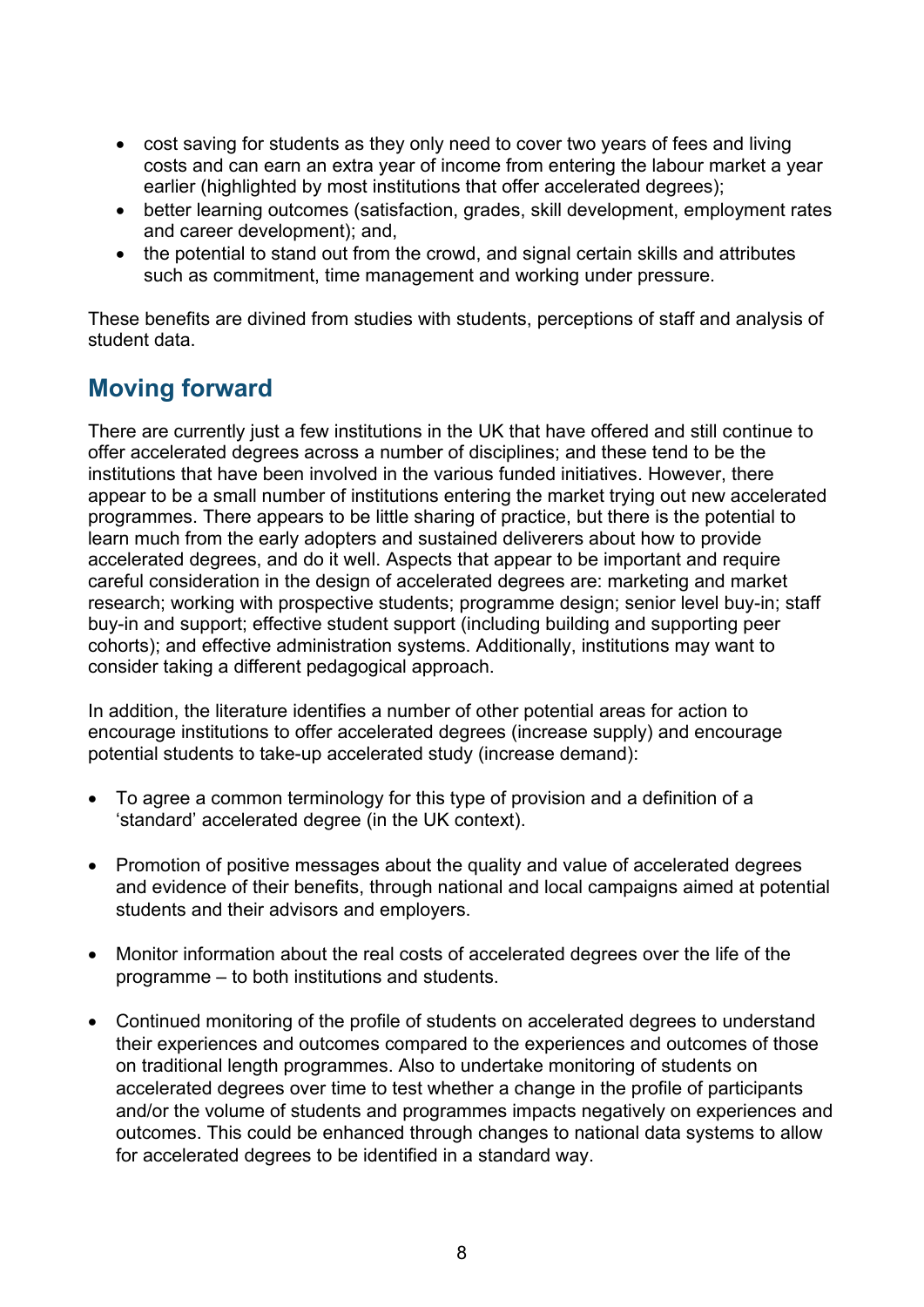- cost saving for students as they only need to cover two years of fees and living costs and can earn an extra year of income from entering the labour market a year earlier (highlighted by most institutions that offer accelerated degrees);
- better learning outcomes (satisfaction, grades, skill development, employment rates and career development); and,
- the potential to stand out from the crowd, and signal certain skills and attributes such as commitment, time management and working under pressure.

These benefits are divined from studies with students, perceptions of staff and analysis of student data.

## Moving forward

There are currently just a few institutions in the UK that have offered and still continue to offer accelerated degrees across a number of disciplines; and these tend to be the institutions that have been involved in the various funded initiatives. However, there appear to be a small number of institutions entering the market trying out new accelerated programmes. There appears to be little sharing of practice, but there is the potential to learn much from the early adopters and sustained deliverers about how to provide accelerated degrees, and do it well. Aspects that appear to be important and require careful consideration in the design of accelerated degrees are: marketing and market research; working with prospective students; programme design; senior level buy-in; staff buy-in and support; effective student support (including building and supporting peer cohorts); and effective administration systems. Additionally, institutions may want to consider taking a different pedagogical approach.

In addition, the literature identifies a number of other potential areas for action to encourage institutions to offer accelerated degrees (increase supply) and encourage potential students to take-up accelerated study (increase demand):

- To agree a common terminology for this type of provision and a definition of a 'standard' accelerated degree (in the UK context).

- Promotion of positive messages about the quality and value of accelerated degrees and evidence of their benefits, through national and local campaigns aimed at potential students and their advisors and employers.

- Monitor information about the real costs of accelerated degrees over the life of the programme – to both institutions and students.

- Continued monitoring of the profile of students on accelerated degrees to understand their experiences and outcomes compared to the experiences and outcomes of those on traditional length programmes. Also to undertake monitoring of students on accelerated degrees over time to test whether a change in the profile of participants and/or the volume of students and programmes impacts negatively on experiences and outcomes. This could be enhanced through changes to national data systems to allow for accelerated degrees to be identified in a standard way.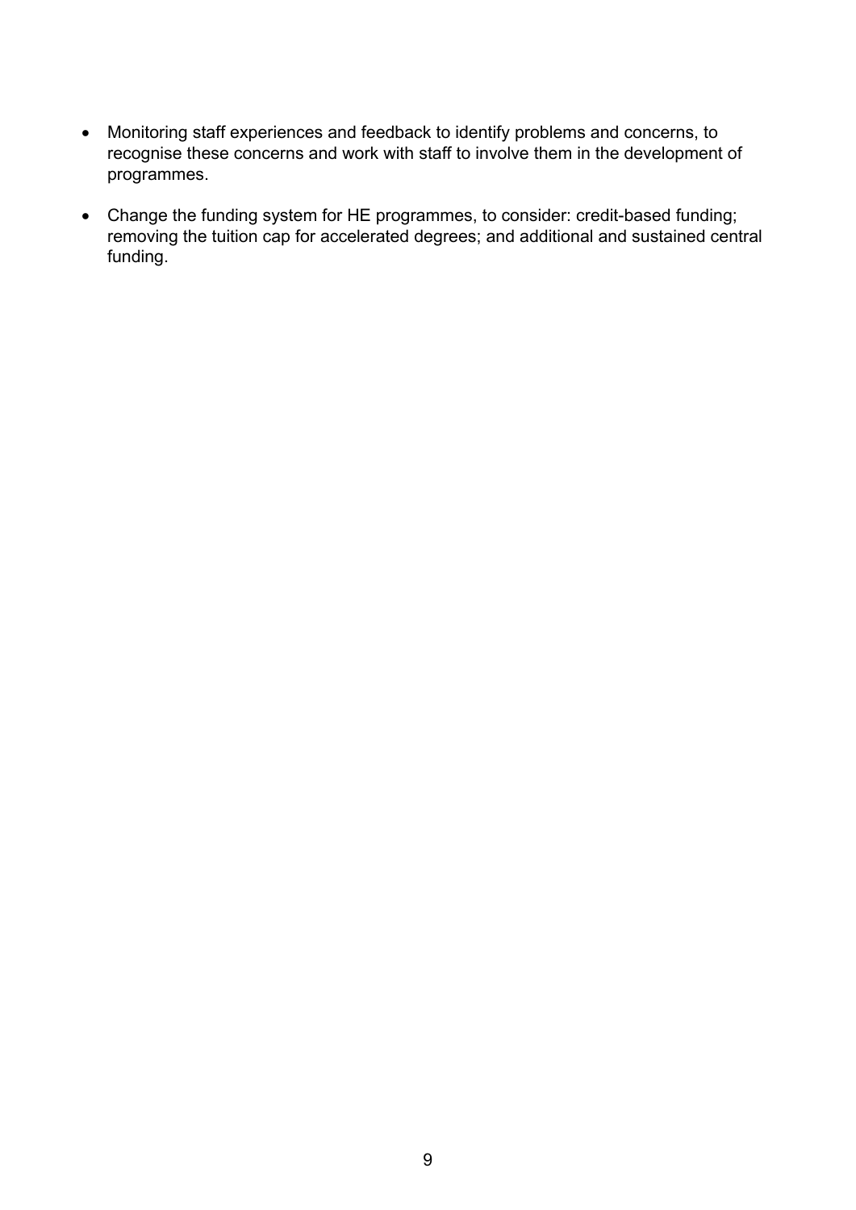- Monitoring staff experiences and feedback to identify problems and concerns, to recognise these concerns and work with staff to involve them in the development of programmes.

- Change the funding system for HE programmes, to consider: credit-based funding; removing the tuition cap for accelerated degrees; and additional and sustained central funding.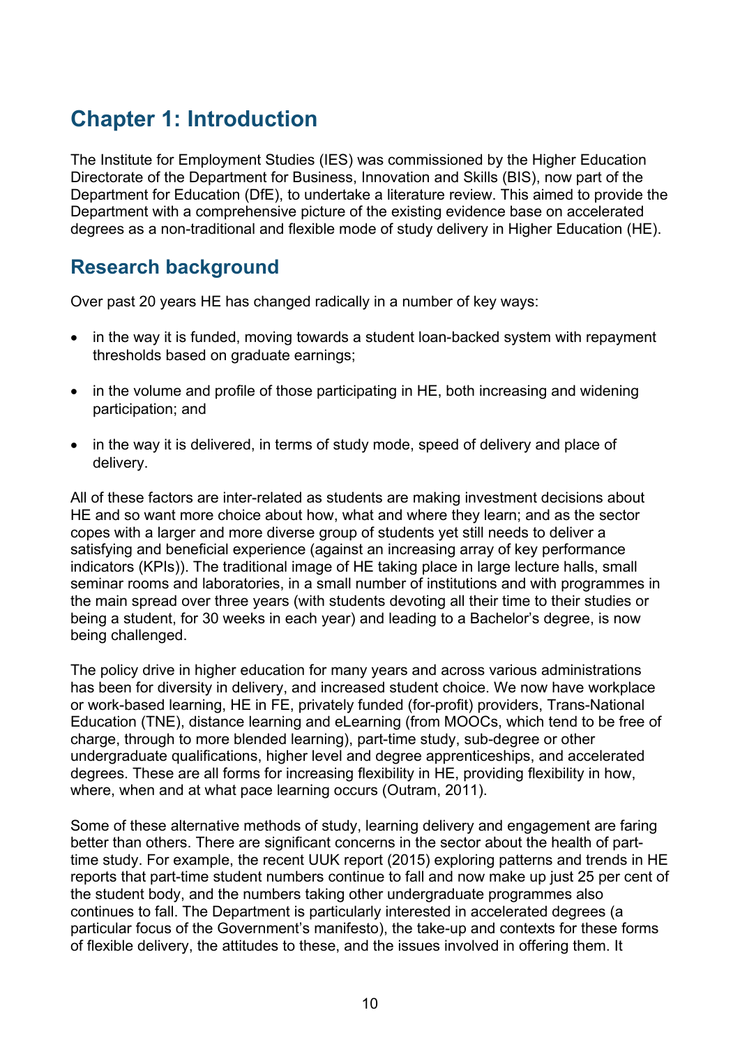# Chapter 1: Introduction

The Institute for Employment Studies (IES) was commissioned by the Higher Education Directorate of the Department for Business, Innovation and Skills (BIS), now part of the Department for Education (DfE), to undertake a literature review. This aimed to provide the Department with a comprehensive picture of the existing evidence base on accelerated degrees as a non-traditional and flexible mode of study delivery in Higher Education (HE).

## Research background

Over past 20 years HE has changed radically in a number of key ways:

- in the way it is funded, moving towards a student loan-backed system with repayment thresholds based on graduate earnings;
- in the volume and profile of those participating in HE, both increasing and widening participation; and
- in the way it is delivered, in terms of study mode, speed of delivery and place of delivery.

All of these factors are inter-related as students are making investment decisions about HE and so want more choice about how, what and where they learn; and as the sector copes with a larger and more diverse group of students yet still needs to deliver a satisfying and beneficial experience (against an increasing array of key performance indicators (KPIs)). The traditional image of HE taking place in large lecture halls, small seminar rooms and laboratories, in a small number of institutions and with programmes in the main spread over three years (with students devoting all their time to their studies or being a student, for 30 weeks in each year) and leading to a Bachelor's degree, is now being challenged.

The policy drive in higher education for many years and across various administrations has been for diversity in delivery, and increased student choice. We now have workplace or work-based learning, HE in FE, privately funded (for-profit) providers, Trans-National Education (TNE), distance learning and eLearning (from MOOCs, which tend to be free of charge, through to more blended learning), part-time study, sub-degree or other undergraduate qualifications, higher level and degree apprenticeships, and accelerated degrees. These are all forms for increasing flexibility in HE, providing flexibility in how, where, when and at what pace learning occurs (Outram, 2011).

Some of these alternative methods of study, learning delivery and engagement are faring better than others. There are significant concerns in the sector about the health of part-time study. For example, the recent UUK report (2015) exploring patterns and trends in HE reports that part-time student numbers continue to fall and now make up just 25 per cent of the student body, and the numbers taking other undergraduate programmes also continues to fall. The Department is particularly interested in accelerated degrees (a particular focus of the Government's manifesto), the take-up and contexts for these forms of flexible delivery, the attitudes to these, and the issues involved in offering them. It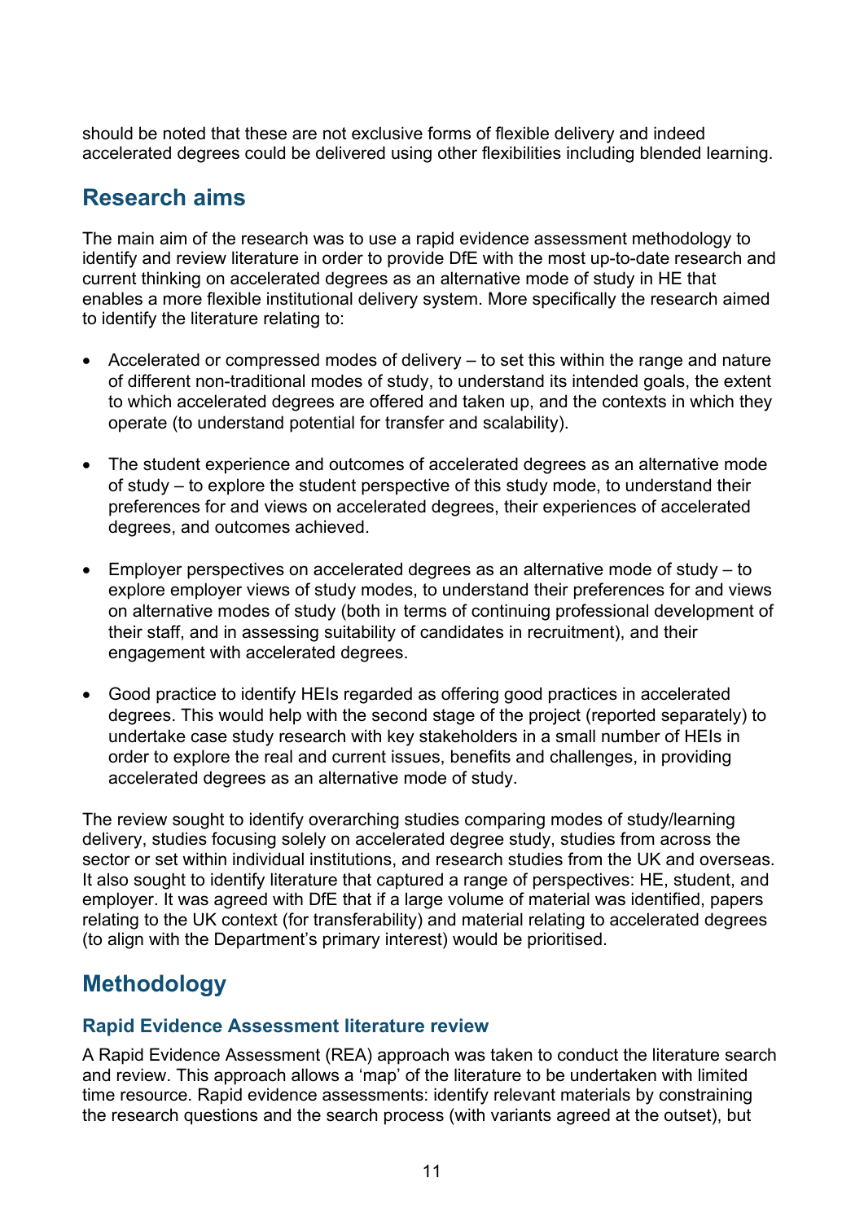should be noted that these are not exclusive forms of flexible delivery and indeed accelerated degrees could be delivered using other flexibilities including blended learning.

## Research aims

The main aim of the research was to use a rapid evidence assessment methodology to identify and review literature in order to provide DfE with the most up-to-date research and current thinking on accelerated degrees as an alternative mode of study in HE that enables a more flexible institutional delivery system. More specifically the research aimed to identify the literature relating to:

- Accelerated or compressed modes of delivery – to set this within the range and nature of different non-traditional modes of study, to understand its intended goals, the extent to which accelerated degrees are offered and taken up, and the contexts in which they operate (to understand potential for transfer and scalability).

- The student experience and outcomes of accelerated degrees as an alternative mode of study – to explore the student perspective of this study mode, to understand their preferences for and views on accelerated degrees, their experiences of accelerated degrees, and outcomes achieved.

- Employer perspectives on accelerated degrees as an alternative mode of study – to explore employer views of study modes, to understand their preferences for and views on alternative modes of study (both in terms of continuing professional development of their staff, and in assessing suitability of candidates in recruitment), and their engagement with accelerated degrees.

- Good practice to identify HEIs regarded as offering good practices in accelerated degrees. This would help with the second stage of the project (reported separately) to undertake case study research with key stakeholders in a small number of HEIs in order to explore the real and current issues, benefits and challenges, in providing accelerated degrees as an alternative mode of study.

The review sought to identify overarching studies comparing modes of study/learning delivery, studies focusing solely on accelerated degree study, studies from across the sector or set within individual institutions, and research studies from the UK and overseas. It also sought to identify literature that captured a range of perspectives: HE, student, and employer. It was agreed with DfE that if a large volume of material was identified, papers relating to the UK context (for transferability) and material relating to accelerated degrees (to align with the Department's primary interest) would be prioritised.

## Methodology

### Rapid Evidence Assessment literature review

A Rapid Evidence Assessment (REA) approach was taken to conduct the literature search and review. This approach allows a 'map' of the literature to be undertaken with limited time resource. Rapid evidence assessments: identify relevant materials by constraining the research questions and the search process (with variants agreed at the outset), but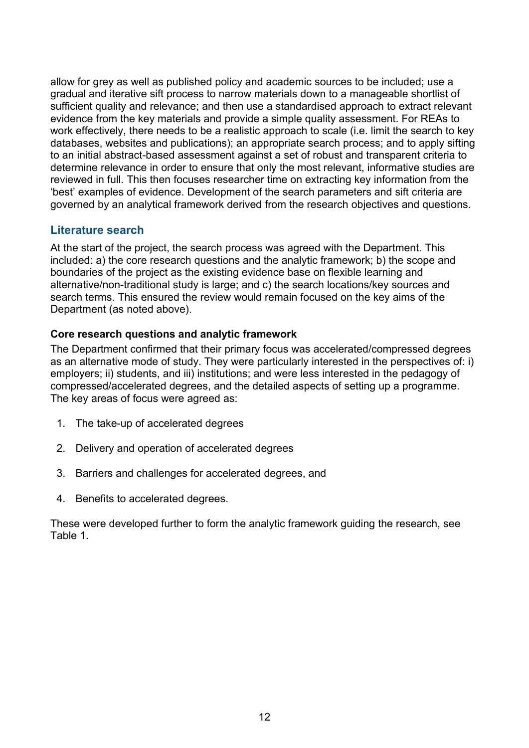allow for grey as well as published policy and academic sources to be included; use a gradual and iterative sift process to narrow materials down to a manageable shortlist of sufficient quality and relevance; and then use a standardised approach to extract relevant evidence from the key materials and provide a simple quality assessment. For REAs to work effectively, there needs to be a realistic approach to scale (i.e. limit the search to key databases, websites and publications); an appropriate search process; and to apply sifting to an initial abstract-based assessment against a set of robust and transparent criteria to determine relevance in order to ensure that only the most relevant, informative studies are reviewed in full. This then focuses researcher time on extracting key information from the 'best' examples of evidence. Development of the search parameters and sift criteria are governed by an analytical framework derived from the research objectives and questions.

## Literature search

At the start of the project, the search process was agreed with the Department. This included: a) the core research questions and the analytic framework; b) the scope and boundaries of the project as the existing evidence base on flexible learning and alternative/non-traditional study is large; and c) the search locations/key sources and search terms. This ensured the review would remain focused on the key aims of the Department (as noted above).

### Core research questions and analytic framework

The Department confirmed that their primary focus was accelerated/compressed degrees as an alternative mode of study. They were particularly interested in the perspectives of: i) employers; ii) students, and iii) institutions; and were less interested in the pedagogy of compressed/accelerated degrees, and the detailed aspects of setting up a programme. The key areas of focus were agreed as:

1. The take-up of accelerated degrees
2. Delivery and operation of accelerated degrees
3. Barriers and challenges for accelerated degrees, and
4. Benefits to accelerated degrees.

These were developed further to form the analytic framework guiding the research, see Table 1.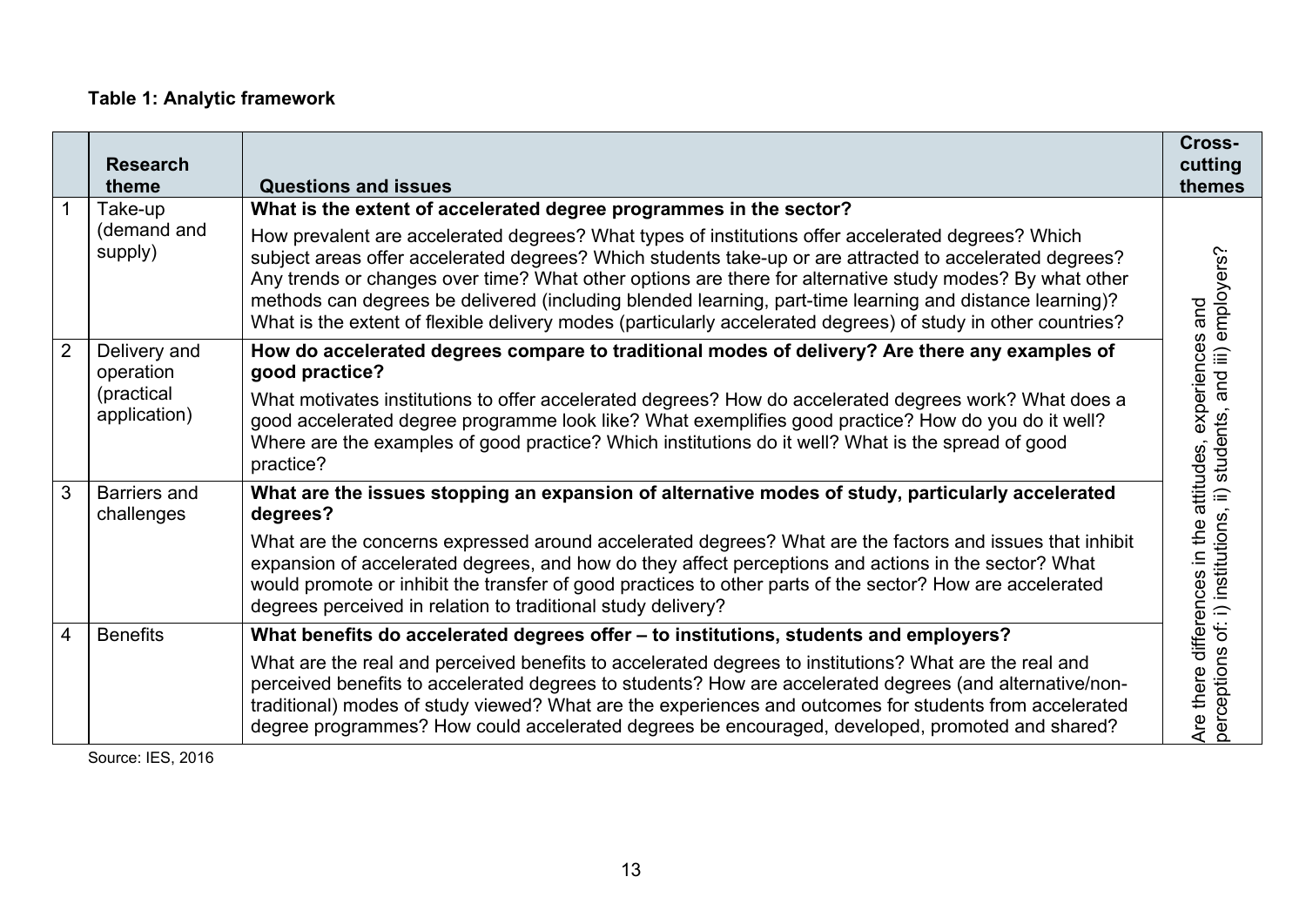**Table 1: Analytic framework**

| | Research theme | Questions and issues | Cross-cutting themes |
|---|---|---|---|
| 1 | Take-up (demand and supply) | **What is the extent of accelerated degree programmes in the sector?**<br>How prevalent are accelerated degrees? What types of institutions offer accelerated degrees? Which subject areas offer accelerated degrees? Which students take-up or are attracted to accelerated degrees? Any trends or changes over time? What other options are there for alternative study modes? By what other methods can degrees be delivered (including blended learning, part-time learning and distance learning)? What is the extent of flexible delivery modes (particularly accelerated degrees) of study in other countries? | Are there differences in the attitudes, experiences and perceptions of: i) institutions, ii) students, and iii) employers? |
| 2 | Delivery and operation (practical application) | **How do accelerated degrees compare to traditional modes of delivery? Are there any examples of good practice?**<br>What motivates institutions to offer accelerated degrees? How do accelerated degrees work? What does a good accelerated degree programme look like? What exemplifies good practice? How do you do it well? Where are the examples of good practice? Which institutions do it well? What is the spread of good practice? | |
| 3 | Barriers and challenges | **What are the issues stopping an expansion of alternative modes of study, particularly accelerated degrees?**<br>What are the concerns expressed around accelerated degrees? What are the factors and issues that inhibit expansion of accelerated degrees, and how do they affect perceptions and actions in the sector? What would promote or inhibit the transfer of good practices to other parts of the sector? How are accelerated degrees perceived in relation to traditional study delivery? | |
| 4 | Benefits | **What benefits do accelerated degrees offer – to institutions, students and employers?**<br>What are the real and perceived benefits to accelerated degrees to institutions? What are the real and perceived benefits to accelerated degrees to students? How are accelerated degrees (and alternative/non-traditional) modes of study viewed? What are the experiences and outcomes for students from accelerated degree programmes? How could accelerated degrees be encouraged, developed, promoted and shared? | |

Source: IES, 2016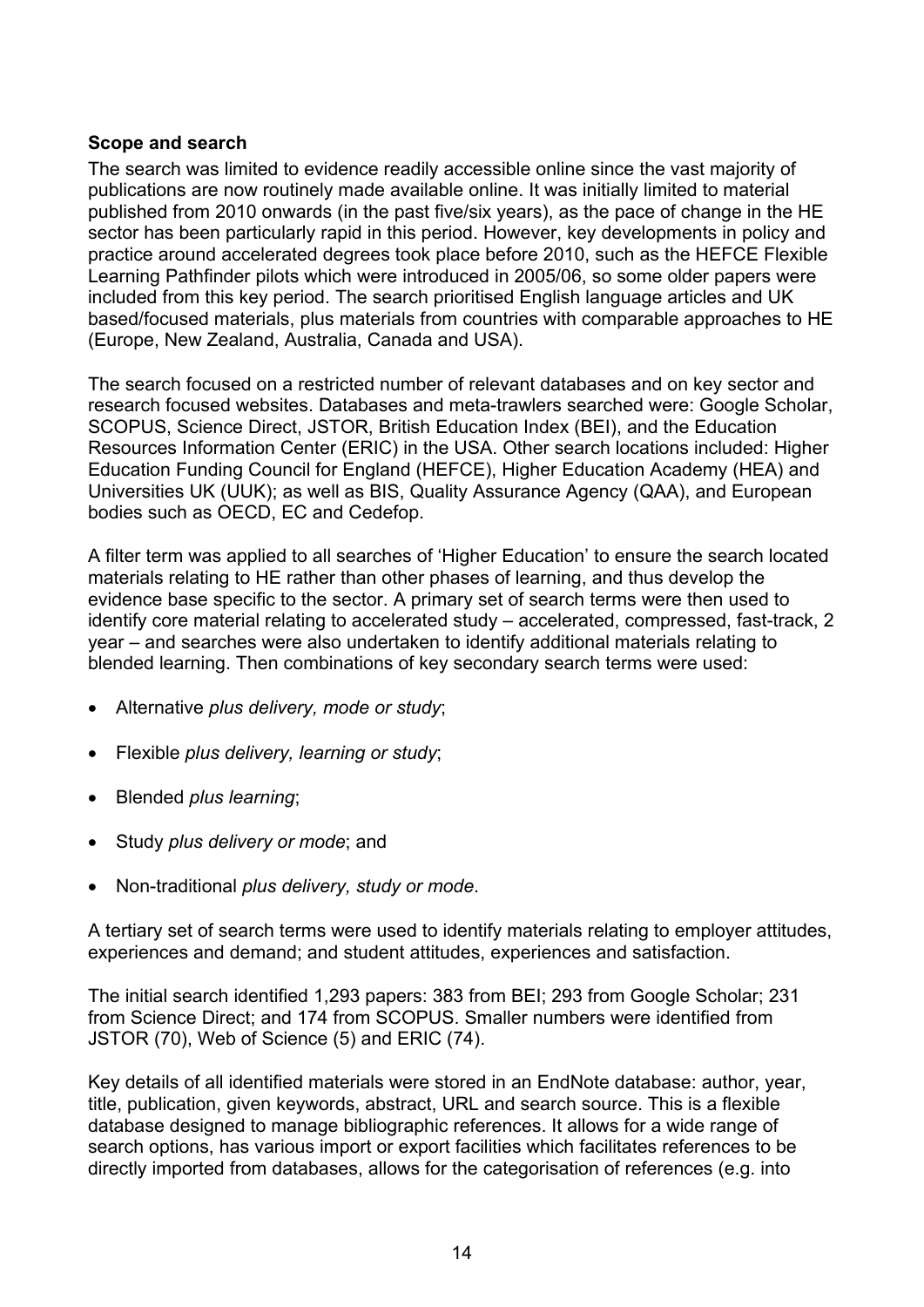**Scope and search**

The search was limited to evidence readily accessible online since the vast majority of publications are now routinely made available online. It was initially limited to material published from 2010 onwards (in the past five/six years), as the pace of change in the HE sector has been particularly rapid in this period. However, key developments in policy and practice around accelerated degrees took place before 2010, such as the HEFCE Flexible Learning Pathfinder pilots which were introduced in 2005/06, so some older papers were included from this key period. The search prioritised English language articles and UK based/focused materials, plus materials from countries with comparable approaches to HE (Europe, New Zealand, Australia, Canada and USA).

The search focused on a restricted number of relevant databases and on key sector and research focused websites. Databases and meta-trawlers searched were: Google Scholar, SCOPUS, Science Direct, JSTOR, British Education Index (BEI), and the Education Resources Information Center (ERIC) in the USA. Other search locations included: Higher Education Funding Council for England (HEFCE), Higher Education Academy (HEA) and Universities UK (UUK); as well as BIS, Quality Assurance Agency (QAA), and European bodies such as OECD, EC and Cedefop.

A filter term was applied to all searches of 'Higher Education' to ensure the search located materials relating to HE rather than other phases of learning, and thus develop the evidence base specific to the sector. A primary set of search terms were then used to identify core material relating to accelerated study – accelerated, compressed, fast-track, 2 year – and searches were also undertaken to identify additional materials relating to blended learning. Then combinations of key secondary search terms were used:

- Alternative *plus delivery, mode or study*;
- Flexible *plus delivery, learning or study*;
- Blended *plus learning*;
- Study *plus delivery or mode*; and
- Non-traditional *plus delivery, study or mode*.

A tertiary set of search terms were used to identify materials relating to employer attitudes, experiences and demand; and student attitudes, experiences and satisfaction.

The initial search identified 1,293 papers: 383 from BEI; 293 from Google Scholar; 231 from Science Direct; and 174 from SCOPUS. Smaller numbers were identified from JSTOR (70), Web of Science (5) and ERIC (74).

Key details of all identified materials were stored in an EndNote database: author, year, title, publication, given keywords, abstract, URL and search source. This is a flexible database designed to manage bibliographic references. It allows for a wide range of search options, has various import or export facilities which facilitates references to be directly imported from databases, allows for the categorisation of references (e.g. into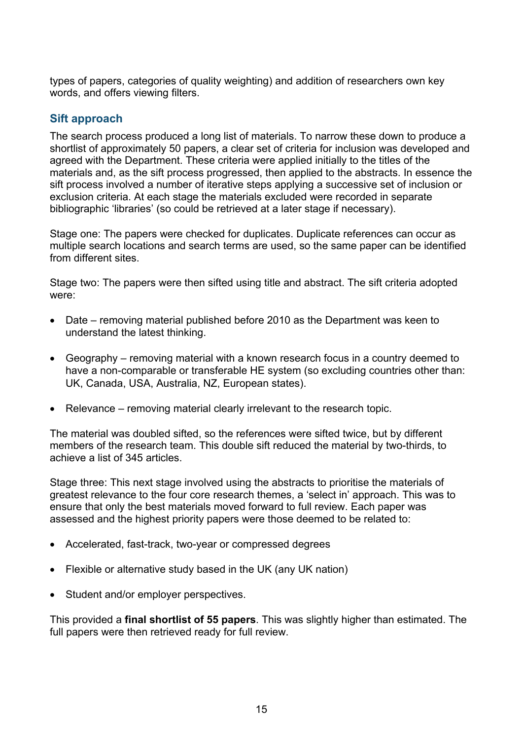types of papers, categories of quality weighting) and addition of researchers own key words, and offers viewing filters.

### Sift approach

The search process produced a long list of materials. To narrow these down to produce a shortlist of approximately 50 papers, a clear set of criteria for inclusion was developed and agreed with the Department. These criteria were applied initially to the titles of the materials and, as the sift process progressed, then applied to the abstracts. In essence the sift process involved a number of iterative steps applying a successive set of inclusion or exclusion criteria. At each stage the materials excluded were recorded in separate bibliographic 'libraries' (so could be retrieved at a later stage if necessary).

Stage one: The papers were checked for duplicates. Duplicate references can occur as multiple search locations and search terms are used, so the same paper can be identified from different sites.

Stage two: The papers were then sifted using title and abstract. The sift criteria adopted were:

- Date – removing material published before 2010 as the Department was keen to understand the latest thinking.
- Geography – removing material with a known research focus in a country deemed to have a non-comparable or transferable HE system (so excluding countries other than: UK, Canada, USA, Australia, NZ, European states).
- Relevance – removing material clearly irrelevant to the research topic.

The material was doubled sifted, so the references were sifted twice, but by different members of the research team. This double sift reduced the material by two-thirds, to achieve a list of 345 articles.

Stage three: This next stage involved using the abstracts to prioritise the materials of greatest relevance to the four core research themes, a 'select in' approach. This was to ensure that only the best materials moved forward to full review. Each paper was assessed and the highest priority papers were those deemed to be related to:

- Accelerated, fast-track, two-year or compressed degrees
- Flexible or alternative study based in the UK (any UK nation)
- Student and/or employer perspectives.

This provided a **final shortlist of 55 papers**. This was slightly higher than estimated. The full papers were then retrieved ready for full review.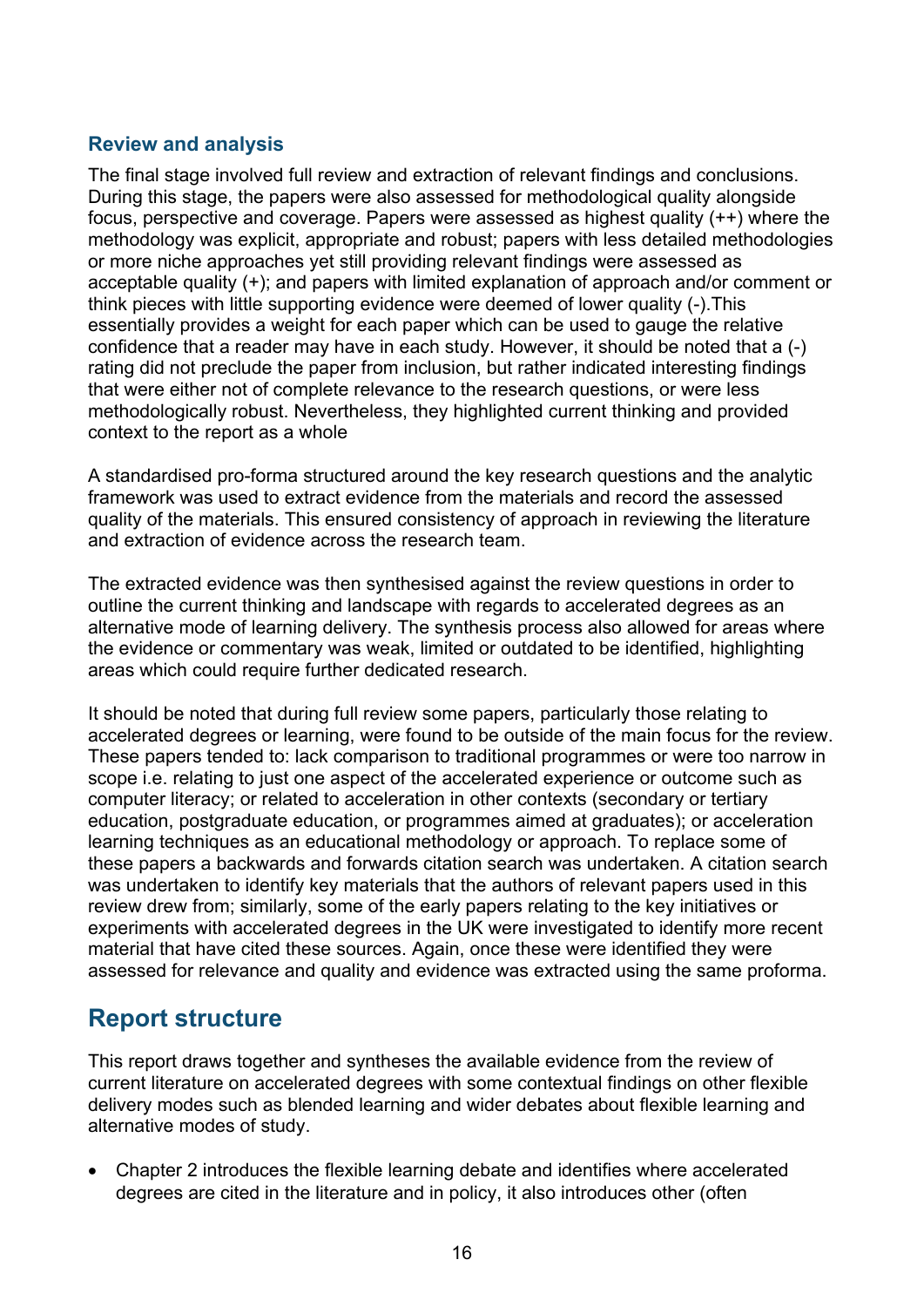### Review and analysis

The final stage involved full review and extraction of relevant findings and conclusions. During this stage, the papers were also assessed for methodological quality alongside focus, perspective and coverage. Papers were assessed as highest quality (++) where the methodology was explicit, appropriate and robust; papers with less detailed methodologies or more niche approaches yet still providing relevant findings were assessed as acceptable quality (+); and papers with limited explanation of approach and/or comment or think pieces with little supporting evidence were deemed of lower quality (-).This essentially provides a weight for each paper which can be used to gauge the relative confidence that a reader may have in each study. However, it should be noted that a (-) rating did not preclude the paper from inclusion, but rather indicated interesting findings that were either not of complete relevance to the research questions, or were less methodologically robust. Nevertheless, they highlighted current thinking and provided context to the report as a whole

A standardised pro-forma structured around the key research questions and the analytic framework was used to extract evidence from the materials and record the assessed quality of the materials. This ensured consistency of approach in reviewing the literature and extraction of evidence across the research team.

The extracted evidence was then synthesised against the review questions in order to outline the current thinking and landscape with regards to accelerated degrees as an alternative mode of learning delivery. The synthesis process also allowed for areas where the evidence or commentary was weak, limited or outdated to be identified, highlighting areas which could require further dedicated research.

It should be noted that during full review some papers, particularly those relating to accelerated degrees or learning, were found to be outside of the main focus for the review. These papers tended to: lack comparison to traditional programmes or were too narrow in scope i.e. relating to just one aspect of the accelerated experience or outcome such as computer literacy; or related to acceleration in other contexts (secondary or tertiary education, postgraduate education, or programmes aimed at graduates); or acceleration learning techniques as an educational methodology or approach. To replace some of these papers a backwards and forwards citation search was undertaken. A citation search was undertaken to identify key materials that the authors of relevant papers used in this review drew from; similarly, some of the early papers relating to the key initiatives or experiments with accelerated degrees in the UK were investigated to identify more recent material that have cited these sources. Again, once these were identified they were assessed for relevance and quality and evidence was extracted using the same proforma.

## Report structure

This report draws together and syntheses the available evidence from the review of current literature on accelerated degrees with some contextual findings on other flexible delivery modes such as blended learning and wider debates about flexible learning and alternative modes of study.

- Chapter 2 introduces the flexible learning debate and identifies where accelerated degrees are cited in the literature and in policy, it also introduces other (often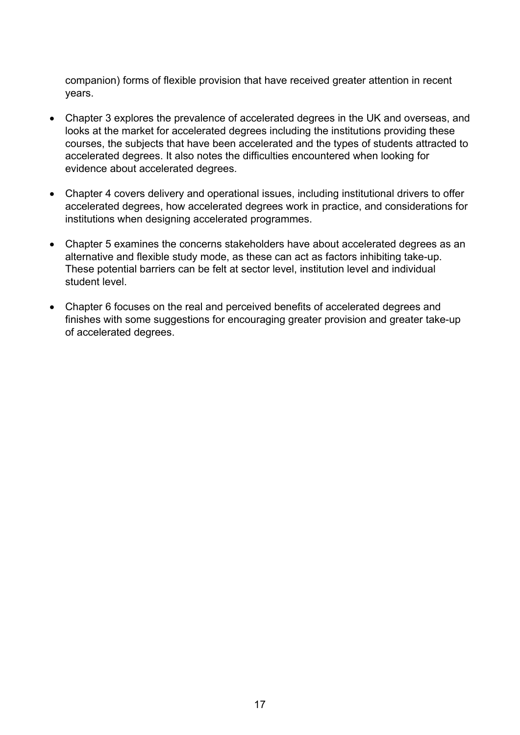companion) forms of flexible provision that have received greater attention in recent years.

- Chapter 3 explores the prevalence of accelerated degrees in the UK and overseas, and looks at the market for accelerated degrees including the institutions providing these courses, the subjects that have been accelerated and the types of students attracted to accelerated degrees. It also notes the difficulties encountered when looking for evidence about accelerated degrees.
- Chapter 4 covers delivery and operational issues, including institutional drivers to offer accelerated degrees, how accelerated degrees work in practice, and considerations for institutions when designing accelerated programmes.
- Chapter 5 examines the concerns stakeholders have about accelerated degrees as an alternative and flexible study mode, as these can act as factors inhibiting take-up. These potential barriers can be felt at sector level, institution level and individual student level.
- Chapter 6 focuses on the real and perceived benefits of accelerated degrees and finishes with some suggestions for encouraging greater provision and greater take-up of accelerated degrees.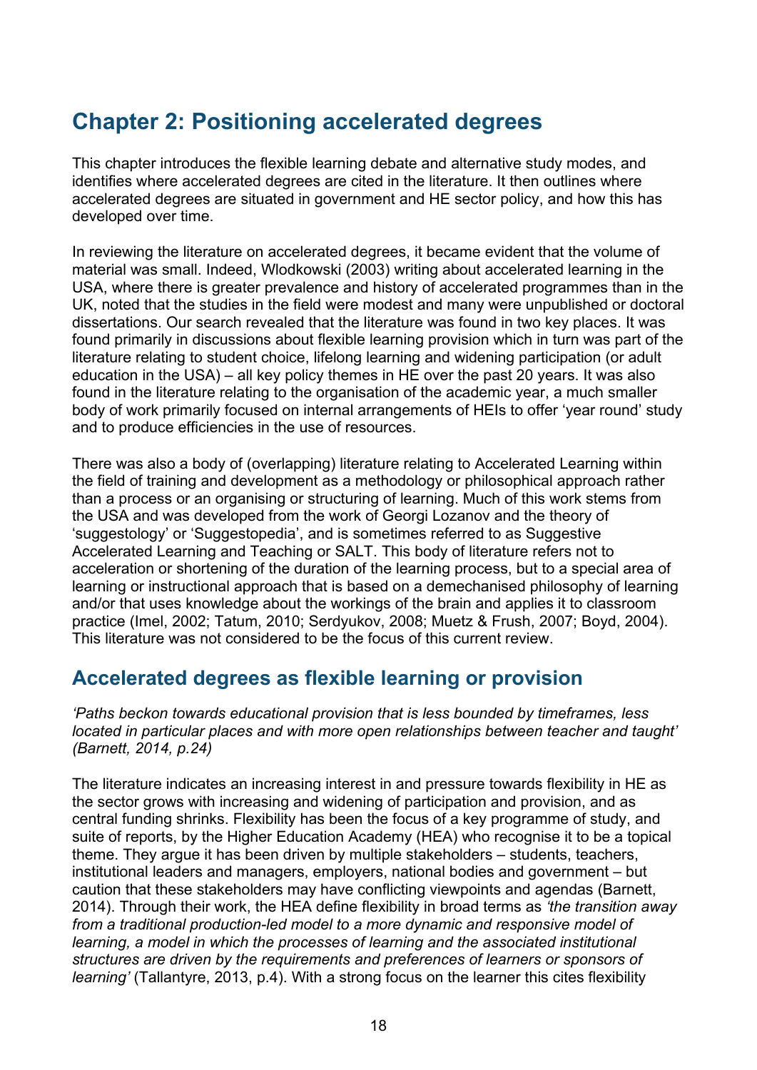# Chapter 2: Positioning accelerated degrees

This chapter introduces the flexible learning debate and alternative study modes, and identifies where accelerated degrees are cited in the literature. It then outlines where accelerated degrees are situated in government and HE sector policy, and how this has developed over time.

In reviewing the literature on accelerated degrees, it became evident that the volume of material was small. Indeed, Wlodkowski (2003) writing about accelerated learning in the USA, where there is greater prevalence and history of accelerated programmes than in the UK, noted that the studies in the field were modest and many were unpublished or doctoral dissertations. Our search revealed that the literature was found in two key places. It was found primarily in discussions about flexible learning provision which in turn was part of the literature relating to student choice, lifelong learning and widening participation (or adult education in the USA) – all key policy themes in HE over the past 20 years. It was also found in the literature relating to the organisation of the academic year, a much smaller body of work primarily focused on internal arrangements of HEIs to offer 'year round' study and to produce efficiencies in the use of resources.

There was also a body of (overlapping) literature relating to Accelerated Learning within the field of training and development as a methodology or philosophical approach rather than a process or an organising or structuring of learning. Much of this work stems from the USA and was developed from the work of Georgi Lozanov and the theory of 'suggestology' or 'Suggestopedia', and is sometimes referred to as Suggestive Accelerated Learning and Teaching or SALT. This body of literature refers not to acceleration or shortening of the duration of the learning process, but to a special area of learning or instructional approach that is based on a demechanised philosophy of learning and/or that uses knowledge about the workings of the brain and applies it to classroom practice (Imel, 2002; Tatum, 2010; Serdyukov, 2008; Muetz & Frush, 2007; Boyd, 2004). This literature was not considered to be the focus of this current review.

## Accelerated degrees as flexible learning or provision

*'Paths beckon towards educational provision that is less bounded by timeframes, less located in particular places and with more open relationships between teacher and taught' (Barnett, 2014, p.24)*

The literature indicates an increasing interest in and pressure towards flexibility in HE as the sector grows with increasing and widening of participation and provision, and as central funding shrinks. Flexibility has been the focus of a key programme of study, and suite of reports, by the Higher Education Academy (HEA) who recognise it to be a topical theme. They argue it has been driven by multiple stakeholders – students, teachers, institutional leaders and managers, employers, national bodies and government – but caution that these stakeholders may have conflicting viewpoints and agendas (Barnett, 2014). Through their work, the HEA define flexibility in broad terms as *'the transition away from a traditional production-led model to a more dynamic and responsive model of learning, a model in which the processes of learning and the associated institutional structures are driven by the requirements and preferences of learners or sponsors of learning'* (Tallantyre, 2013, p.4). With a strong focus on the learner this cites flexibility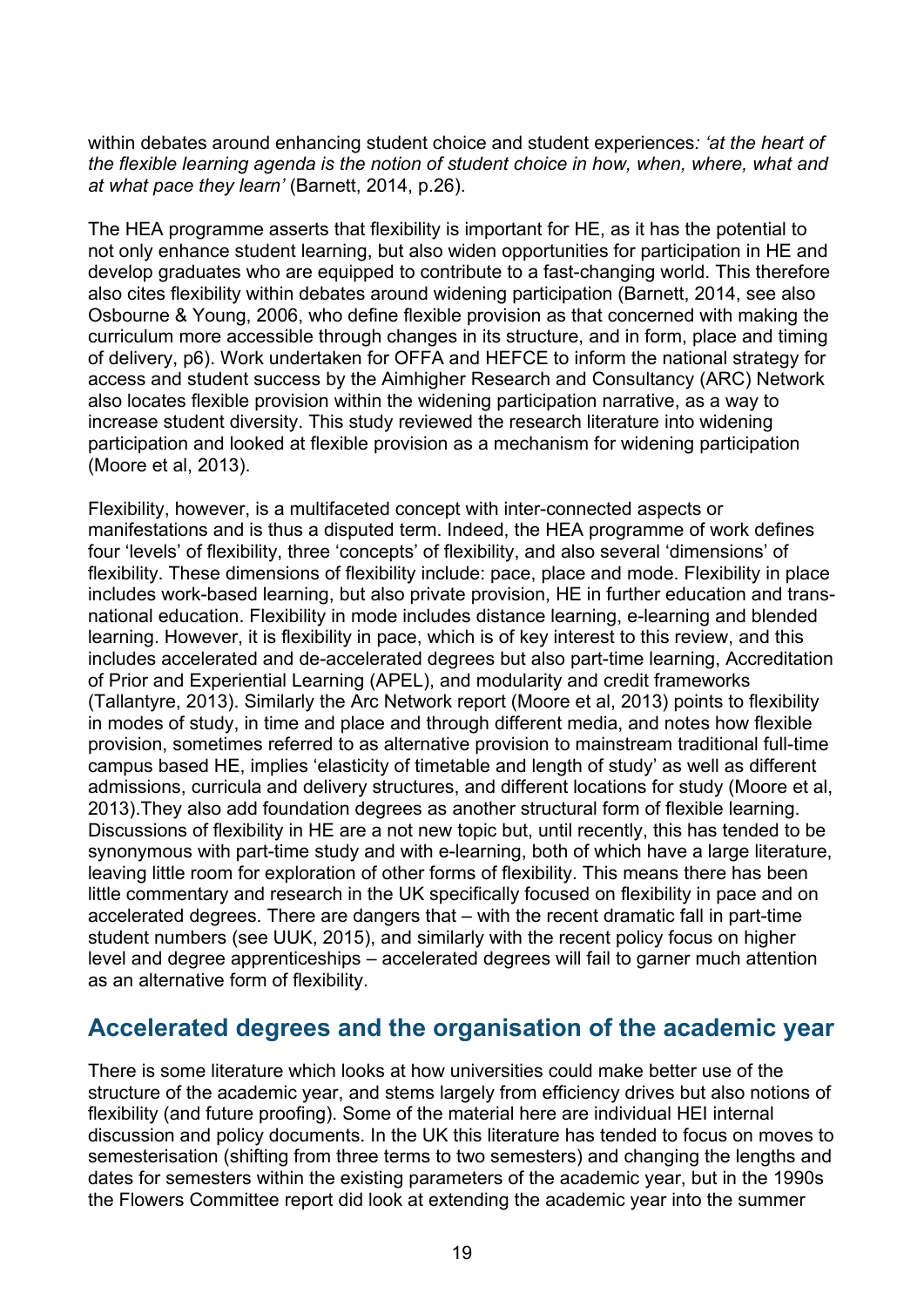within debates around enhancing student choice and student experiences*: 'at the heart of the flexible learning agenda is the notion of student choice in how, when, where, what and at what pace they learn'* (Barnett, 2014, p.26).

The HEA programme asserts that flexibility is important for HE, as it has the potential to not only enhance student learning, but also widen opportunities for participation in HE and develop graduates who are equipped to contribute to a fast-changing world. This therefore also cites flexibility within debates around widening participation (Barnett, 2014, see also Osbourne & Young, 2006, who define flexible provision as that concerned with making the curriculum more accessible through changes in its structure, and in form, place and timing of delivery, p6). Work undertaken for OFFA and HEFCE to inform the national strategy for access and student success by the Aimhigher Research and Consultancy (ARC) Network also locates flexible provision within the widening participation narrative, as a way to increase student diversity. This study reviewed the research literature into widening participation and looked at flexible provision as a mechanism for widening participation (Moore et al, 2013).

Flexibility, however, is a multifaceted concept with inter-connected aspects or manifestations and is thus a disputed term. Indeed, the HEA programme of work defines four 'levels' of flexibility, three 'concepts' of flexibility, and also several 'dimensions' of flexibility. These dimensions of flexibility include: pace, place and mode. Flexibility in place includes work-based learning, but also private provision, HE in further education and trans-national education. Flexibility in mode includes distance learning, e-learning and blended learning. However, it is flexibility in pace, which is of key interest to this review, and this includes accelerated and de-accelerated degrees but also part-time learning, Accreditation of Prior and Experiential Learning (APEL), and modularity and credit frameworks (Tallantyre, 2013). Similarly the Arc Network report (Moore et al, 2013) points to flexibility in modes of study, in time and place and through different media, and notes how flexible provision, sometimes referred to as alternative provision to mainstream traditional full-time campus based HE, implies 'elasticity of timetable and length of study' as well as different admissions, curricula and delivery structures, and different locations for study (Moore et al, 2013).They also add foundation degrees as another structural form of flexible learning. Discussions of flexibility in HE are a not new topic but, until recently, this has tended to be synonymous with part-time study and with e-learning, both of which have a large literature, leaving little room for exploration of other forms of flexibility. This means there has been little commentary and research in the UK specifically focused on flexibility in pace and on accelerated degrees. There are dangers that – with the recent dramatic fall in part-time student numbers (see UUK, 2015), and similarly with the recent policy focus on higher level and degree apprenticeships – accelerated degrees will fail to garner much attention as an alternative form of flexibility.

## Accelerated degrees and the organisation of the academic year

There is some literature which looks at how universities could make better use of the structure of the academic year, and stems largely from efficiency drives but also notions of flexibility (and future proofing). Some of the material here are individual HEI internal discussion and policy documents. In the UK this literature has tended to focus on moves to semesterisation (shifting from three terms to two semesters) and changing the lengths and dates for semesters within the existing parameters of the academic year, but in the 1990s the Flowers Committee report did look at extending the academic year into the summer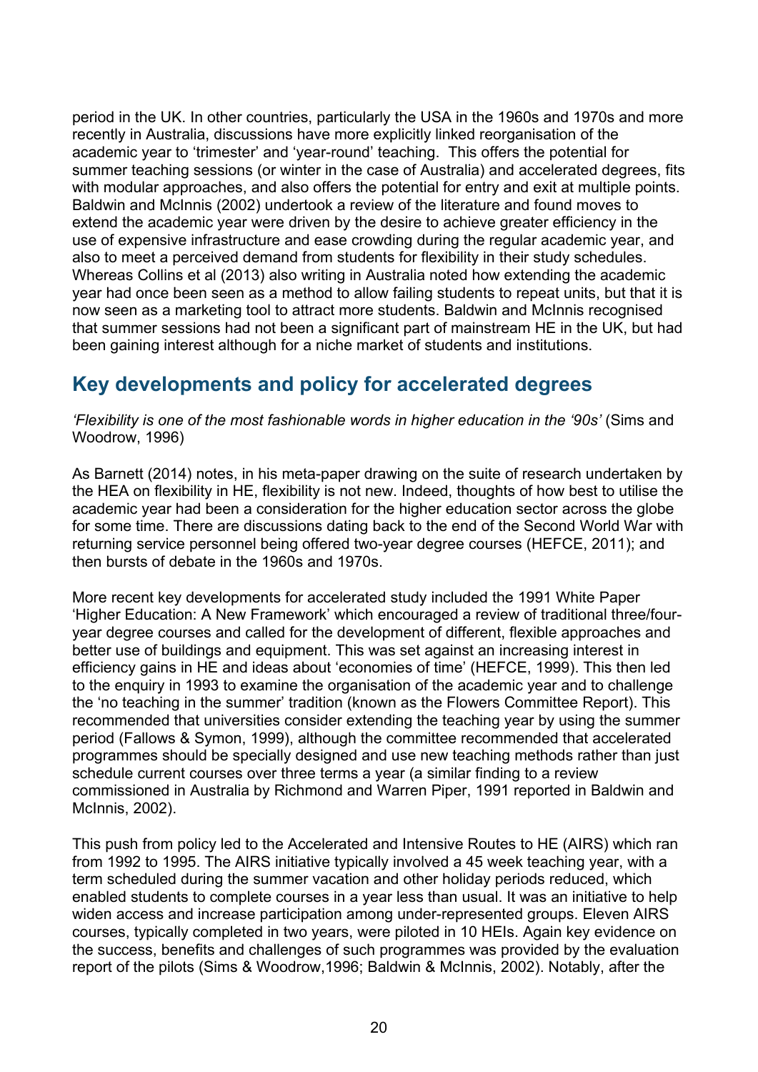period in the UK. In other countries, particularly the USA in the 1960s and 1970s and more recently in Australia, discussions have more explicitly linked reorganisation of the academic year to 'trimester' and 'year-round' teaching. This offers the potential for summer teaching sessions (or winter in the case of Australia) and accelerated degrees, fits with modular approaches, and also offers the potential for entry and exit at multiple points. Baldwin and McInnis (2002) undertook a review of the literature and found moves to extend the academic year were driven by the desire to achieve greater efficiency in the use of expensive infrastructure and ease crowding during the regular academic year, and also to meet a perceived demand from students for flexibility in their study schedules. Whereas Collins et al (2013) also writing in Australia noted how extending the academic year had once been seen as a method to allow failing students to repeat units, but that it is now seen as a marketing tool to attract more students. Baldwin and McInnis recognised that summer sessions had not been a significant part of mainstream HE in the UK, but had been gaining interest although for a niche market of students and institutions.

## Key developments and policy for accelerated degrees

*'Flexibility is one of the most fashionable words in higher education in the '90s'* (Sims and Woodrow, 1996)

As Barnett (2014) notes, in his meta-paper drawing on the suite of research undertaken by the HEA on flexibility in HE, flexibility is not new. Indeed, thoughts of how best to utilise the academic year had been a consideration for the higher education sector across the globe for some time. There are discussions dating back to the end of the Second World War with returning service personnel being offered two-year degree courses (HEFCE, 2011); and then bursts of debate in the 1960s and 1970s.

More recent key developments for accelerated study included the 1991 White Paper 'Higher Education: A New Framework' which encouraged a review of traditional three/four-year degree courses and called for the development of different, flexible approaches and better use of buildings and equipment. This was set against an increasing interest in efficiency gains in HE and ideas about 'economies of time' (HEFCE, 1999). This then led to the enquiry in 1993 to examine the organisation of the academic year and to challenge the 'no teaching in the summer' tradition (known as the Flowers Committee Report). This recommended that universities consider extending the teaching year by using the summer period (Fallows & Symon, 1999), although the committee recommended that accelerated programmes should be specially designed and use new teaching methods rather than just schedule current courses over three terms a year (a similar finding to a review commissioned in Australia by Richmond and Warren Piper, 1991 reported in Baldwin and McInnis, 2002).

This push from policy led to the Accelerated and Intensive Routes to HE (AIRS) which ran from 1992 to 1995. The AIRS initiative typically involved a 45 week teaching year, with a term scheduled during the summer vacation and other holiday periods reduced, which enabled students to complete courses in a year less than usual. It was an initiative to help widen access and increase participation among under-represented groups. Eleven AIRS courses, typically completed in two years, were piloted in 10 HEIs. Again key evidence on the success, benefits and challenges of such programmes was provided by the evaluation report of the pilots (Sims & Woodrow,1996; Baldwin & McInnis, 2002). Notably, after the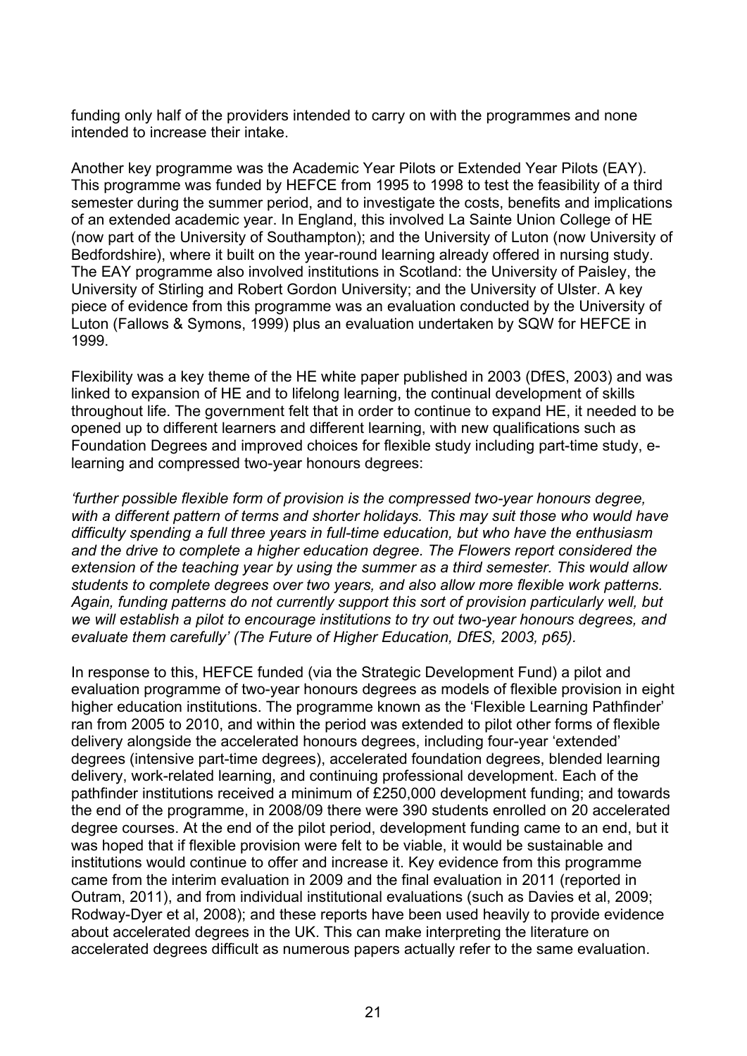funding only half of the providers intended to carry on with the programmes and none intended to increase their intake.

Another key programme was the Academic Year Pilots or Extended Year Pilots (EAY). This programme was funded by HEFCE from 1995 to 1998 to test the feasibility of a third semester during the summer period, and to investigate the costs, benefits and implications of an extended academic year. In England, this involved La Sainte Union College of HE (now part of the University of Southampton); and the University of Luton (now University of Bedfordshire), where it built on the year-round learning already offered in nursing study. The EAY programme also involved institutions in Scotland: the University of Paisley, the University of Stirling and Robert Gordon University; and the University of Ulster. A key piece of evidence from this programme was an evaluation conducted by the University of Luton (Fallows & Symons, 1999) plus an evaluation undertaken by SQW for HEFCE in 1999.

Flexibility was a key theme of the HE white paper published in 2003 (DfES, 2003) and was linked to expansion of HE and to lifelong learning, the continual development of skills throughout life. The government felt that in order to continue to expand HE, it needed to be opened up to different learners and different learning, with new qualifications such as Foundation Degrees and improved choices for flexible study including part-time study, e-learning and compressed two-year honours degrees:

*'further possible flexible form of provision is the compressed two-year honours degree, with a different pattern of terms and shorter holidays. This may suit those who would have difficulty spending a full three years in full-time education, but who have the enthusiasm and the drive to complete a higher education degree. The Flowers report considered the extension of the teaching year by using the summer as a third semester. This would allow students to complete degrees over two years, and also allow more flexible work patterns. Again, funding patterns do not currently support this sort of provision particularly well, but we will establish a pilot to encourage institutions to try out two-year honours degrees, and evaluate them carefully' (The Future of Higher Education, DfES, 2003, p65).*

In response to this, HEFCE funded (via the Strategic Development Fund) a pilot and evaluation programme of two-year honours degrees as models of flexible provision in eight higher education institutions. The programme known as the 'Flexible Learning Pathfinder' ran from 2005 to 2010, and within the period was extended to pilot other forms of flexible delivery alongside the accelerated honours degrees, including four-year 'extended' degrees (intensive part-time degrees), accelerated foundation degrees, blended learning delivery, work-related learning, and continuing professional development. Each of the pathfinder institutions received a minimum of £250,000 development funding; and towards the end of the programme, in 2008/09 there were 390 students enrolled on 20 accelerated degree courses. At the end of the pilot period, development funding came to an end, but it was hoped that if flexible provision were felt to be viable, it would be sustainable and institutions would continue to offer and increase it. Key evidence from this programme came from the interim evaluation in 2009 and the final evaluation in 2011 (reported in Outram, 2011), and from individual institutional evaluations (such as Davies et al, 2009; Rodway-Dyer et al, 2008); and these reports have been used heavily to provide evidence about accelerated degrees in the UK. This can make interpreting the literature on accelerated degrees difficult as numerous papers actually refer to the same evaluation.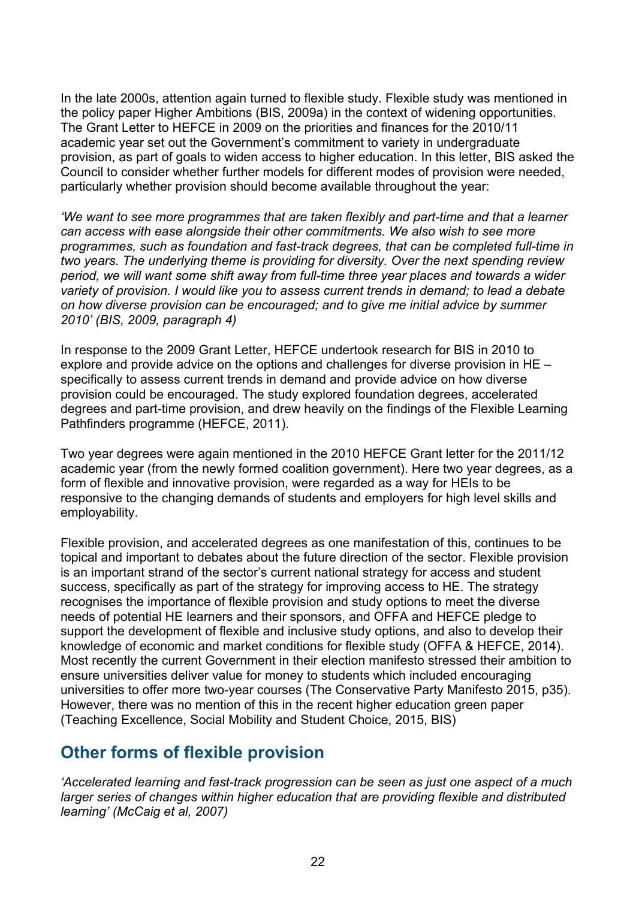In the late 2000s, attention again turned to flexible study. Flexible study was mentioned in the policy paper Higher Ambitions (BIS, 2009a) in the context of widening opportunities. The Grant Letter to HEFCE in 2009 on the priorities and finances for the 2010/11 academic year set out the Government's commitment to variety in undergraduate provision, as part of goals to widen access to higher education. In this letter, BIS asked the Council to consider whether further models for different modes of provision were needed, particularly whether provision should become available throughout the year:

*'We want to see more programmes that are taken flexibly and part-time and that a learner can access with ease alongside their other commitments. We also wish to see more programmes, such as foundation and fast-track degrees, that can be completed full-time in two years. The underlying theme is providing for diversity. Over the next spending review period, we will want some shift away from full-time three year places and towards a wider variety of provision. I would like you to assess current trends in demand; to lead a debate on how diverse provision can be encouraged; and to give me initial advice by summer 2010' (BIS, 2009, paragraph 4)*

In response to the 2009 Grant Letter, HEFCE undertook research for BIS in 2010 to explore and provide advice on the options and challenges for diverse provision in HE – specifically to assess current trends in demand and provide advice on how diverse provision could be encouraged. The study explored foundation degrees, accelerated degrees and part-time provision, and drew heavily on the findings of the Flexible Learning Pathfinders programme (HEFCE, 2011).

Two year degrees were again mentioned in the 2010 HEFCE Grant letter for the 2011/12 academic year (from the newly formed coalition government). Here two year degrees, as a form of flexible and innovative provision, were regarded as a way for HEIs to be responsive to the changing demands of students and employers for high level skills and employability.

Flexible provision, and accelerated degrees as one manifestation of this, continues to be topical and important to debates about the future direction of the sector. Flexible provision is an important strand of the sector's current national strategy for access and student success, specifically as part of the strategy for improving access to HE. The strategy recognises the importance of flexible provision and study options to meet the diverse needs of potential HE learners and their sponsors, and OFFA and HEFCE pledge to support the development of flexible and inclusive study options, and also to develop their knowledge of economic and market conditions for flexible study (OFFA & HEFCE, 2014). Most recently the current Government in their election manifesto stressed their ambition to ensure universities deliver value for money to students which included encouraging universities to offer more two-year courses (The Conservative Party Manifesto 2015, p35). However, there was no mention of this in the recent higher education green paper (Teaching Excellence, Social Mobility and Student Choice, 2015, BIS)

## Other forms of flexible provision

*'Accelerated learning and fast-track progression can be seen as just one aspect of a much larger series of changes within higher education that are providing flexible and distributed learning' (McCaig et al, 2007)*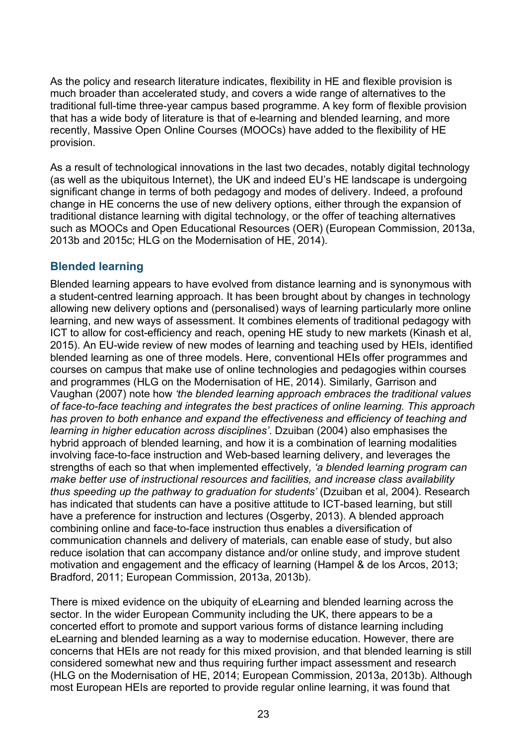As the policy and research literature indicates, flexibility in HE and flexible provision is much broader than accelerated study, and covers a wide range of alternatives to the traditional full-time three-year campus based programme. A key form of flexible provision that has a wide body of literature is that of e-learning and blended learning, and more recently, Massive Open Online Courses (MOOCs) have added to the flexibility of HE provision.

As a result of technological innovations in the last two decades, notably digital technology (as well as the ubiquitous Internet), the UK and indeed EU's HE landscape is undergoing significant change in terms of both pedagogy and modes of delivery. Indeed, a profound change in HE concerns the use of new delivery options, either through the expansion of traditional distance learning with digital technology, or the offer of teaching alternatives such as MOOCs and Open Educational Resources (OER) (European Commission, 2013a, 2013b and 2015c; HLG on the Modernisation of HE, 2014).

## Blended learning

Blended learning appears to have evolved from distance learning and is synonymous with a student-centred learning approach. It has been brought about by changes in technology allowing new delivery options and (personalised) ways of learning particularly more online learning, and new ways of assessment. It combines elements of traditional pedagogy with ICT to allow for cost-efficiency and reach, opening HE study to new markets (Kinash et al, 2015). An EU-wide review of new modes of learning and teaching used by HEIs, identified blended learning as one of three models. Here, conventional HEIs offer programmes and courses on campus that make use of online technologies and pedagogies within courses and programmes (HLG on the Modernisation of HE, 2014). Similarly, Garrison and Vaughan (2007) note how *'the blended learning approach embraces the traditional values of face-to-face teaching and integrates the best practices of online learning. This approach has proven to both enhance and expand the effectiveness and efficiency of teaching and learning in higher education across disciplines'*. Dzuiban (2004) also emphasises the hybrid approach of blended learning, and how it is a combination of learning modalities involving face-to-face instruction and Web-based learning delivery, and leverages the strengths of each so that when implemented effectively*, 'a blended learning program can make better use of instructional resources and facilities, and increase class availability thus speeding up the pathway to graduation for students'* (Dzuiban et al, 2004). Research has indicated that students can have a positive attitude to ICT-based learning, but still have a preference for instruction and lectures (Osgerby, 2013). A blended approach combining online and face-to-face instruction thus enables a diversification of communication channels and delivery of materials, can enable ease of study, but also reduce isolation that can accompany distance and/or online study, and improve student motivation and engagement and the efficacy of learning (Hampel & de los Arcos, 2013; Bradford, 2011; European Commission, 2013a, 2013b).

There is mixed evidence on the ubiquity of eLearning and blended learning across the sector. In the wider European Community including the UK, there appears to be a concerted effort to promote and support various forms of distance learning including eLearning and blended learning as a way to modernise education. However, there are concerns that HEIs are not ready for this mixed provision, and that blended learning is still considered somewhat new and thus requiring further impact assessment and research (HLG on the Modernisation of HE, 2014; European Commission, 2013a, 2013b). Although most European HEIs are reported to provide regular online learning, it was found that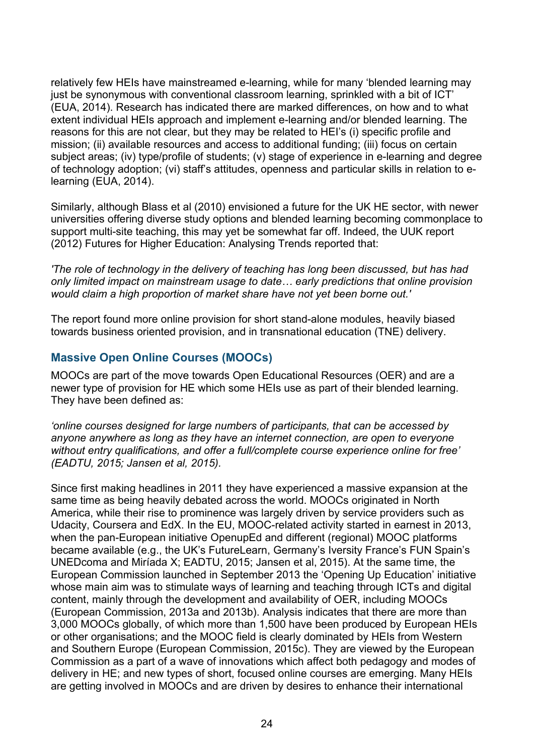relatively few HEIs have mainstreamed e-learning, while for many 'blended learning may just be synonymous with conventional classroom learning, sprinkled with a bit of ICT' (EUA, 2014). Research has indicated there are marked differences, on how and to what extent individual HEIs approach and implement e-learning and/or blended learning. The reasons for this are not clear, but they may be related to HEI's (i) specific profile and mission; (ii) available resources and access to additional funding; (iii) focus on certain subject areas; (iv) type/profile of students; (v) stage of experience in e-learning and degree of technology adoption; (vi) staff's attitudes, openness and particular skills in relation to e-learning (EUA, 2014).

Similarly, although Blass et al (2010) envisioned a future for the UK HE sector, with newer universities offering diverse study options and blended learning becoming commonplace to support multi-site teaching, this may yet be somewhat far off. Indeed, the UUK report (2012) Futures for Higher Education: Analysing Trends reported that:

*'The role of technology in the delivery of teaching has long been discussed, but has had only limited impact on mainstream usage to date… early predictions that online provision would claim a high proportion of market share have not yet been borne out.'*

The report found more online provision for short stand-alone modules, heavily biased towards business oriented provision, and in transnational education (TNE) delivery.

## Massive Open Online Courses (MOOCs)

MOOCs are part of the move towards Open Educational Resources (OER) and are a newer type of provision for HE which some HEIs use as part of their blended learning. They have been defined as:

*'online courses designed for large numbers of participants, that can be accessed by anyone anywhere as long as they have an internet connection, are open to everyone without entry qualifications, and offer a full/complete course experience online for free' (EADTU, 2015; Jansen et al, 2015).*

Since first making headlines in 2011 they have experienced a massive expansion at the same time as being heavily debated across the world. MOOCs originated in North America, while their rise to prominence was largely driven by service providers such as Udacity, Coursera and EdX. In the EU, MOOC-related activity started in earnest in 2013, when the pan-European initiative OpenupEd and different (regional) MOOC platforms became available (e.g., the UK's FutureLearn, Germany's Iversity France's FUN Spain's UNEDcoma and Miríada X; EADTU, 2015; Jansen et al, 2015). At the same time, the European Commission launched in September 2013 the 'Opening Up Education' initiative whose main aim was to stimulate ways of learning and teaching through ICTs and digital content, mainly through the development and availability of OER, including MOOCs (European Commission, 2013a and 2013b). Analysis indicates that there are more than 3,000 MOOCs globally, of which more than 1,500 have been produced by European HEIs or other organisations; and the MOOC field is clearly dominated by HEIs from Western and Southern Europe (European Commission, 2015c). They are viewed by the European Commission as a part of a wave of innovations which affect both pedagogy and modes of delivery in HE; and new types of short, focused online courses are emerging. Many HEIs are getting involved in MOOCs and are driven by desires to enhance their international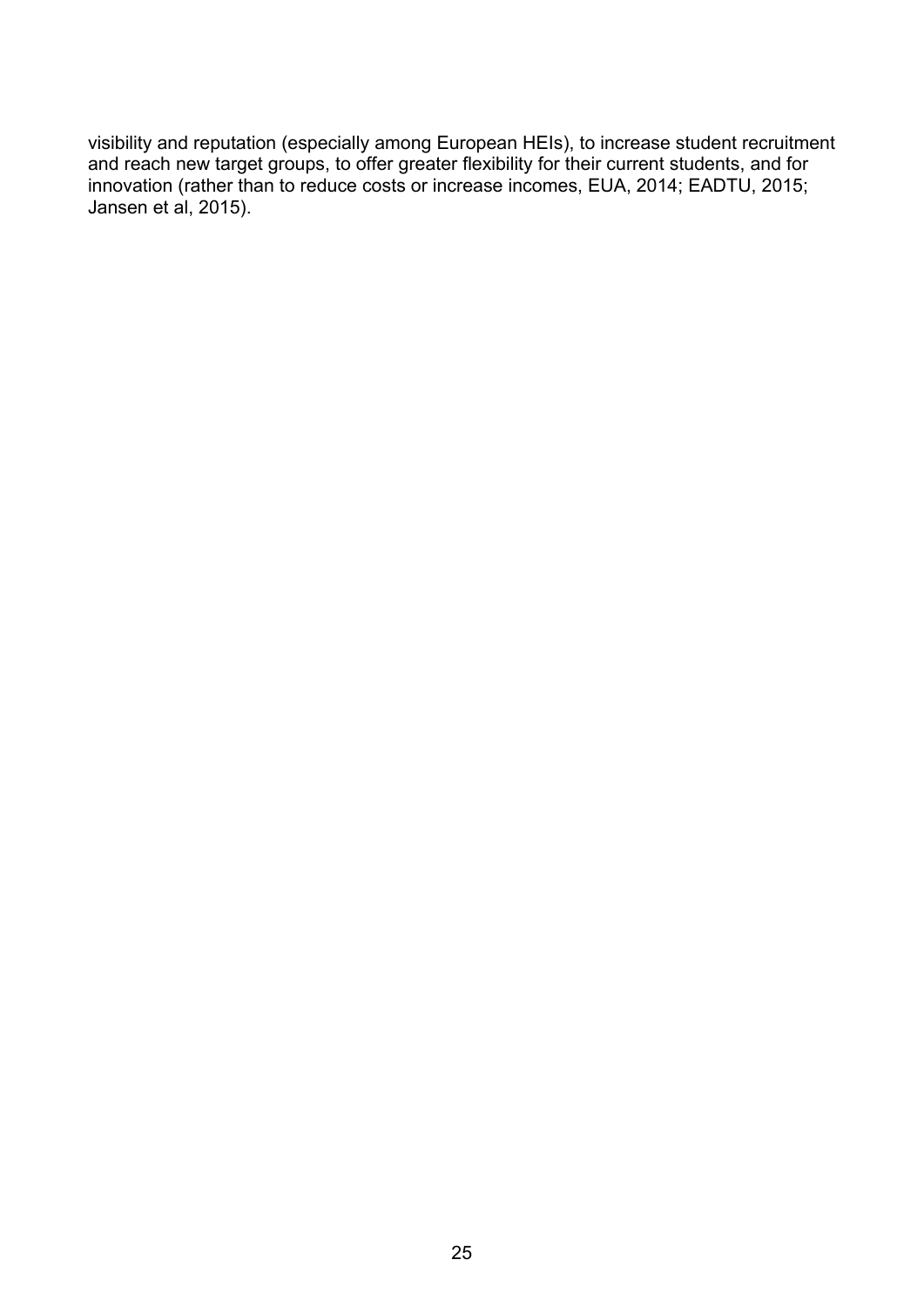visibility and reputation (especially among European HEIs), to increase student recruitment and reach new target groups, to offer greater flexibility for their current students, and for innovation (rather than to reduce costs or increase incomes, EUA, 2014; EADTU, 2015; Jansen et al, 2015).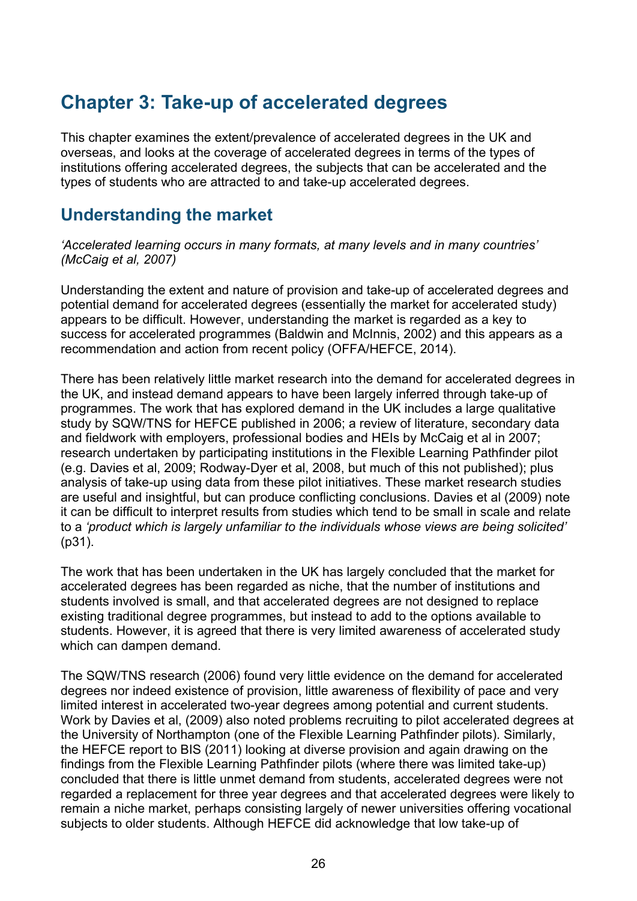# Chapter 3: Take-up of accelerated degrees

This chapter examines the extent/prevalence of accelerated degrees in the UK and overseas, and looks at the coverage of accelerated degrees in terms of the types of institutions offering accelerated degrees, the subjects that can be accelerated and the types of students who are attracted to and take-up accelerated degrees.

## Understanding the market

*'Accelerated learning occurs in many formats, at many levels and in many countries' (McCaig et al, 2007)*

Understanding the extent and nature of provision and take-up of accelerated degrees and potential demand for accelerated degrees (essentially the market for accelerated study) appears to be difficult. However, understanding the market is regarded as a key to success for accelerated programmes (Baldwin and McInnis, 2002) and this appears as a recommendation and action from recent policy (OFFA/HEFCE, 2014).

There has been relatively little market research into the demand for accelerated degrees in the UK, and instead demand appears to have been largely inferred through take-up of programmes. The work that has explored demand in the UK includes a large qualitative study by SQW/TNS for HEFCE published in 2006; a review of literature, secondary data and fieldwork with employers, professional bodies and HEIs by McCaig et al in 2007; research undertaken by participating institutions in the Flexible Learning Pathfinder pilot (e.g. Davies et al, 2009; Rodway-Dyer et al, 2008, but much of this not published); plus analysis of take-up using data from these pilot initiatives. These market research studies are useful and insightful, but can produce conflicting conclusions. Davies et al (2009) note it can be difficult to interpret results from studies which tend to be small in scale and relate to a *'product which is largely unfamiliar to the individuals whose views are being solicited'* (p31).

The work that has been undertaken in the UK has largely concluded that the market for accelerated degrees has been regarded as niche, that the number of institutions and students involved is small, and that accelerated degrees are not designed to replace existing traditional degree programmes, but instead to add to the options available to students. However, it is agreed that there is very limited awareness of accelerated study which can dampen demand.

The SQW/TNS research (2006) found very little evidence on the demand for accelerated degrees nor indeed existence of provision, little awareness of flexibility of pace and very limited interest in accelerated two-year degrees among potential and current students. Work by Davies et al, (2009) also noted problems recruiting to pilot accelerated degrees at the University of Northampton (one of the Flexible Learning Pathfinder pilots). Similarly, the HEFCE report to BIS (2011) looking at diverse provision and again drawing on the findings from the Flexible Learning Pathfinder pilots (where there was limited take-up) concluded that there is little unmet demand from students, accelerated degrees were not regarded a replacement for three year degrees and that accelerated degrees were likely to remain a niche market, perhaps consisting largely of newer universities offering vocational subjects to older students. Although HEFCE did acknowledge that low take-up of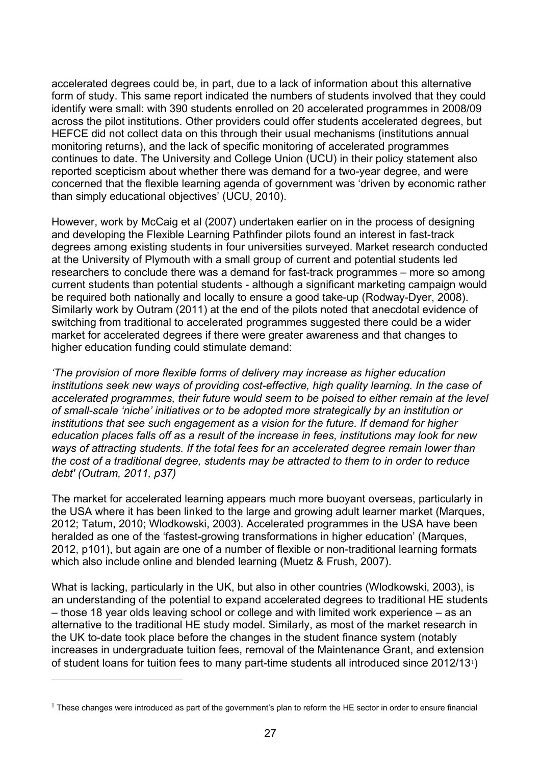accelerated degrees could be, in part, due to a lack of information about this alternative form of study. This same report indicated the numbers of students involved that they could identify were small: with 390 students enrolled on 20 accelerated programmes in 2008/09 across the pilot institutions. Other providers could offer students accelerated degrees, but HEFCE did not collect data on this through their usual mechanisms (institutions annual monitoring returns), and the lack of specific monitoring of accelerated programmes continues to date. The University and College Union (UCU) in their policy statement also reported scepticism about whether there was demand for a two-year degree, and were concerned that the flexible learning agenda of government was 'driven by economic rather than simply educational objectives' (UCU, 2010).

However, work by McCaig et al (2007) undertaken earlier on in the process of designing and developing the Flexible Learning Pathfinder pilots found an interest in fast-track degrees among existing students in four universities surveyed. Market research conducted at the University of Plymouth with a small group of current and potential students led researchers to conclude there was a demand for fast-track programmes – more so among current students than potential students - although a significant marketing campaign would be required both nationally and locally to ensure a good take-up (Rodway-Dyer, 2008). Similarly work by Outram (2011) at the end of the pilots noted that anecdotal evidence of switching from traditional to accelerated programmes suggested there could be a wider market for accelerated degrees if there were greater awareness and that changes to higher education funding could stimulate demand:

*'The provision of more flexible forms of delivery may increase as higher education institutions seek new ways of providing cost-effective, high quality learning. In the case of accelerated programmes, their future would seem to be poised to either remain at the level of small-scale 'niche' initiatives or to be adopted more strategically by an institution or institutions that see such engagement as a vision for the future. If demand for higher education places falls off as a result of the increase in fees, institutions may look for new ways of attracting students. If the total fees for an accelerated degree remain lower than the cost of a traditional degree, students may be attracted to them to in order to reduce debt' (Outram, 2011, p37)*

The market for accelerated learning appears much more buoyant overseas, particularly in the USA where it has been linked to the large and growing adult learner market (Marques, 2012; Tatum, 2010; Wlodkowski, 2003). Accelerated programmes in the USA have been heralded as one of the 'fastest-growing transformations in higher education' (Marques, 2012, p101), but again are one of a number of flexible or non-traditional learning formats which also include online and blended learning (Muetz & Frush, 2007).

What is lacking, particularly in the UK, but also in other countries (Wlodkowski, 2003), is an understanding of the potential to expand accelerated degrees to traditional HE students – those 18 year olds leaving school or college and with limited work experience – as an alternative to the traditional HE study model. Similarly, as most of the market research in the UK to-date took place before the changes in the student finance system (notably increases in undergraduate tuition fees, removal of the Maintenance Grant, and extension of student loans for tuition fees to many part-time students all introduced since 2012/13[1])

[1] These changes were introduced as part of the government's plan to reform the HE sector in order to ensure financial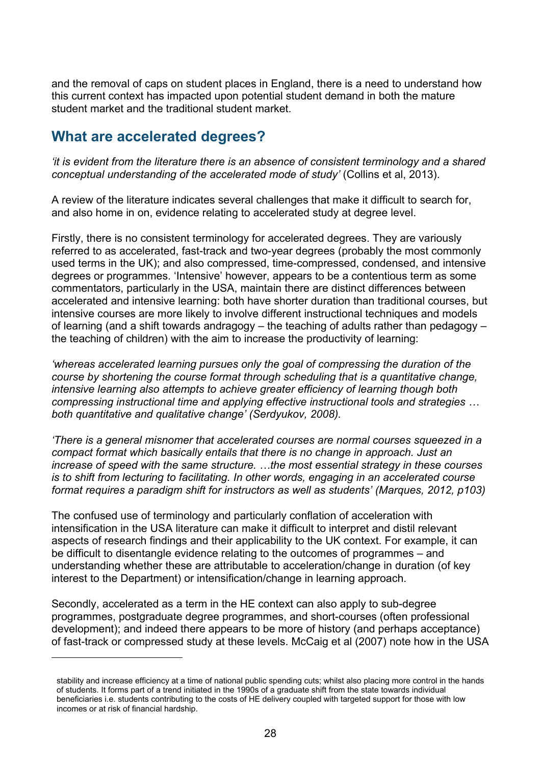and the removal of caps on student places in England, there is a need to understand how this current context has impacted upon potential student demand in both the mature student market and the traditional student market.

## What are accelerated degrees?

*'it is evident from the literature there is an absence of consistent terminology and a shared conceptual understanding of the accelerated mode of study'* (Collins et al, 2013).

A review of the literature indicates several challenges that make it difficult to search for, and also home in on, evidence relating to accelerated study at degree level.

Firstly, there is no consistent terminology for accelerated degrees. They are variously referred to as accelerated, fast-track and two-year degrees (probably the most commonly used terms in the UK); and also compressed, time-compressed, condensed, and intensive degrees or programmes. 'Intensive' however, appears to be a contentious term as some commentators, particularly in the USA, maintain there are distinct differences between accelerated and intensive learning: both have shorter duration than traditional courses, but intensive courses are more likely to involve different instructional techniques and models of learning (and a shift towards andragogy – the teaching of adults rather than pedagogy – the teaching of children) with the aim to increase the productivity of learning:

*'whereas accelerated learning pursues only the goal of compressing the duration of the course by shortening the course format through scheduling that is a quantitative change, intensive learning also attempts to achieve greater efficiency of learning though both compressing instructional time and applying effective instructional tools and strategies … both quantitative and qualitative change' (Serdyukov, 2008).*

*'There is a general misnomer that accelerated courses are normal courses squeezed in a compact format which basically entails that there is no change in approach. Just an increase of speed with the same structure. …the most essential strategy in these courses is to shift from lecturing to facilitating. In other words, engaging in an accelerated course format requires a paradigm shift for instructors as well as students' (Marques, 2012, p103)*

The confused use of terminology and particularly conflation of acceleration with intensification in the USA literature can make it difficult to interpret and distil relevant aspects of research findings and their applicability to the UK context. For example, it can be difficult to disentangle evidence relating to the outcomes of programmes – and understanding whether these are attributable to acceleration/change in duration (of key interest to the Department) or intensification/change in learning approach.

Secondly, accelerated as a term in the HE context can also apply to sub-degree programmes, postgraduate degree programmes, and short-courses (often professional development); and indeed there appears to be more of history (and perhaps acceptance) of fast-track or compressed study at these levels. McCaig et al (2007) note how in the USA

---

stability and increase efficiency at a time of national public spending cuts; whilst also placing more control in the hands of students. It forms part of a trend initiated in the 1990s of a graduate shift from the state towards individual beneficiaries i.e. students contributing to the costs of HE delivery coupled with targeted support for those with low incomes or at risk of financial hardship.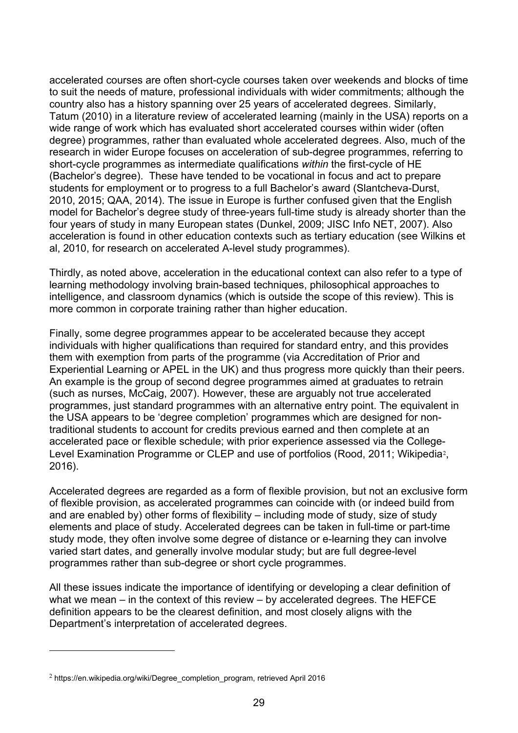accelerated courses are often short-cycle courses taken over weekends and blocks of time to suit the needs of mature, professional individuals with wider commitments; although the country also has a history spanning over 25 years of accelerated degrees. Similarly, Tatum (2010) in a literature review of accelerated learning (mainly in the USA) reports on a wide range of work which has evaluated short accelerated courses within wider (often degree) programmes, rather than evaluated whole accelerated degrees. Also, much of the research in wider Europe focuses on acceleration of sub-degree programmes, referring to short-cycle programmes as intermediate qualifications *within* the first-cycle of HE (Bachelor's degree). These have tended to be vocational in focus and act to prepare students for employment or to progress to a full Bachelor's award (Slantcheva-Durst, 2010, 2015; QAA, 2014). The issue in Europe is further confused given that the English model for Bachelor's degree study of three-years full-time study is already shorter than the four years of study in many European states (Dunkel, 2009; JISC Info NET, 2007). Also acceleration is found in other education contexts such as tertiary education (see Wilkins et al, 2010, for research on accelerated A-level study programmes).

Thirdly, as noted above, acceleration in the educational context can also refer to a type of learning methodology involving brain-based techniques, philosophical approaches to intelligence, and classroom dynamics (which is outside the scope of this review). This is more common in corporate training rather than higher education.

Finally, some degree programmes appear to be accelerated because they accept individuals with higher qualifications than required for standard entry, and this provides them with exemption from parts of the programme (via Accreditation of Prior and Experiential Learning or APEL in the UK) and thus progress more quickly than their peers. An example is the group of second degree programmes aimed at graduates to retrain (such as nurses, McCaig, 2007). However, these are arguably not true accelerated programmes, just standard programmes with an alternative entry point. The equivalent in the USA appears to be 'degree completion' programmes which are designed for non-traditional students to account for credits previous earned and then complete at an accelerated pace or flexible schedule; with prior experience assessed via the College-Level Examination Programme or CLEP and use of portfolios (Rood, 2011; Wikipedia[2], 2016).

Accelerated degrees are regarded as a form of flexible provision, but not an exclusive form of flexible provision, as accelerated programmes can coincide with (or indeed build from and are enabled by) other forms of flexibility – including mode of study, size of study elements and place of study. Accelerated degrees can be taken in full-time or part-time study mode, they often involve some degree of distance or e-learning they can involve varied start dates, and generally involve modular study; but are full degree-level programmes rather than sub-degree or short cycle programmes.

All these issues indicate the importance of identifying or developing a clear definition of what we mean – in the context of this review – by accelerated degrees. The HEFCE definition appears to be the clearest definition, and most closely aligns with the Department's interpretation of accelerated degrees.

---

[2] https://en.wikipedia.org/wiki/Degree_completion_program, retrieved April 2016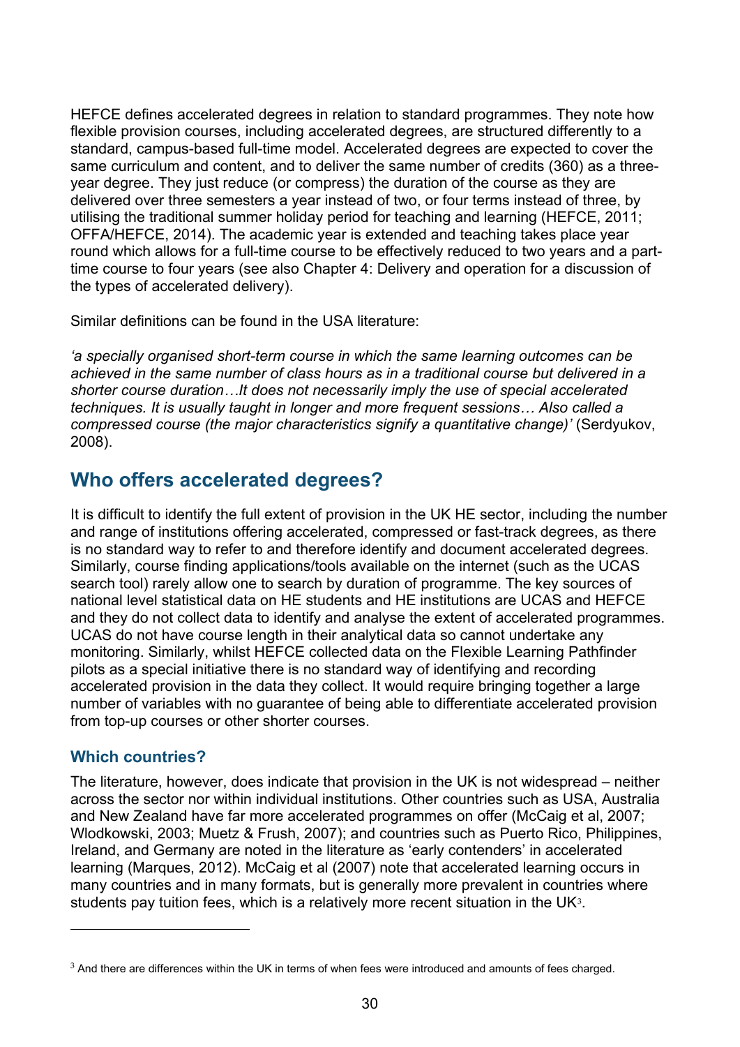HEFCE defines accelerated degrees in relation to standard programmes. They note how flexible provision courses, including accelerated degrees, are structured differently to a standard, campus-based full-time model. Accelerated degrees are expected to cover the same curriculum and content, and to deliver the same number of credits (360) as a three-year degree. They just reduce (or compress) the duration of the course as they are delivered over three semesters a year instead of two, or four terms instead of three, by utilising the traditional summer holiday period for teaching and learning (HEFCE, 2011; OFFA/HEFCE, 2014). The academic year is extended and teaching takes place year round which allows for a full-time course to be effectively reduced to two years and a part-time course to four years (see also Chapter 4: Delivery and operation for a discussion of the types of accelerated delivery).

Similar definitions can be found in the USA literature:

*'a specially organised short-term course in which the same learning outcomes can be achieved in the same number of class hours as in a traditional course but delivered in a shorter course duration…It does not necessarily imply the use of special accelerated techniques. It is usually taught in longer and more frequent sessions… Also called a compressed course (the major characteristics signify a quantitative change)'* (Serdyukov, 2008).

## Who offers accelerated degrees?

It is difficult to identify the full extent of provision in the UK HE sector, including the number and range of institutions offering accelerated, compressed or fast-track degrees, as there is no standard way to refer to and therefore identify and document accelerated degrees. Similarly, course finding applications/tools available on the internet (such as the UCAS search tool) rarely allow one to search by duration of programme. The key sources of national level statistical data on HE students and HE institutions are UCAS and HEFCE and they do not collect data to identify and analyse the extent of accelerated programmes. UCAS do not have course length in their analytical data so cannot undertake any monitoring. Similarly, whilst HEFCE collected data on the Flexible Learning Pathfinder pilots as a special initiative there is no standard way of identifying and recording accelerated provision in the data they collect. It would require bringing together a large number of variables with no guarantee of being able to differentiate accelerated provision from top-up courses or other shorter courses.

### Which countries?

The literature, however, does indicate that provision in the UK is not widespread – neither across the sector nor within individual institutions. Other countries such as USA, Australia and New Zealand have far more accelerated programmes on offer (McCaig et al, 2007; Wlodkowski, 2003; Muetz & Frush, 2007); and countries such as Puerto Rico, Philippines, Ireland, and Germany are noted in the literature as 'early contenders' in accelerated learning (Marques, 2012). McCaig et al (2007) note that accelerated learning occurs in many countries and in many formats, but is generally more prevalent in countries where students pay tuition fees, which is a relatively more recent situation in the UK[3].

---

[3] And there are differences within the UK in terms of when fees were introduced and amounts of fees charged.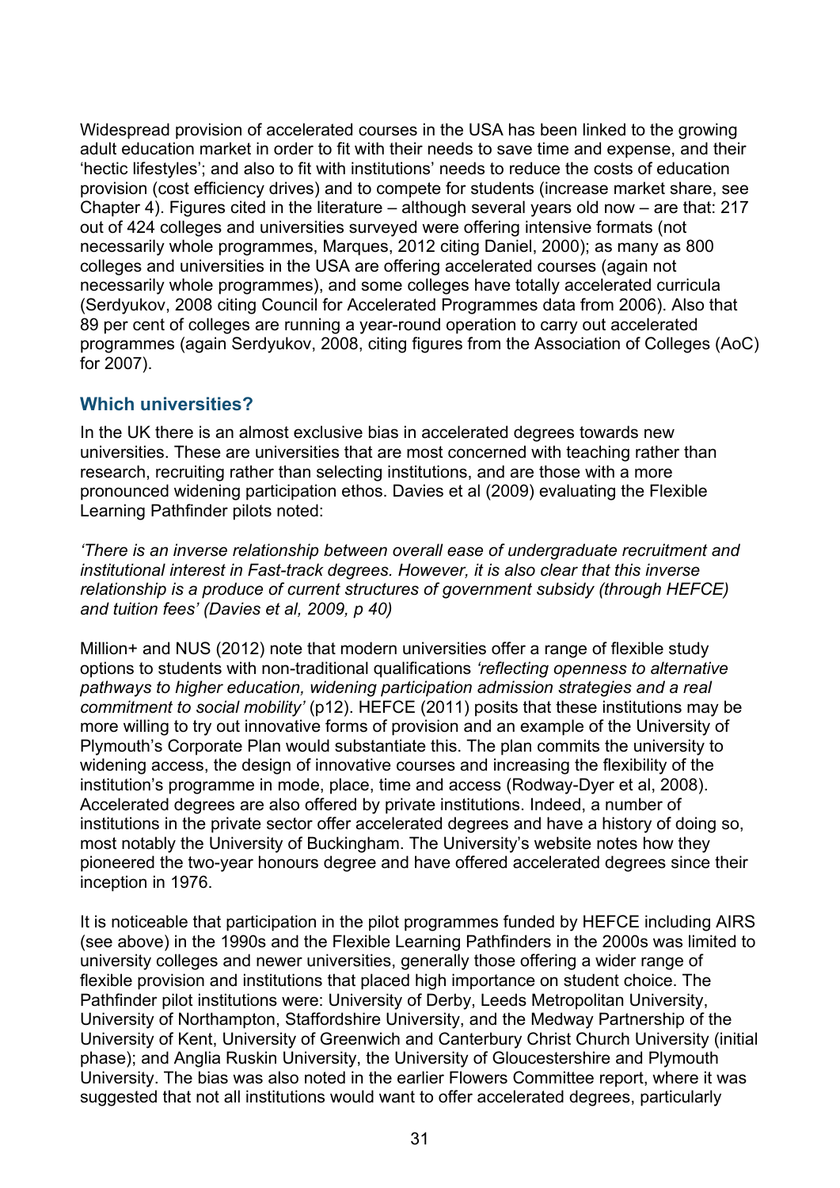Widespread provision of accelerated courses in the USA has been linked to the growing adult education market in order to fit with their needs to save time and expense, and their 'hectic lifestyles'; and also to fit with institutions' needs to reduce the costs of education provision (cost efficiency drives) and to compete for students (increase market share, see Chapter 4). Figures cited in the literature – although several years old now – are that: 217 out of 424 colleges and universities surveyed were offering intensive formats (not necessarily whole programmes, Marques, 2012 citing Daniel, 2000); as many as 800 colleges and universities in the USA are offering accelerated courses (again not necessarily whole programmes), and some colleges have totally accelerated curricula (Serdyukov, 2008 citing Council for Accelerated Programmes data from 2006). Also that 89 per cent of colleges are running a year-round operation to carry out accelerated programmes (again Serdyukov, 2008, citing figures from the Association of Colleges (AoC) for 2007).

### Which universities?

In the UK there is an almost exclusive bias in accelerated degrees towards new universities. These are universities that are most concerned with teaching rather than research, recruiting rather than selecting institutions, and are those with a more pronounced widening participation ethos. Davies et al (2009) evaluating the Flexible Learning Pathfinder pilots noted:

*'There is an inverse relationship between overall ease of undergraduate recruitment and institutional interest in Fast-track degrees. However, it is also clear that this inverse relationship is a produce of current structures of government subsidy (through HEFCE) and tuition fees' (Davies et al, 2009, p 40)*

Million+ and NUS (2012) note that modern universities offer a range of flexible study options to students with non-traditional qualifications *'reflecting openness to alternative pathways to higher education, widening participation admission strategies and a real commitment to social mobility'* (p12). HEFCE (2011) posits that these institutions may be more willing to try out innovative forms of provision and an example of the University of Plymouth's Corporate Plan would substantiate this. The plan commits the university to widening access, the design of innovative courses and increasing the flexibility of the institution's programme in mode, place, time and access (Rodway-Dyer et al, 2008). Accelerated degrees are also offered by private institutions. Indeed, a number of institutions in the private sector offer accelerated degrees and have a history of doing so, most notably the University of Buckingham. The University's website notes how they pioneered the two-year honours degree and have offered accelerated degrees since their inception in 1976.

It is noticeable that participation in the pilot programmes funded by HEFCE including AIRS (see above) in the 1990s and the Flexible Learning Pathfinders in the 2000s was limited to university colleges and newer universities, generally those offering a wider range of flexible provision and institutions that placed high importance on student choice. The Pathfinder pilot institutions were: University of Derby, Leeds Metropolitan University, University of Northampton, Staffordshire University, and the Medway Partnership of the University of Kent, University of Greenwich and Canterbury Christ Church University (initial phase); and Anglia Ruskin University, the University of Gloucestershire and Plymouth University. The bias was also noted in the earlier Flowers Committee report, where it was suggested that not all institutions would want to offer accelerated degrees, particularly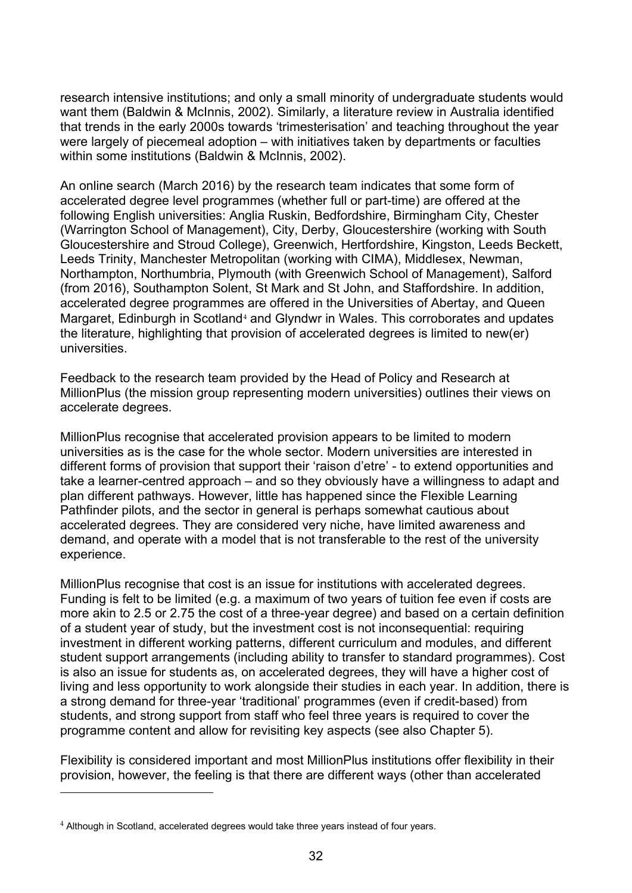research intensive institutions; and only a small minority of undergraduate students would want them (Baldwin & McInnis, 2002). Similarly, a literature review in Australia identified that trends in the early 2000s towards 'trimesterisation' and teaching throughout the year were largely of piecemeal adoption – with initiatives taken by departments or faculties within some institutions (Baldwin & McInnis, 2002).

An online search (March 2016) by the research team indicates that some form of accelerated degree level programmes (whether full or part-time) are offered at the following English universities: Anglia Ruskin, Bedfordshire, Birmingham City, Chester (Warrington School of Management), City, Derby, Gloucestershire (working with South Gloucestershire and Stroud College), Greenwich, Hertfordshire, Kingston, Leeds Beckett, Leeds Trinity, Manchester Metropolitan (working with CIMA), Middlesex, Newman, Northampton, Northumbria, Plymouth (with Greenwich School of Management), Salford (from 2016), Southampton Solent, St Mark and St John, and Staffordshire. In addition, accelerated degree programmes are offered in the Universities of Abertay, and Queen Margaret, Edinburgh in Scotland[4] and Glyndwr in Wales. This corroborates and updates the literature, highlighting that provision of accelerated degrees is limited to new(er) universities.

Feedback to the research team provided by the Head of Policy and Research at MillionPlus (the mission group representing modern universities) outlines their views on accelerate degrees.

MillionPlus recognise that accelerated provision appears to be limited to modern universities as is the case for the whole sector. Modern universities are interested in different forms of provision that support their 'raison d'etre' - to extend opportunities and take a learner-centred approach – and so they obviously have a willingness to adapt and plan different pathways. However, little has happened since the Flexible Learning Pathfinder pilots, and the sector in general is perhaps somewhat cautious about accelerated degrees. They are considered very niche, have limited awareness and demand, and operate with a model that is not transferable to the rest of the university experience.

MillionPlus recognise that cost is an issue for institutions with accelerated degrees. Funding is felt to be limited (e.g. a maximum of two years of tuition fee even if costs are more akin to 2.5 or 2.75 the cost of a three-year degree) and based on a certain definition of a student year of study, but the investment cost is not inconsequential: requiring investment in different working patterns, different curriculum and modules, and different student support arrangements (including ability to transfer to standard programmes). Cost is also an issue for students as, on accelerated degrees, they will have a higher cost of living and less opportunity to work alongside their studies in each year. In addition, there is a strong demand for three-year 'traditional' programmes (even if credit-based) from students, and strong support from staff who feel three years is required to cover the programme content and allow for revisiting key aspects (see also Chapter 5).

Flexibility is considered important and most MillionPlus institutions offer flexibility in their provision, however, the feeling is that there are different ways (other than accelerated

[4] Although in Scotland, accelerated degrees would take three years instead of four years.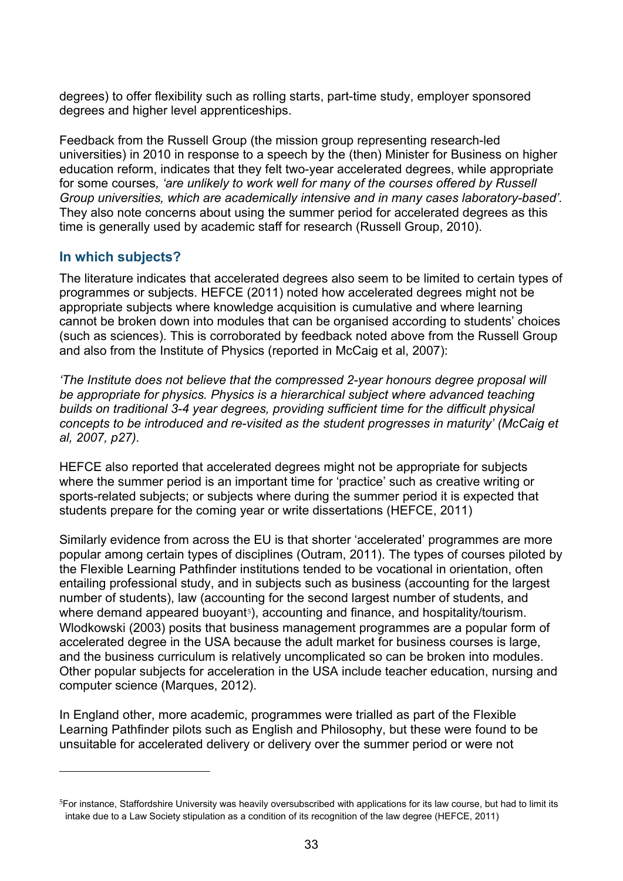degrees) to offer flexibility such as rolling starts, part-time study, employer sponsored degrees and higher level apprenticeships.

Feedback from the Russell Group (the mission group representing research-led universities) in 2010 in response to a speech by the (then) Minister for Business on higher education reform, indicates that they felt two-year accelerated degrees, while appropriate for some courses*, 'are unlikely to work well for many of the courses offered by Russell Group universities, which are academically intensive and in many cases laboratory-based'.* They also note concerns about using the summer period for accelerated degrees as this time is generally used by academic staff for research (Russell Group, 2010).

### In which subjects?

The literature indicates that accelerated degrees also seem to be limited to certain types of programmes or subjects. HEFCE (2011) noted how accelerated degrees might not be appropriate subjects where knowledge acquisition is cumulative and where learning cannot be broken down into modules that can be organised according to students' choices (such as sciences). This is corroborated by feedback noted above from the Russell Group and also from the Institute of Physics (reported in McCaig et al, 2007):

*'The Institute does not believe that the compressed 2-year honours degree proposal will be appropriate for physics. Physics is a hierarchical subject where advanced teaching builds on traditional 3-4 year degrees, providing sufficient time for the difficult physical concepts to be introduced and re-visited as the student progresses in maturity' (McCaig et al, 2007, p27).*

HEFCE also reported that accelerated degrees might not be appropriate for subjects where the summer period is an important time for 'practice' such as creative writing or sports-related subjects; or subjects where during the summer period it is expected that students prepare for the coming year or write dissertations (HEFCE, 2011)

Similarly evidence from across the EU is that shorter 'accelerated' programmes are more popular among certain types of disciplines (Outram, 2011). The types of courses piloted by the Flexible Learning Pathfinder institutions tended to be vocational in orientation, often entailing professional study, and in subjects such as business (accounting for the largest number of students), law (accounting for the second largest number of students, and where demand appeared buoyant[5]), accounting and finance, and hospitality/tourism. Wlodkowski (2003) posits that business management programmes are a popular form of accelerated degree in the USA because the adult market for business courses is large, and the business curriculum is relatively uncomplicated so can be broken into modules. Other popular subjects for acceleration in the USA include teacher education, nursing and computer science (Marques, 2012).

In England other, more academic, programmes were trialled as part of the Flexible Learning Pathfinder pilots such as English and Philosophy, but these were found to be unsuitable for accelerated delivery or delivery over the summer period or were not

---

[5] For instance, Staffordshire University was heavily oversubscribed with applications for its law course, but had to limit its intake due to a Law Society stipulation as a condition of its recognition of the law degree (HEFCE, 2011)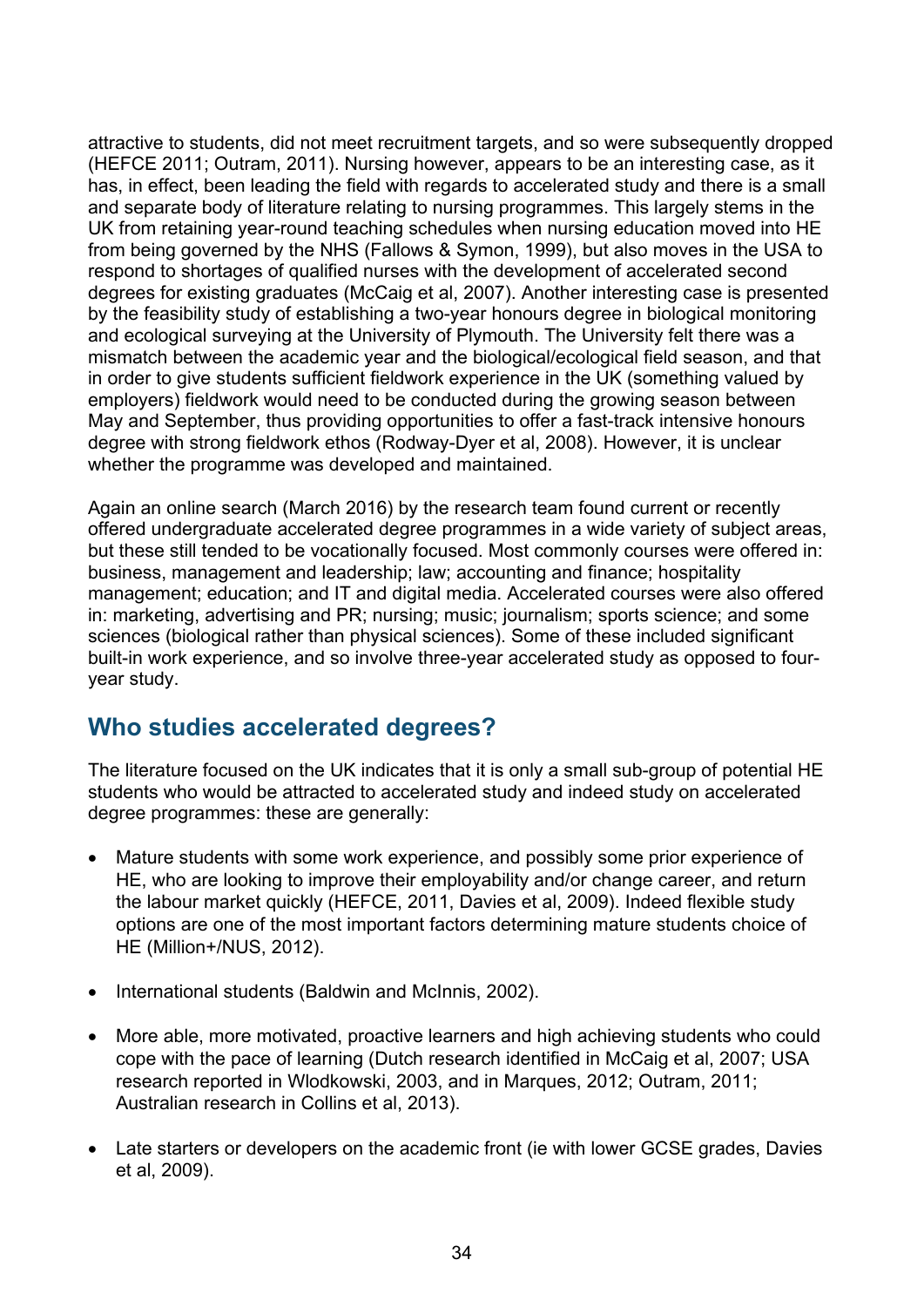attractive to students, did not meet recruitment targets, and so were subsequently dropped (HEFCE 2011; Outram, 2011). Nursing however, appears to be an interesting case, as it has, in effect, been leading the field with regards to accelerated study and there is a small and separate body of literature relating to nursing programmes. This largely stems in the UK from retaining year-round teaching schedules when nursing education moved into HE from being governed by the NHS (Fallows & Symon, 1999), but also moves in the USA to respond to shortages of qualified nurses with the development of accelerated second degrees for existing graduates (McCaig et al, 2007). Another interesting case is presented by the feasibility study of establishing a two-year honours degree in biological monitoring and ecological surveying at the University of Plymouth. The University felt there was a mismatch between the academic year and the biological/ecological field season, and that in order to give students sufficient fieldwork experience in the UK (something valued by employers) fieldwork would need to be conducted during the growing season between May and September, thus providing opportunities to offer a fast-track intensive honours degree with strong fieldwork ethos (Rodway-Dyer et al, 2008). However, it is unclear whether the programme was developed and maintained.

Again an online search (March 2016) by the research team found current or recently offered undergraduate accelerated degree programmes in a wide variety of subject areas, but these still tended to be vocationally focused. Most commonly courses were offered in: business, management and leadership; law; accounting and finance; hospitality management; education; and IT and digital media. Accelerated courses were also offered in: marketing, advertising and PR; nursing; music; journalism; sports science; and some sciences (biological rather than physical sciences). Some of these included significant built-in work experience, and so involve three-year accelerated study as opposed to four-year study.

## Who studies accelerated degrees?

The literature focused on the UK indicates that it is only a small sub-group of potential HE students who would be attracted to accelerated study and indeed study on accelerated degree programmes: these are generally:

- Mature students with some work experience, and possibly some prior experience of HE, who are looking to improve their employability and/or change career, and return the labour market quickly (HEFCE, 2011, Davies et al, 2009). Indeed flexible study options are one of the most important factors determining mature students choice of HE (Million+/NUS, 2012).
- International students (Baldwin and McInnis, 2002).
- More able, more motivated, proactive learners and high achieving students who could cope with the pace of learning (Dutch research identified in McCaig et al, 2007; USA research reported in Wlodkowski, 2003, and in Marques, 2012; Outram, 2011; Australian research in Collins et al, 2013).
- Late starters or developers on the academic front (ie with lower GCSE grades, Davies et al, 2009).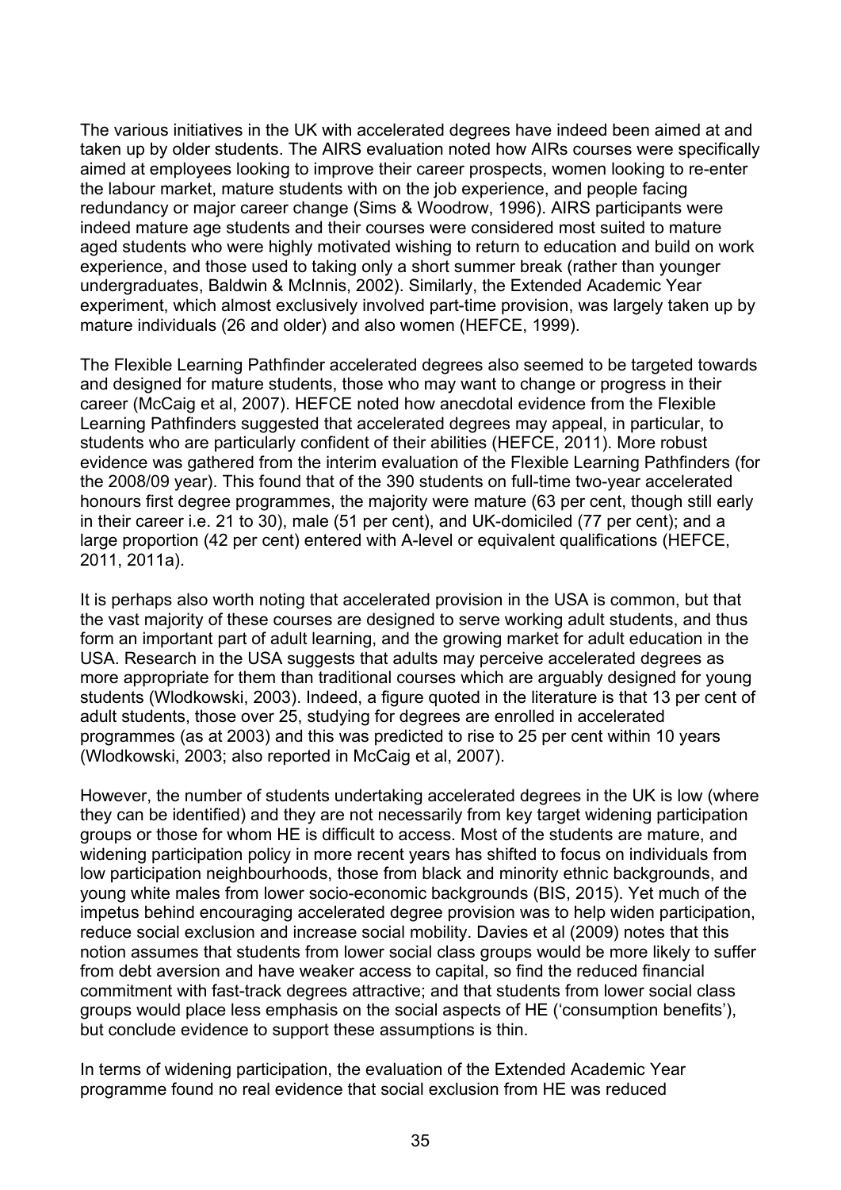The various initiatives in the UK with accelerated degrees have indeed been aimed at and taken up by older students. The AIRS evaluation noted how AIRs courses were specifically aimed at employees looking to improve their career prospects, women looking to re-enter the labour market, mature students with on the job experience, and people facing redundancy or major career change (Sims & Woodrow, 1996). AIRS participants were indeed mature age students and their courses were considered most suited to mature aged students who were highly motivated wishing to return to education and build on work experience, and those used to taking only a short summer break (rather than younger undergraduates, Baldwin & McInnis, 2002). Similarly, the Extended Academic Year experiment, which almost exclusively involved part-time provision, was largely taken up by mature individuals (26 and older) and also women (HEFCE, 1999).

The Flexible Learning Pathfinder accelerated degrees also seemed to be targeted towards and designed for mature students, those who may want to change or progress in their career (McCaig et al, 2007). HEFCE noted how anecdotal evidence from the Flexible Learning Pathfinders suggested that accelerated degrees may appeal, in particular, to students who are particularly confident of their abilities (HEFCE, 2011). More robust evidence was gathered from the interim evaluation of the Flexible Learning Pathfinders (for the 2008/09 year). This found that of the 390 students on full-time two-year accelerated honours first degree programmes, the majority were mature (63 per cent, though still early in their career i.e. 21 to 30), male (51 per cent), and UK-domiciled (77 per cent); and a large proportion (42 per cent) entered with A-level or equivalent qualifications (HEFCE, 2011, 2011a).

It is perhaps also worth noting that accelerated provision in the USA is common, but that the vast majority of these courses are designed to serve working adult students, and thus form an important part of adult learning, and the growing market for adult education in the USA. Research in the USA suggests that adults may perceive accelerated degrees as more appropriate for them than traditional courses which are arguably designed for young students (Wlodkowski, 2003). Indeed, a figure quoted in the literature is that 13 per cent of adult students, those over 25, studying for degrees are enrolled in accelerated programmes (as at 2003) and this was predicted to rise to 25 per cent within 10 years (Wlodkowski, 2003; also reported in McCaig et al, 2007).

However, the number of students undertaking accelerated degrees in the UK is low (where they can be identified) and they are not necessarily from key target widening participation groups or those for whom HE is difficult to access. Most of the students are mature, and widening participation policy in more recent years has shifted to focus on individuals from low participation neighbourhoods, those from black and minority ethnic backgrounds, and young white males from lower socio-economic backgrounds (BIS, 2015). Yet much of the impetus behind encouraging accelerated degree provision was to help widen participation, reduce social exclusion and increase social mobility. Davies et al (2009) notes that this notion assumes that students from lower social class groups would be more likely to suffer from debt aversion and have weaker access to capital, so find the reduced financial commitment with fast-track degrees attractive; and that students from lower social class groups would place less emphasis on the social aspects of HE ('consumption benefits'), but conclude evidence to support these assumptions is thin.

In terms of widening participation, the evaluation of the Extended Academic Year programme found no real evidence that social exclusion from HE was reduced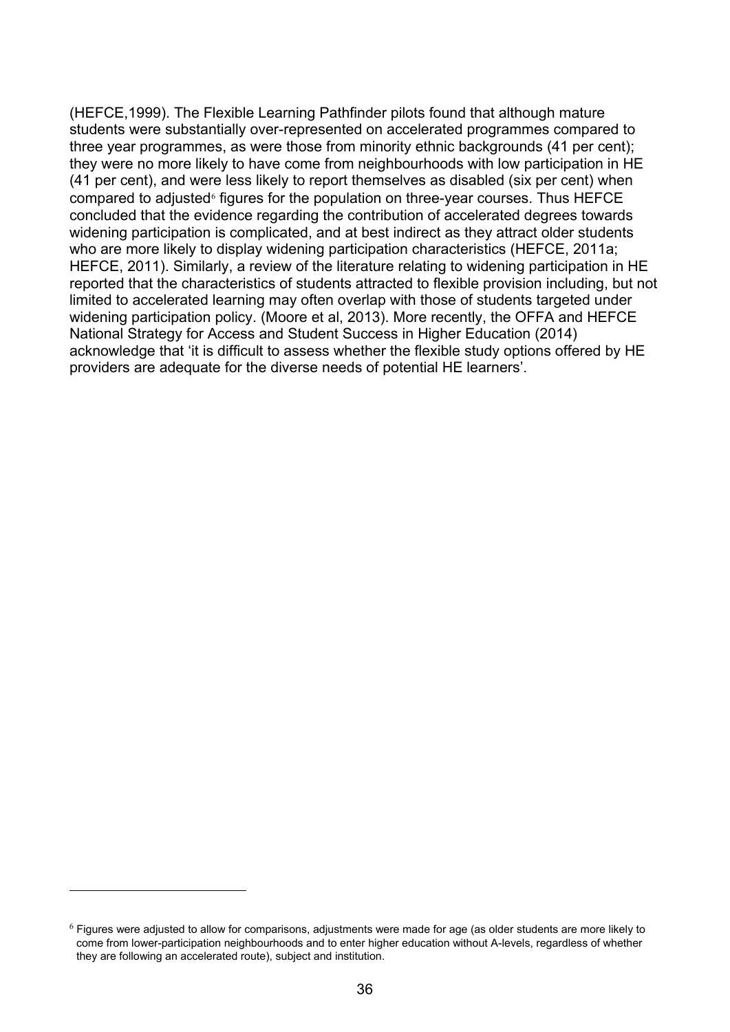(HEFCE,1999). The Flexible Learning Pathfinder pilots found that although mature students were substantially over-represented on accelerated programmes compared to three year programmes, as were those from minority ethnic backgrounds (41 per cent); they were no more likely to have come from neighbourhoods with low participation in HE (41 per cent), and were less likely to report themselves as disabled (six per cent) when compared to adjusted[6] figures for the population on three-year courses. Thus HEFCE concluded that the evidence regarding the contribution of accelerated degrees towards widening participation is complicated, and at best indirect as they attract older students who are more likely to display widening participation characteristics (HEFCE, 2011a; HEFCE, 2011). Similarly, a review of the literature relating to widening participation in HE reported that the characteristics of students attracted to flexible provision including, but not limited to accelerated learning may often overlap with those of students targeted under widening participation policy. (Moore et al, 2013). More recently, the OFFA and HEFCE National Strategy for Access and Student Success in Higher Education (2014) acknowledge that 'it is difficult to assess whether the flexible study options offered by HE providers are adequate for the diverse needs of potential HE learners'.

---

[6] Figures were adjusted to allow for comparisons, adjustments were made for age (as older students are more likely to come from lower-participation neighbourhoods and to enter higher education without A-levels, regardless of whether they are following an accelerated route), subject and institution.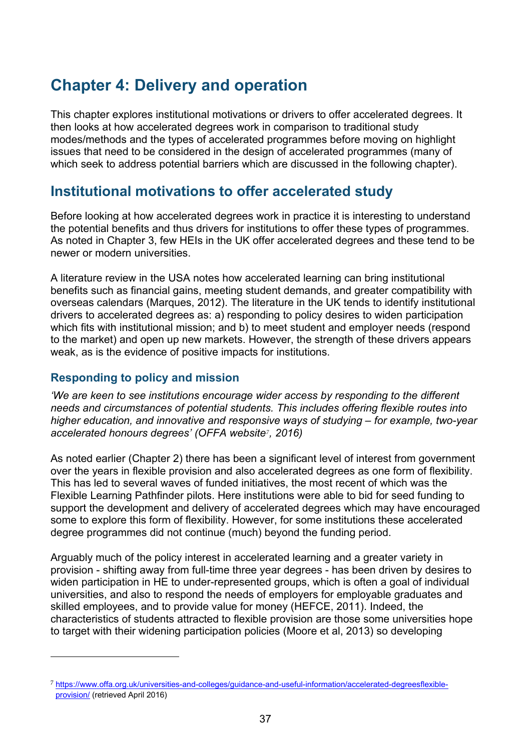# Chapter 4: Delivery and operation

This chapter explores institutional motivations or drivers to offer accelerated degrees. It then looks at how accelerated degrees work in comparison to traditional study modes/methods and the types of accelerated programmes before moving on highlight issues that need to be considered in the design of accelerated programmes (many of which seek to address potential barriers which are discussed in the following chapter).

## Institutional motivations to offer accelerated study

Before looking at how accelerated degrees work in practice it is interesting to understand the potential benefits and thus drivers for institutions to offer these types of programmes. As noted in Chapter 3, few HEIs in the UK offer accelerated degrees and these tend to be newer or modern universities.

A literature review in the USA notes how accelerated learning can bring institutional benefits such as financial gains, meeting student demands, and greater compatibility with overseas calendars (Marques, 2012). The literature in the UK tends to identify institutional drivers to accelerated degrees as: a) responding to policy desires to widen participation which fits with institutional mission; and b) to meet student and employer needs (respond to the market) and open up new markets. However, the strength of these drivers appears weak, as is the evidence of positive impacts for institutions.

### Responding to policy and mission

*'We are keen to see institutions encourage wider access by responding to the different needs and circumstances of potential students. This includes offering flexible routes into higher education, and innovative and responsive ways of studying – for example, two-year accelerated honours degrees' (OFFA website[7], 2016)*

As noted earlier (Chapter 2) there has been a significant level of interest from government over the years in flexible provision and also accelerated degrees as one form of flexibility. This has led to several waves of funded initiatives, the most recent of which was the Flexible Learning Pathfinder pilots. Here institutions were able to bid for seed funding to support the development and delivery of accelerated degrees which may have encouraged some to explore this form of flexibility. However, for some institutions these accelerated degree programmes did not continue (much) beyond the funding period.

Arguably much of the policy interest in accelerated learning and a greater variety in provision - shifting away from full-time three year degrees - has been driven by desires to widen participation in HE to under-represented groups, which is often a goal of individual universities, and also to respond the needs of employers for employable graduates and skilled employees, and to provide value for money (HEFCE, 2011). Indeed, the characteristics of students attracted to flexible provision are those some universities hope to target with their widening participation policies (Moore et al, 2013) so developing

---

[7] https://www.offa.org.uk/universities-and-colleges/guidance-and-useful-information/accelerated-degreesflexible-provision/ (retrieved April 2016)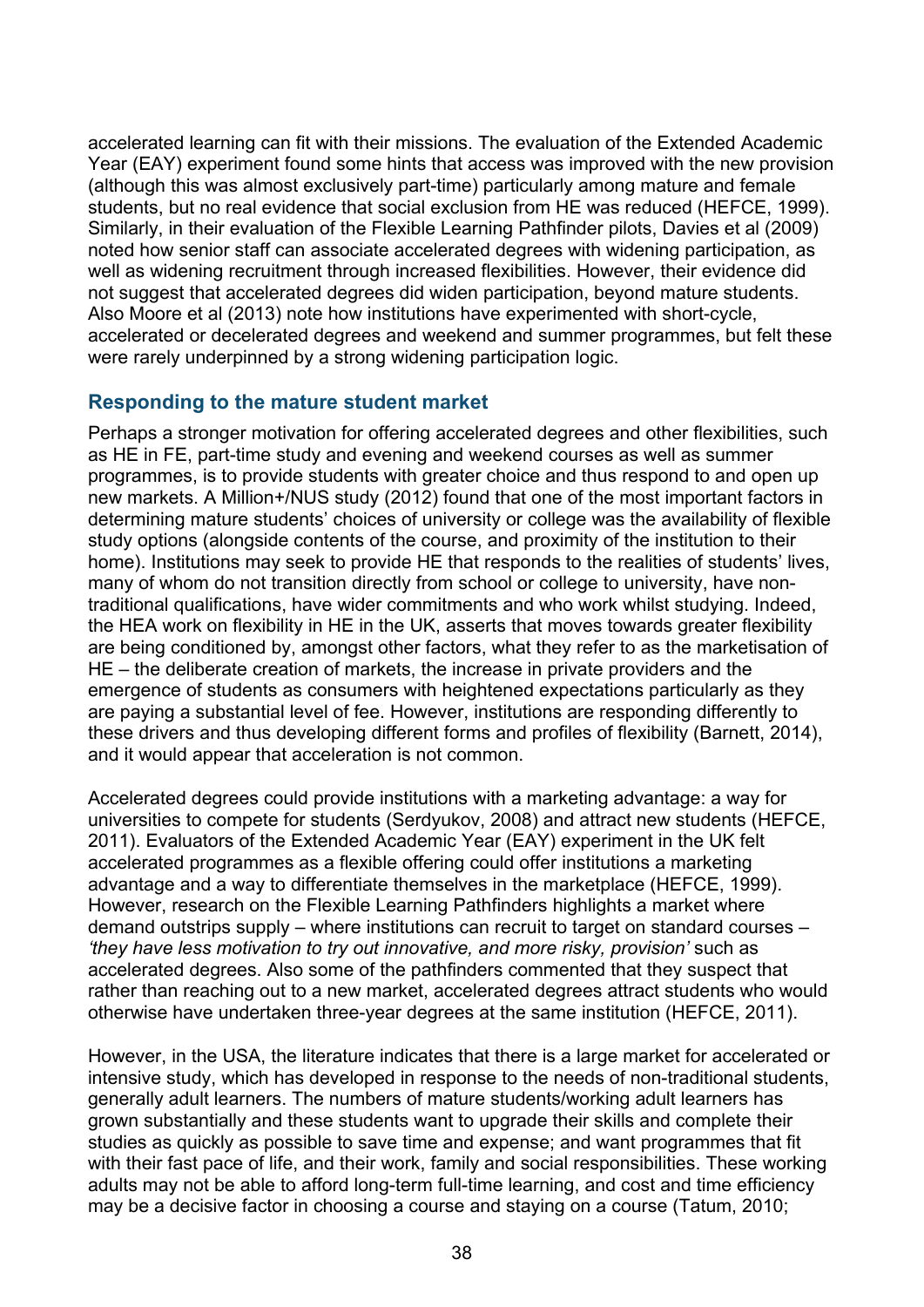accelerated learning can fit with their missions. The evaluation of the Extended Academic Year (EAY) experiment found some hints that access was improved with the new provision (although this was almost exclusively part-time) particularly among mature and female students, but no real evidence that social exclusion from HE was reduced (HEFCE, 1999). Similarly, in their evaluation of the Flexible Learning Pathfinder pilots, Davies et al (2009) noted how senior staff can associate accelerated degrees with widening participation, as well as widening recruitment through increased flexibilities. However, their evidence did not suggest that accelerated degrees did widen participation, beyond mature students. Also Moore et al (2013) note how institutions have experimented with short-cycle, accelerated or decelerated degrees and weekend and summer programmes, but felt these were rarely underpinned by a strong widening participation logic.

## Responding to the mature student market

Perhaps a stronger motivation for offering accelerated degrees and other flexibilities, such as HE in FE, part-time study and evening and weekend courses as well as summer programmes, is to provide students with greater choice and thus respond to and open up new markets. A Million+/NUS study (2012) found that one of the most important factors in determining mature students' choices of university or college was the availability of flexible study options (alongside contents of the course, and proximity of the institution to their home). Institutions may seek to provide HE that responds to the realities of students' lives, many of whom do not transition directly from school or college to university, have non-traditional qualifications, have wider commitments and who work whilst studying. Indeed, the HEA work on flexibility in HE in the UK, asserts that moves towards greater flexibility are being conditioned by, amongst other factors, what they refer to as the marketisation of HE – the deliberate creation of markets, the increase in private providers and the emergence of students as consumers with heightened expectations particularly as they are paying a substantial level of fee. However, institutions are responding differently to these drivers and thus developing different forms and profiles of flexibility (Barnett, 2014), and it would appear that acceleration is not common.

Accelerated degrees could provide institutions with a marketing advantage: a way for universities to compete for students (Serdyukov, 2008) and attract new students (HEFCE, 2011). Evaluators of the Extended Academic Year (EAY) experiment in the UK felt accelerated programmes as a flexible offering could offer institutions a marketing advantage and a way to differentiate themselves in the marketplace (HEFCE, 1999). However, research on the Flexible Learning Pathfinders highlights a market where demand outstrips supply – where institutions can recruit to target on standard courses – *'they have less motivation to try out innovative, and more risky, provision'* such as accelerated degrees. Also some of the pathfinders commented that they suspect that rather than reaching out to a new market, accelerated degrees attract students who would otherwise have undertaken three-year degrees at the same institution (HEFCE, 2011).

However, in the USA, the literature indicates that there is a large market for accelerated or intensive study, which has developed in response to the needs of non-traditional students, generally adult learners. The numbers of mature students/working adult learners has grown substantially and these students want to upgrade their skills and complete their studies as quickly as possible to save time and expense; and want programmes that fit with their fast pace of life, and their work, family and social responsibilities. These working adults may not be able to afford long-term full-time learning, and cost and time efficiency may be a decisive factor in choosing a course and staying on a course (Tatum, 2010;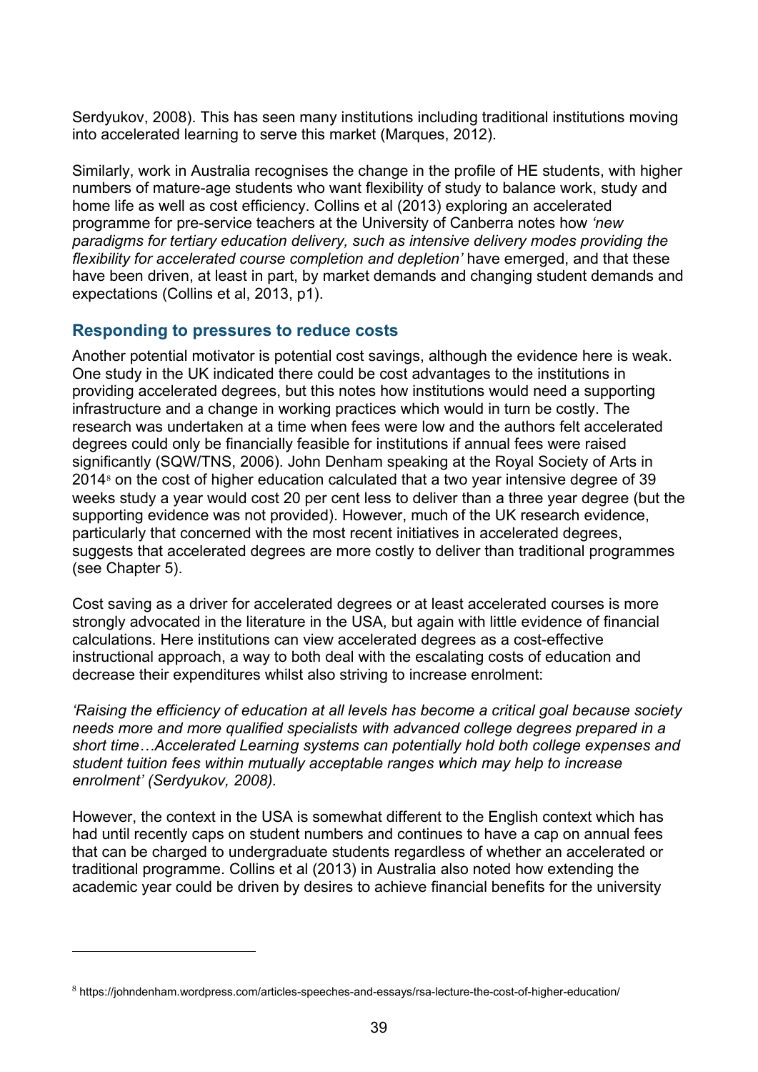Serdyukov, 2008). This has seen many institutions including traditional institutions moving into accelerated learning to serve this market (Marques, 2012).

Similarly, work in Australia recognises the change in the profile of HE students, with higher numbers of mature-age students who want flexibility of study to balance work, study and home life as well as cost efficiency. Collins et al (2013) exploring an accelerated programme for pre-service teachers at the University of Canberra notes how *'new paradigms for tertiary education delivery, such as intensive delivery modes providing the flexibility for accelerated course completion and depletion'* have emerged, and that these have been driven, at least in part, by market demands and changing student demands and expectations (Collins et al, 2013, p1).

### Responding to pressures to reduce costs

Another potential motivator is potential cost savings, although the evidence here is weak. One study in the UK indicated there could be cost advantages to the institutions in providing accelerated degrees, but this notes how institutions would need a supporting infrastructure and a change in working practices which would in turn be costly. The research was undertaken at a time when fees were low and the authors felt accelerated degrees could only be financially feasible for institutions if annual fees were raised significantly (SQW/TNS, 2006). John Denham speaking at the Royal Society of Arts in 2014[8] on the cost of higher education calculated that a two year intensive degree of 39 weeks study a year would cost 20 per cent less to deliver than a three year degree (but the supporting evidence was not provided). However, much of the UK research evidence, particularly that concerned with the most recent initiatives in accelerated degrees, suggests that accelerated degrees are more costly to deliver than traditional programmes (see Chapter 5).

Cost saving as a driver for accelerated degrees or at least accelerated courses is more strongly advocated in the literature in the USA, but again with little evidence of financial calculations. Here institutions can view accelerated degrees as a cost-effective instructional approach, a way to both deal with the escalating costs of education and decrease their expenditures whilst also striving to increase enrolment:

*'Raising the efficiency of education at all levels has become a critical goal because society needs more and more qualified specialists with advanced college degrees prepared in a short time…Accelerated Learning systems can potentially hold both college expenses and student tuition fees within mutually acceptable ranges which may help to increase enrolment' (Serdyukov, 2008).*

However, the context in the USA is somewhat different to the English context which has had until recently caps on student numbers and continues to have a cap on annual fees that can be charged to undergraduate students regardless of whether an accelerated or traditional programme. Collins et al (2013) in Australia also noted how extending the academic year could be driven by desires to achieve financial benefits for the university

---

[8] https://johndenham.wordpress.com/articles-speeches-and-essays/rsa-lecture-the-cost-of-higher-education/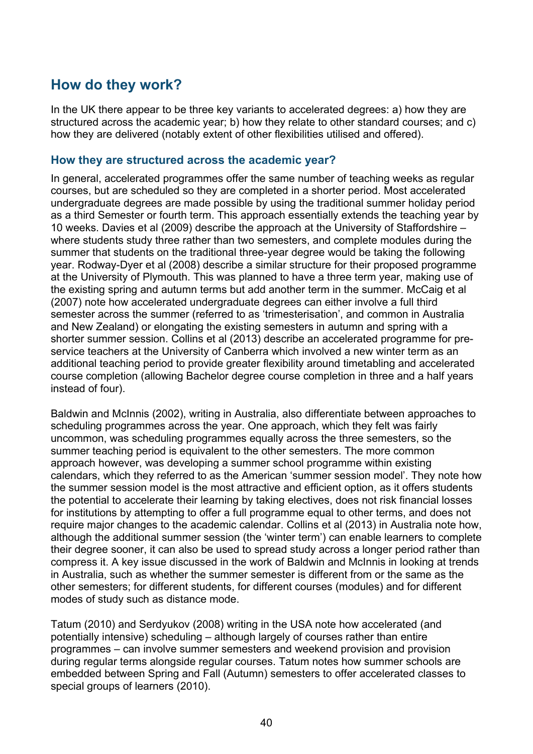## How do they work?

In the UK there appear to be three key variants to accelerated degrees: a) how they are structured across the academic year; b) how they relate to other standard courses; and c) how they are delivered (notably extent of other flexibilities utilised and offered).

### How they are structured across the academic year?

In general, accelerated programmes offer the same number of teaching weeks as regular courses, but are scheduled so they are completed in a shorter period. Most accelerated undergraduate degrees are made possible by using the traditional summer holiday period as a third Semester or fourth term. This approach essentially extends the teaching year by 10 weeks. Davies et al (2009) describe the approach at the University of Staffordshire – where students study three rather than two semesters, and complete modules during the summer that students on the traditional three-year degree would be taking the following year. Rodway-Dyer et al (2008) describe a similar structure for their proposed programme at the University of Plymouth. This was planned to have a three term year, making use of the existing spring and autumn terms but add another term in the summer. McCaig et al (2007) note how accelerated undergraduate degrees can either involve a full third semester across the summer (referred to as 'trimesterisation', and common in Australia and New Zealand) or elongating the existing semesters in autumn and spring with a shorter summer session. Collins et al (2013) describe an accelerated programme for pre-service teachers at the University of Canberra which involved a new winter term as an additional teaching period to provide greater flexibility around timetabling and accelerated course completion (allowing Bachelor degree course completion in three and a half years instead of four).

Baldwin and McInnis (2002), writing in Australia, also differentiate between approaches to scheduling programmes across the year. One approach, which they felt was fairly uncommon, was scheduling programmes equally across the three semesters, so the summer teaching period is equivalent to the other semesters. The more common approach however, was developing a summer school programme within existing calendars, which they referred to as the American 'summer session model'. They note how the summer session model is the most attractive and efficient option, as it offers students the potential to accelerate their learning by taking electives, does not risk financial losses for institutions by attempting to offer a full programme equal to other terms, and does not require major changes to the academic calendar. Collins et al (2013) in Australia note how, although the additional summer session (the 'winter term') can enable learners to complete their degree sooner, it can also be used to spread study across a longer period rather than compress it. A key issue discussed in the work of Baldwin and McInnis in looking at trends in Australia, such as whether the summer semester is different from or the same as the other semesters; for different students, for different courses (modules) and for different modes of study such as distance mode.

Tatum (2010) and Serdyukov (2008) writing in the USA note how accelerated (and potentially intensive) scheduling – although largely of courses rather than entire programmes – can involve summer semesters and weekend provision and provision during regular terms alongside regular courses. Tatum notes how summer schools are embedded between Spring and Fall (Autumn) semesters to offer accelerated classes to special groups of learners (2010).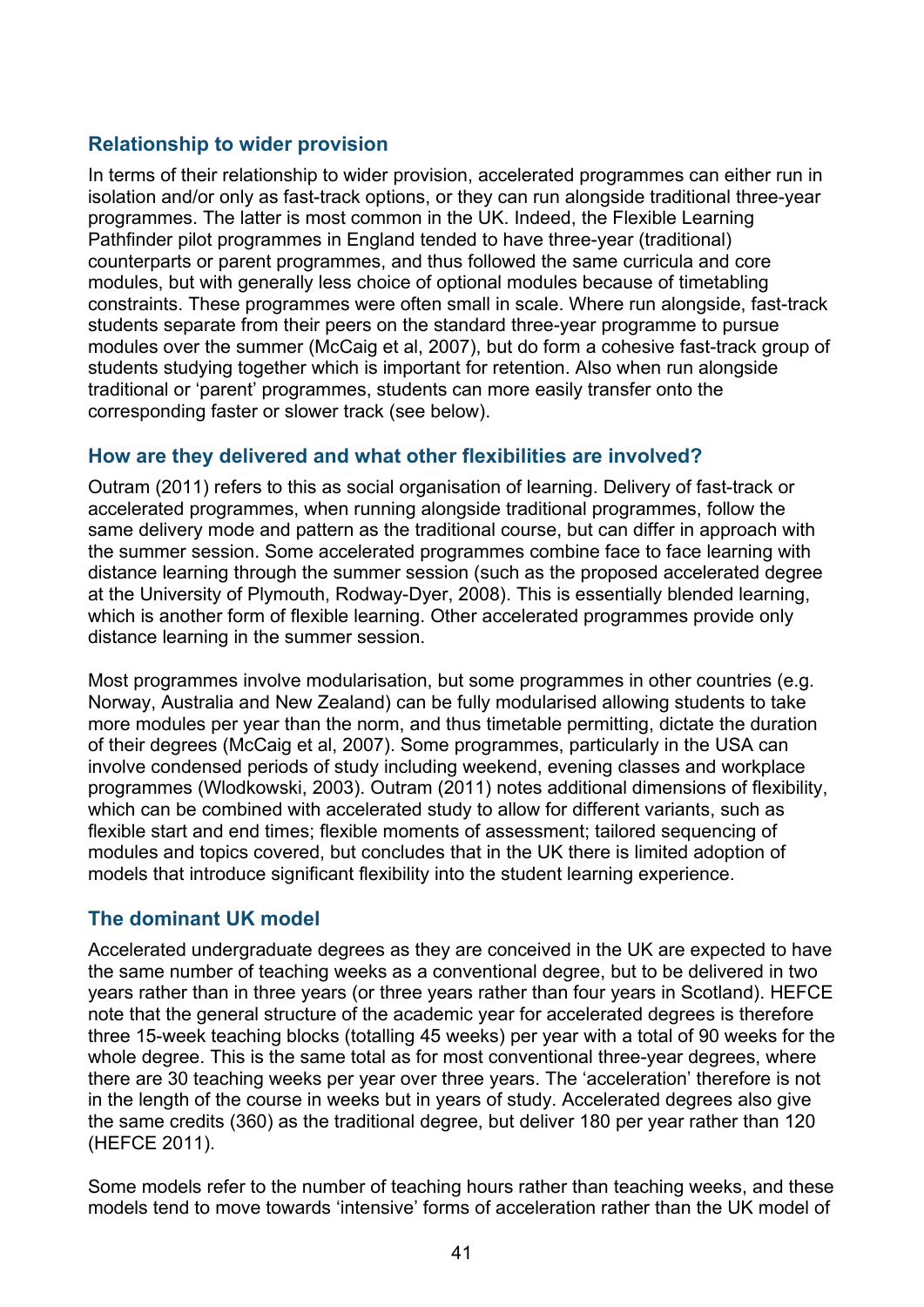### Relationship to wider provision

In terms of their relationship to wider provision, accelerated programmes can either run in isolation and/or only as fast-track options, or they can run alongside traditional three-year programmes. The latter is most common in the UK. Indeed, the Flexible Learning Pathfinder pilot programmes in England tended to have three-year (traditional) counterparts or parent programmes, and thus followed the same curricula and core modules, but with generally less choice of optional modules because of timetabling constraints. These programmes were often small in scale. Where run alongside, fast-track students separate from their peers on the standard three-year programme to pursue modules over the summer (McCaig et al, 2007), but do form a cohesive fast-track group of students studying together which is important for retention. Also when run alongside traditional or 'parent' programmes, students can more easily transfer onto the corresponding faster or slower track (see below).

### How are they delivered and what other flexibilities are involved?

Outram (2011) refers to this as social organisation of learning. Delivery of fast-track or accelerated programmes, when running alongside traditional programmes, follow the same delivery mode and pattern as the traditional course, but can differ in approach with the summer session. Some accelerated programmes combine face to face learning with distance learning through the summer session (such as the proposed accelerated degree at the University of Plymouth, Rodway-Dyer, 2008). This is essentially blended learning, which is another form of flexible learning. Other accelerated programmes provide only distance learning in the summer session.

Most programmes involve modularisation, but some programmes in other countries (e.g. Norway, Australia and New Zealand) can be fully modularised allowing students to take more modules per year than the norm, and thus timetable permitting, dictate the duration of their degrees (McCaig et al, 2007). Some programmes, particularly in the USA can involve condensed periods of study including weekend, evening classes and workplace programmes (Wlodkowski, 2003). Outram (2011) notes additional dimensions of flexibility, which can be combined with accelerated study to allow for different variants, such as flexible start and end times; flexible moments of assessment; tailored sequencing of modules and topics covered, but concludes that in the UK there is limited adoption of models that introduce significant flexibility into the student learning experience.

### The dominant UK model

Accelerated undergraduate degrees as they are conceived in the UK are expected to have the same number of teaching weeks as a conventional degree, but to be delivered in two years rather than in three years (or three years rather than four years in Scotland). HEFCE note that the general structure of the academic year for accelerated degrees is therefore three 15-week teaching blocks (totalling 45 weeks) per year with a total of 90 weeks for the whole degree. This is the same total as for most conventional three-year degrees, where there are 30 teaching weeks per year over three years. The 'acceleration' therefore is not in the length of the course in weeks but in years of study. Accelerated degrees also give the same credits (360) as the traditional degree, but deliver 180 per year rather than 120 (HEFCE 2011).

Some models refer to the number of teaching hours rather than teaching weeks, and these models tend to move towards 'intensive' forms of acceleration rather than the UK model of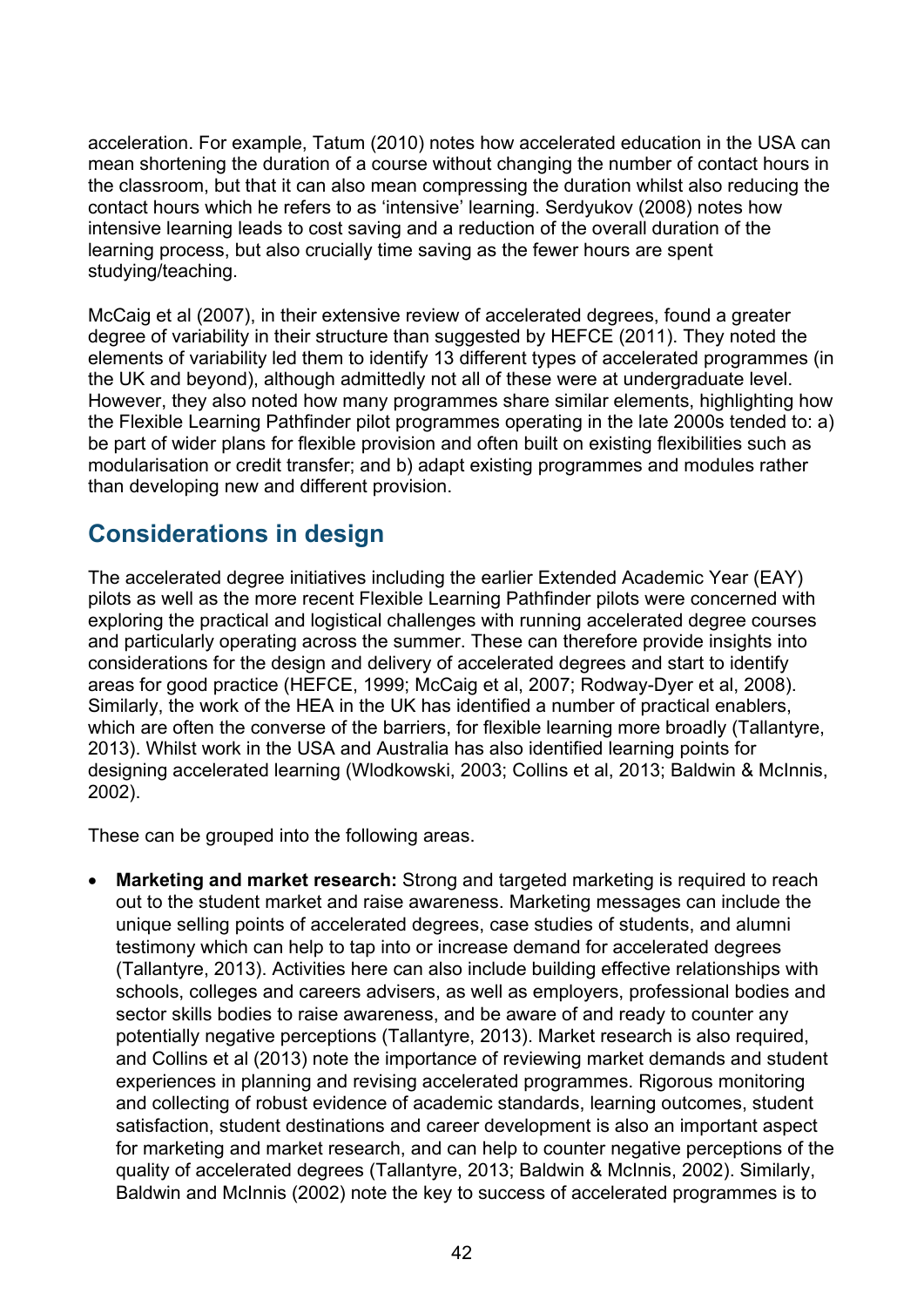acceleration. For example, Tatum (2010) notes how accelerated education in the USA can mean shortening the duration of a course without changing the number of contact hours in the classroom, but that it can also mean compressing the duration whilst also reducing the contact hours which he refers to as 'intensive' learning. Serdyukov (2008) notes how intensive learning leads to cost saving and a reduction of the overall duration of the learning process, but also crucially time saving as the fewer hours are spent studying/teaching.

McCaig et al (2007), in their extensive review of accelerated degrees, found a greater degree of variability in their structure than suggested by HEFCE (2011). They noted the elements of variability led them to identify 13 different types of accelerated programmes (in the UK and beyond), although admittedly not all of these were at undergraduate level. However, they also noted how many programmes share similar elements, highlighting how the Flexible Learning Pathfinder pilot programmes operating in the late 2000s tended to: a) be part of wider plans for flexible provision and often built on existing flexibilities such as modularisation or credit transfer; and b) adapt existing programmes and modules rather than developing new and different provision.

## Considerations in design

The accelerated degree initiatives including the earlier Extended Academic Year (EAY) pilots as well as the more recent Flexible Learning Pathfinder pilots were concerned with exploring the practical and logistical challenges with running accelerated degree courses and particularly operating across the summer. These can therefore provide insights into considerations for the design and delivery of accelerated degrees and start to identify areas for good practice (HEFCE, 1999; McCaig et al, 2007; Rodway-Dyer et al, 2008). Similarly, the work of the HEA in the UK has identified a number of practical enablers, which are often the converse of the barriers, for flexible learning more broadly (Tallantyre, 2013). Whilst work in the USA and Australia has also identified learning points for designing accelerated learning (Wlodkowski, 2003; Collins et al, 2013; Baldwin & McInnis, 2002).

These can be grouped into the following areas.

- **Marketing and market research:** Strong and targeted marketing is required to reach out to the student market and raise awareness. Marketing messages can include the unique selling points of accelerated degrees, case studies of students, and alumni testimony which can help to tap into or increase demand for accelerated degrees (Tallantyre, 2013). Activities here can also include building effective relationships with schools, colleges and careers advisers, as well as employers, professional bodies and sector skills bodies to raise awareness, and be aware of and ready to counter any potentially negative perceptions (Tallantyre, 2013). Market research is also required, and Collins et al (2013) note the importance of reviewing market demands and student experiences in planning and revising accelerated programmes. Rigorous monitoring and collecting of robust evidence of academic standards, learning outcomes, student satisfaction, student destinations and career development is also an important aspect for marketing and market research, and can help to counter negative perceptions of the quality of accelerated degrees (Tallantyre, 2013; Baldwin & McInnis, 2002). Similarly, Baldwin and McInnis (2002) note the key to success of accelerated programmes is to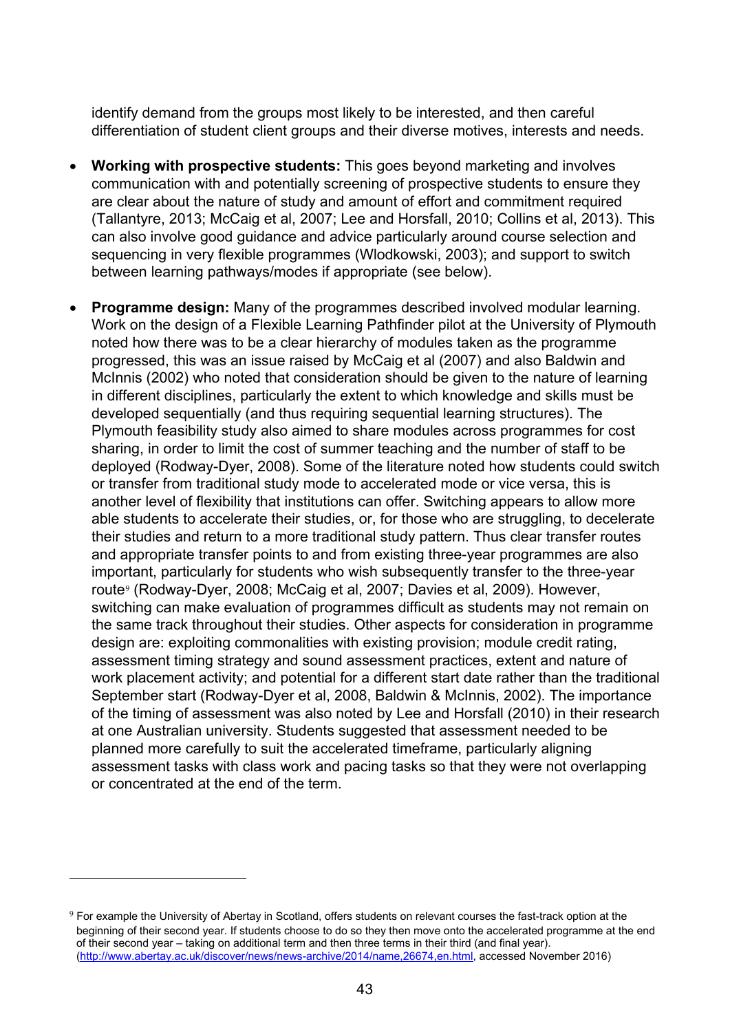identify demand from the groups most likely to be interested, and then careful differentiation of student client groups and their diverse motives, interests and needs.

- **Working with prospective students:** This goes beyond marketing and involves communication with and potentially screening of prospective students to ensure they are clear about the nature of study and amount of effort and commitment required (Tallantyre, 2013; McCaig et al, 2007; Lee and Horsfall, 2010; Collins et al, 2013). This can also involve good guidance and advice particularly around course selection and sequencing in very flexible programmes (Wlodkowski, 2003); and support to switch between learning pathways/modes if appropriate (see below).

- **Programme design:** Many of the programmes described involved modular learning. Work on the design of a Flexible Learning Pathfinder pilot at the University of Plymouth noted how there was to be a clear hierarchy of modules taken as the programme progressed, this was an issue raised by McCaig et al (2007) and also Baldwin and McInnis (2002) who noted that consideration should be given to the nature of learning in different disciplines, particularly the extent to which knowledge and skills must be developed sequentially (and thus requiring sequential learning structures). The Plymouth feasibility study also aimed to share modules across programmes for cost sharing, in order to limit the cost of summer teaching and the number of staff to be deployed (Rodway-Dyer, 2008). Some of the literature noted how students could switch or transfer from traditional study mode to accelerated mode or vice versa, this is another level of flexibility that institutions can offer. Switching appears to allow more able students to accelerate their studies, or, for those who are struggling, to decelerate their studies and return to a more traditional study pattern. Thus clear transfer routes and appropriate transfer points to and from existing three-year programmes are also important, particularly for students who wish subsequently transfer to the three-year route[9] (Rodway-Dyer, 2008; McCaig et al, 2007; Davies et al, 2009). However, switching can make evaluation of programmes difficult as students may not remain on the same track throughout their studies. Other aspects for consideration in programme design are: exploiting commonalities with existing provision; module credit rating, assessment timing strategy and sound assessment practices, extent and nature of work placement activity; and potential for a different start date rather than the traditional September start (Rodway-Dyer et al, 2008, Baldwin & McInnis, 2002). The importance of the timing of assessment was also noted by Lee and Horsfall (2010) in their research at one Australian university. Students suggested that assessment needed to be planned more carefully to suit the accelerated timeframe, particularly aligning assessment tasks with class work and pacing tasks so that they were not overlapping or concentrated at the end of the term.

---

[9] For example the University of Abertay in Scotland, offers students on relevant courses the fast-track option at the beginning of their second year. If students choose to do so they then move onto the accelerated programme at the end of their second year – taking on additional term and then three terms in their third (and final year). (http://www.abertay.ac.uk/discover/news/news-archive/2014/name,26674,en.html, accessed November 2016)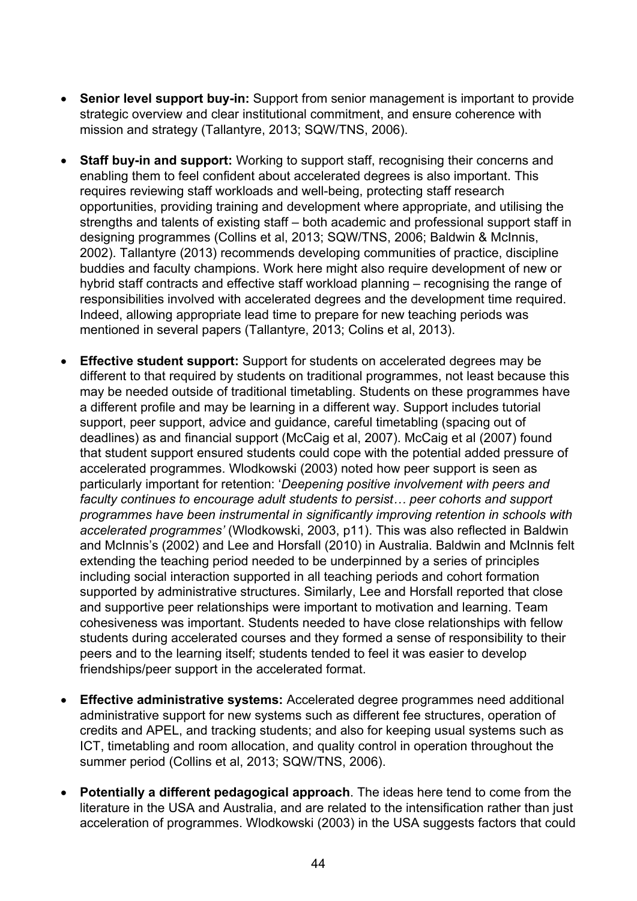- **Senior level support buy-in:** Support from senior management is important to provide strategic overview and clear institutional commitment, and ensure coherence with mission and strategy (Tallantyre, 2013; SQW/TNS, 2006).

- **Staff buy-in and support:** Working to support staff, recognising their concerns and enabling them to feel confident about accelerated degrees is also important. This requires reviewing staff workloads and well-being, protecting staff research opportunities, providing training and development where appropriate, and utilising the strengths and talents of existing staff – both academic and professional support staff in designing programmes (Collins et al, 2013; SQW/TNS, 2006; Baldwin & McInnis, 2002). Tallantyre (2013) recommends developing communities of practice, discipline buddies and faculty champions. Work here might also require development of new or hybrid staff contracts and effective staff workload planning – recognising the range of responsibilities involved with accelerated degrees and the development time required. Indeed, allowing appropriate lead time to prepare for new teaching periods was mentioned in several papers (Tallantyre, 2013; Colins et al, 2013).

- **Effective student support:** Support for students on accelerated degrees may be different to that required by students on traditional programmes, not least because this may be needed outside of traditional timetabling. Students on these programmes have a different profile and may be learning in a different way. Support includes tutorial support, peer support, advice and guidance, careful timetabling (spacing out of deadlines) as and financial support (McCaig et al, 2007). McCaig et al (2007) found that student support ensured students could cope with the potential added pressure of accelerated programmes. Wlodkowski (2003) noted how peer support is seen as particularly important for retention: '*Deepening positive involvement with peers and faculty continues to encourage adult students to persist… peer cohorts and support programmes have been instrumental in significantly improving retention in schools with accelerated programmes'* (Wlodkowski, 2003, p11). This was also reflected in Baldwin and McInnis's (2002) and Lee and Horsfall (2010) in Australia. Baldwin and McInnis felt extending the teaching period needed to be underpinned by a series of principles including social interaction supported in all teaching periods and cohort formation supported by administrative structures. Similarly, Lee and Horsfall reported that close and supportive peer relationships were important to motivation and learning. Team cohesiveness was important. Students needed to have close relationships with fellow students during accelerated courses and they formed a sense of responsibility to their peers and to the learning itself; students tended to feel it was easier to develop friendships/peer support in the accelerated format.

- **Effective administrative systems:** Accelerated degree programmes need additional administrative support for new systems such as different fee structures, operation of credits and APEL, and tracking students; and also for keeping usual systems such as ICT, timetabling and room allocation, and quality control in operation throughout the summer period (Collins et al, 2013; SQW/TNS, 2006).

- **Potentially a different pedagogical approach**. The ideas here tend to come from the literature in the USA and Australia, and are related to the intensification rather than just acceleration of programmes. Wlodkowski (2003) in the USA suggests factors that could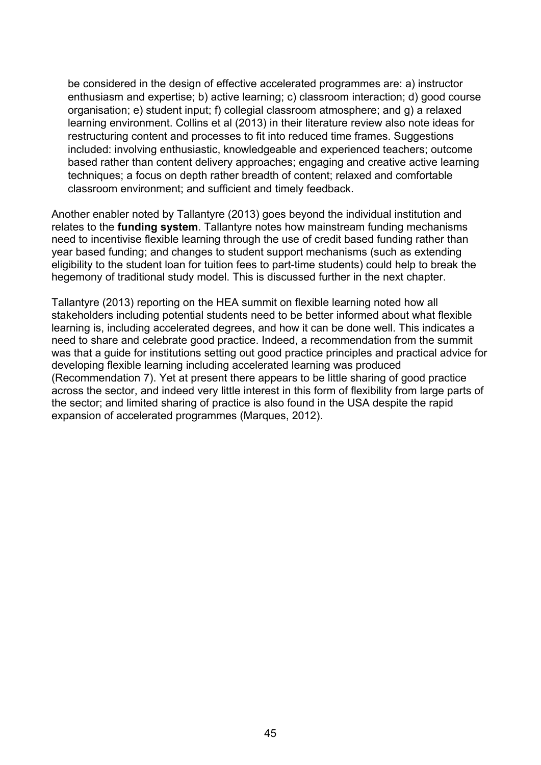be considered in the design of effective accelerated programmes are: a) instructor enthusiasm and expertise; b) active learning; c) classroom interaction; d) good course organisation; e) student input; f) collegial classroom atmosphere; and g) a relaxed learning environment. Collins et al (2013) in their literature review also note ideas for restructuring content and processes to fit into reduced time frames. Suggestions included: involving enthusiastic, knowledgeable and experienced teachers; outcome based rather than content delivery approaches; engaging and creative active learning techniques; a focus on depth rather breadth of content; relaxed and comfortable classroom environment; and sufficient and timely feedback.

Another enabler noted by Tallantyre (2013) goes beyond the individual institution and relates to the **funding system**. Tallantyre notes how mainstream funding mechanisms need to incentivise flexible learning through the use of credit based funding rather than year based funding; and changes to student support mechanisms (such as extending eligibility to the student loan for tuition fees to part-time students) could help to break the hegemony of traditional study model. This is discussed further in the next chapter.

Tallantyre (2013) reporting on the HEA summit on flexible learning noted how all stakeholders including potential students need to be better informed about what flexible learning is, including accelerated degrees, and how it can be done well. This indicates a need to share and celebrate good practice. Indeed, a recommendation from the summit was that a guide for institutions setting out good practice principles and practical advice for developing flexible learning including accelerated learning was produced (Recommendation 7). Yet at present there appears to be little sharing of good practice across the sector, and indeed very little interest in this form of flexibility from large parts of the sector; and limited sharing of practice is also found in the USA despite the rapid expansion of accelerated programmes (Marques, 2012).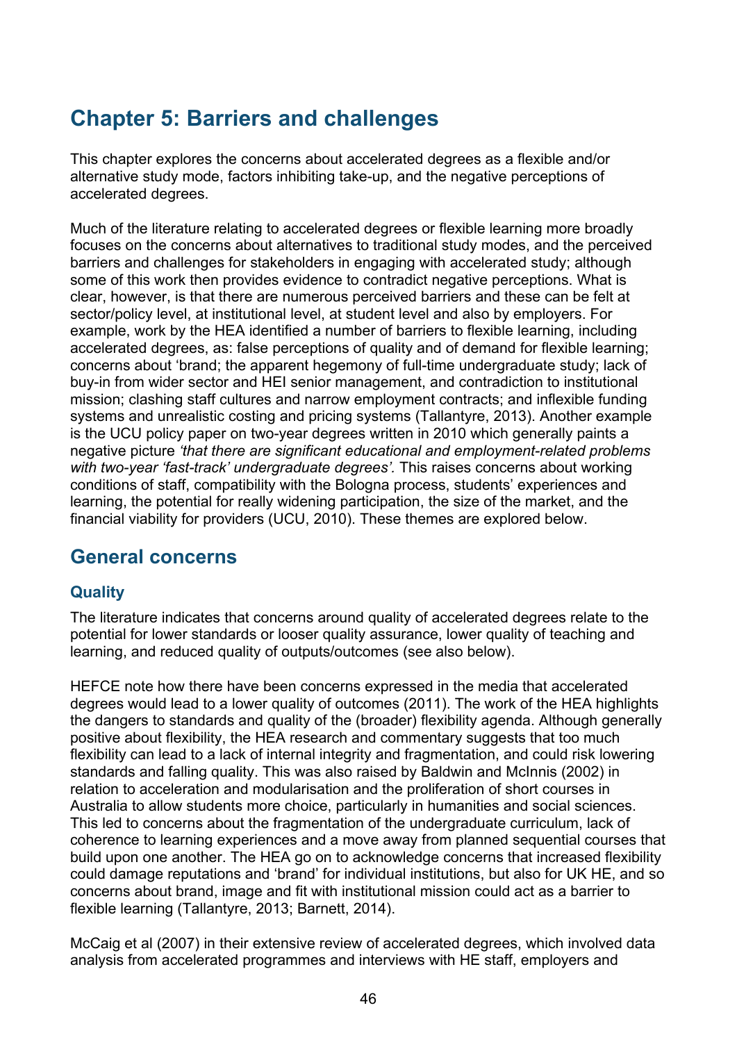# Chapter 5: Barriers and challenges

This chapter explores the concerns about accelerated degrees as a flexible and/or alternative study mode, factors inhibiting take-up, and the negative perceptions of accelerated degrees.

Much of the literature relating to accelerated degrees or flexible learning more broadly focuses on the concerns about alternatives to traditional study modes, and the perceived barriers and challenges for stakeholders in engaging with accelerated study; although some of this work then provides evidence to contradict negative perceptions. What is clear, however, is that there are numerous perceived barriers and these can be felt at sector/policy level, at institutional level, at student level and also by employers. For example, work by the HEA identified a number of barriers to flexible learning, including accelerated degrees, as: false perceptions of quality and of demand for flexible learning; concerns about 'brand; the apparent hegemony of full-time undergraduate study; lack of buy-in from wider sector and HEI senior management, and contradiction to institutional mission; clashing staff cultures and narrow employment contracts; and inflexible funding systems and unrealistic costing and pricing systems (Tallantyre, 2013). Another example is the UCU policy paper on two-year degrees written in 2010 which generally paints a negative picture *'that there are significant educational and employment-related problems with two-year 'fast-track' undergraduate degrees'.* This raises concerns about working conditions of staff, compatibility with the Bologna process, students' experiences and learning, the potential for really widening participation, the size of the market, and the financial viability for providers (UCU, 2010). These themes are explored below.

## General concerns

### Quality

The literature indicates that concerns around quality of accelerated degrees relate to the potential for lower standards or looser quality assurance, lower quality of teaching and learning, and reduced quality of outputs/outcomes (see also below).

HEFCE note how there have been concerns expressed in the media that accelerated degrees would lead to a lower quality of outcomes (2011). The work of the HEA highlights the dangers to standards and quality of the (broader) flexibility agenda. Although generally positive about flexibility, the HEA research and commentary suggests that too much flexibility can lead to a lack of internal integrity and fragmentation, and could risk lowering standards and falling quality. This was also raised by Baldwin and McInnis (2002) in relation to acceleration and modularisation and the proliferation of short courses in Australia to allow students more choice, particularly in humanities and social sciences. This led to concerns about the fragmentation of the undergraduate curriculum, lack of coherence to learning experiences and a move away from planned sequential courses that build upon one another. The HEA go on to acknowledge concerns that increased flexibility could damage reputations and 'brand' for individual institutions, but also for UK HE, and so concerns about brand, image and fit with institutional mission could act as a barrier to flexible learning (Tallantyre, 2013; Barnett, 2014).

McCaig et al (2007) in their extensive review of accelerated degrees, which involved data analysis from accelerated programmes and interviews with HE staff, employers and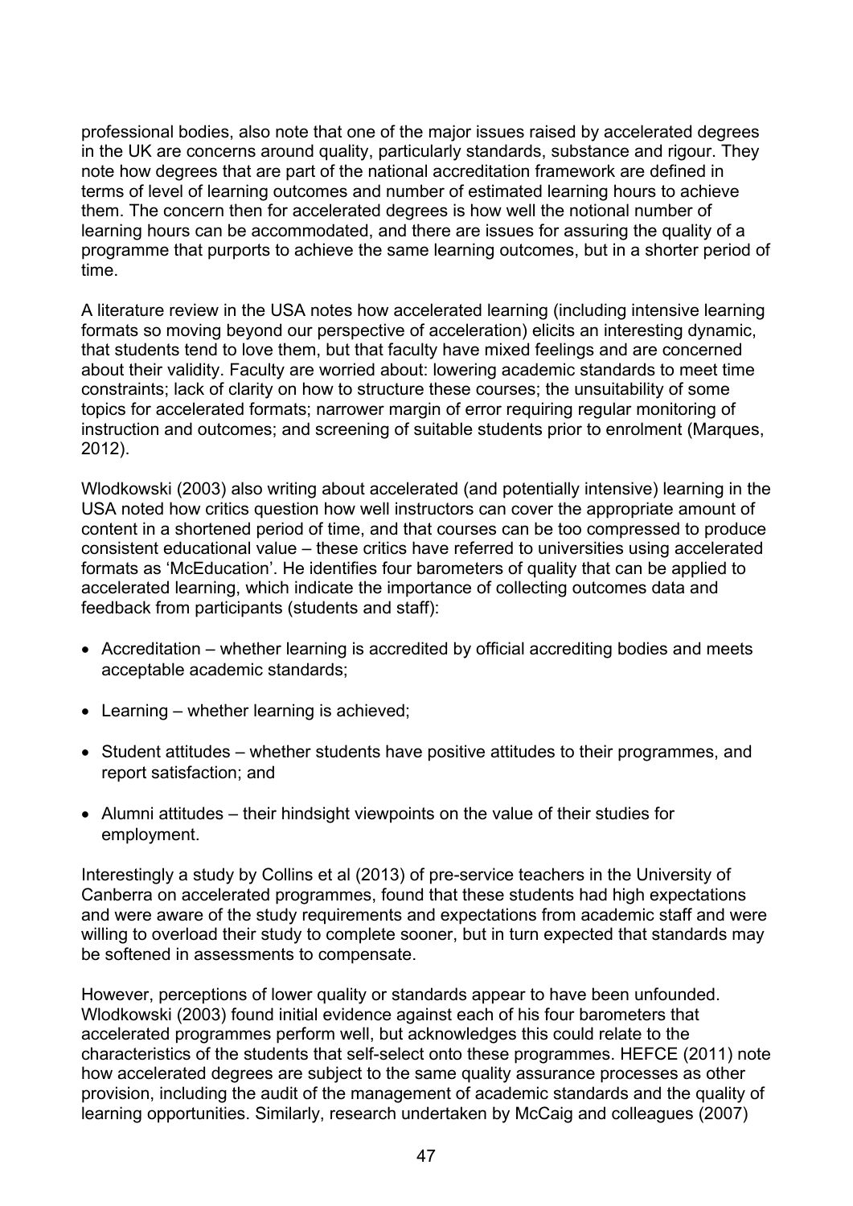professional bodies, also note that one of the major issues raised by accelerated degrees in the UK are concerns around quality, particularly standards, substance and rigour. They note how degrees that are part of the national accreditation framework are defined in terms of level of learning outcomes and number of estimated learning hours to achieve them. The concern then for accelerated degrees is how well the notional number of learning hours can be accommodated, and there are issues for assuring the quality of a programme that purports to achieve the same learning outcomes, but in a shorter period of time.

A literature review in the USA notes how accelerated learning (including intensive learning formats so moving beyond our perspective of acceleration) elicits an interesting dynamic, that students tend to love them, but that faculty have mixed feelings and are concerned about their validity. Faculty are worried about: lowering academic standards to meet time constraints; lack of clarity on how to structure these courses; the unsuitability of some topics for accelerated formats; narrower margin of error requiring regular monitoring of instruction and outcomes; and screening of suitable students prior to enrolment (Marques, 2012).

Wlodkowski (2003) also writing about accelerated (and potentially intensive) learning in the USA noted how critics question how well instructors can cover the appropriate amount of content in a shortened period of time, and that courses can be too compressed to produce consistent educational value – these critics have referred to universities using accelerated formats as 'McEducation'. He identifies four barometers of quality that can be applied to accelerated learning, which indicate the importance of collecting outcomes data and feedback from participants (students and staff):

- Accreditation – whether learning is accredited by official accrediting bodies and meets acceptable academic standards;
- Learning – whether learning is achieved;
- Student attitudes – whether students have positive attitudes to their programmes, and report satisfaction; and
- Alumni attitudes – their hindsight viewpoints on the value of their studies for employment.

Interestingly a study by Collins et al (2013) of pre-service teachers in the University of Canberra on accelerated programmes, found that these students had high expectations and were aware of the study requirements and expectations from academic staff and were willing to overload their study to complete sooner, but in turn expected that standards may be softened in assessments to compensate.

However, perceptions of lower quality or standards appear to have been unfounded. Wlodkowski (2003) found initial evidence against each of his four barometers that accelerated programmes perform well, but acknowledges this could relate to the characteristics of the students that self-select onto these programmes. HEFCE (2011) note how accelerated degrees are subject to the same quality assurance processes as other provision, including the audit of the management of academic standards and the quality of learning opportunities. Similarly, research undertaken by McCaig and colleagues (2007)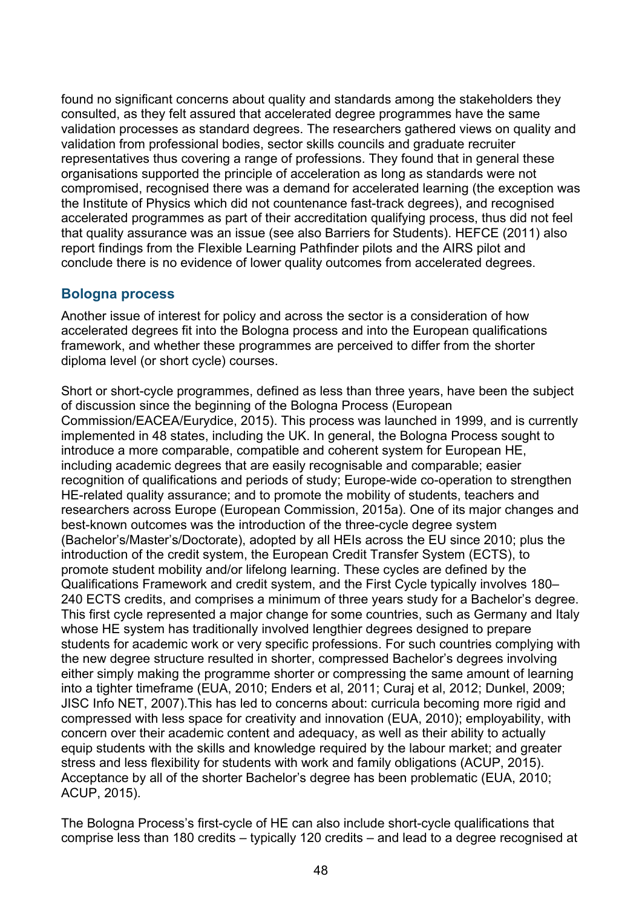found no significant concerns about quality and standards among the stakeholders they consulted, as they felt assured that accelerated degree programmes have the same validation processes as standard degrees. The researchers gathered views on quality and validation from professional bodies, sector skills councils and graduate recruiter representatives thus covering a range of professions. They found that in general these organisations supported the principle of acceleration as long as standards were not compromised, recognised there was a demand for accelerated learning (the exception was the Institute of Physics which did not countenance fast-track degrees), and recognised accelerated programmes as part of their accreditation qualifying process, thus did not feel that quality assurance was an issue (see also Barriers for Students). HEFCE (2011) also report findings from the Flexible Learning Pathfinder pilots and the AIRS pilot and conclude there is no evidence of lower quality outcomes from accelerated degrees.

### Bologna process

Another issue of interest for policy and across the sector is a consideration of how accelerated degrees fit into the Bologna process and into the European qualifications framework, and whether these programmes are perceived to differ from the shorter diploma level (or short cycle) courses.

Short or short-cycle programmes, defined as less than three years, have been the subject of discussion since the beginning of the Bologna Process (European Commission/EACEA/Eurydice, 2015). This process was launched in 1999, and is currently implemented in 48 states, including the UK. In general, the Bologna Process sought to introduce a more comparable, compatible and coherent system for European HE, including academic degrees that are easily recognisable and comparable; easier recognition of qualifications and periods of study; Europe-wide co-operation to strengthen HE-related quality assurance; and to promote the mobility of students, teachers and researchers across Europe (European Commission, 2015a). One of its major changes and best-known outcomes was the introduction of the three-cycle degree system (Bachelor's/Master's/Doctorate), adopted by all HEIs across the EU since 2010; plus the introduction of the credit system, the European Credit Transfer System (ECTS), to promote student mobility and/or lifelong learning. These cycles are defined by the Qualifications Framework and credit system, and the First Cycle typically involves 180–240 ECTS credits, and comprises a minimum of three years study for a Bachelor's degree. This first cycle represented a major change for some countries, such as Germany and Italy whose HE system has traditionally involved lengthier degrees designed to prepare students for academic work or very specific professions. For such countries complying with the new degree structure resulted in shorter, compressed Bachelor's degrees involving either simply making the programme shorter or compressing the same amount of learning into a tighter timeframe (EUA, 2010; Enders et al, 2011; Curaj et al, 2012; Dunkel, 2009; JISC Info NET, 2007).This has led to concerns about: curricula becoming more rigid and compressed with less space for creativity and innovation (EUA, 2010); employability, with concern over their academic content and adequacy, as well as their ability to actually equip students with the skills and knowledge required by the labour market; and greater stress and less flexibility for students with work and family obligations (ACUP, 2015). Acceptance by all of the shorter Bachelor's degree has been problematic (EUA, 2010; ACUP, 2015).

The Bologna Process's first-cycle of HE can also include short-cycle qualifications that comprise less than 180 credits – typically 120 credits – and lead to a degree recognised at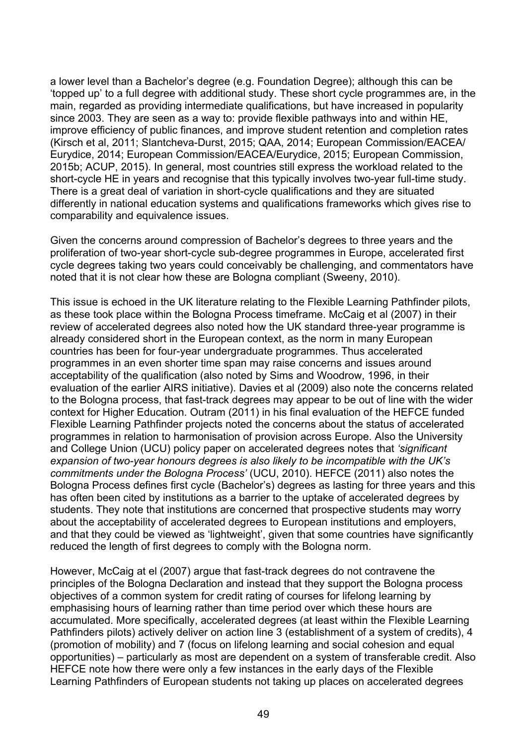a lower level than a Bachelor's degree (e.g. Foundation Degree); although this can be 'topped up' to a full degree with additional study. These short cycle programmes are, in the main, regarded as providing intermediate qualifications, but have increased in popularity since 2003. They are seen as a way to: provide flexible pathways into and within HE, improve efficiency of public finances, and improve student retention and completion rates (Kirsch et al, 2011; Slantcheva-Durst, 2015; QAA, 2014; European Commission/EACEA/ Eurydice, 2014; European Commission/EACEA/Eurydice, 2015; European Commission, 2015b; ACUP, 2015). In general, most countries still express the workload related to the short-cycle HE in years and recognise that this typically involves two-year full-time study. There is a great deal of variation in short-cycle qualifications and they are situated differently in national education systems and qualifications frameworks which gives rise to comparability and equivalence issues.

Given the concerns around compression of Bachelor's degrees to three years and the proliferation of two-year short-cycle sub-degree programmes in Europe, accelerated first cycle degrees taking two years could conceivably be challenging, and commentators have noted that it is not clear how these are Bologna compliant (Sweeny, 2010).

This issue is echoed in the UK literature relating to the Flexible Learning Pathfinder pilots, as these took place within the Bologna Process timeframe. McCaig et al (2007) in their review of accelerated degrees also noted how the UK standard three-year programme is already considered short in the European context, as the norm in many European countries has been for four-year undergraduate programmes. Thus accelerated programmes in an even shorter time span may raise concerns and issues around acceptability of the qualification (also noted by Sims and Woodrow, 1996, in their evaluation of the earlier AIRS initiative). Davies et al (2009) also note the concerns related to the Bologna process, that fast-track degrees may appear to be out of line with the wider context for Higher Education. Outram (2011) in his final evaluation of the HEFCE funded Flexible Learning Pathfinder projects noted the concerns about the status of accelerated programmes in relation to harmonisation of provision across Europe. Also the University and College Union (UCU) policy paper on accelerated degrees notes that *'significant expansion of two-year honours degrees is also likely to be incompatible with the UK's commitments under the Bologna Process'* (UCU, 2010). HEFCE (2011) also notes the Bologna Process defines first cycle (Bachelor's) degrees as lasting for three years and this has often been cited by institutions as a barrier to the uptake of accelerated degrees by students. They note that institutions are concerned that prospective students may worry about the acceptability of accelerated degrees to European institutions and employers, and that they could be viewed as 'lightweight', given that some countries have significantly reduced the length of first degrees to comply with the Bologna norm.

However, McCaig at el (2007) argue that fast-track degrees do not contravene the principles of the Bologna Declaration and instead that they support the Bologna process objectives of a common system for credit rating of courses for lifelong learning by emphasising hours of learning rather than time period over which these hours are accumulated. More specifically, accelerated degrees (at least within the Flexible Learning Pathfinders pilots) actively deliver on action line 3 (establishment of a system of credits), 4 (promotion of mobility) and 7 (focus on lifelong learning and social cohesion and equal opportunities) – particularly as most are dependent on a system of transferable credit. Also HEFCE note how there were only a few instances in the early days of the Flexible Learning Pathfinders of European students not taking up places on accelerated degrees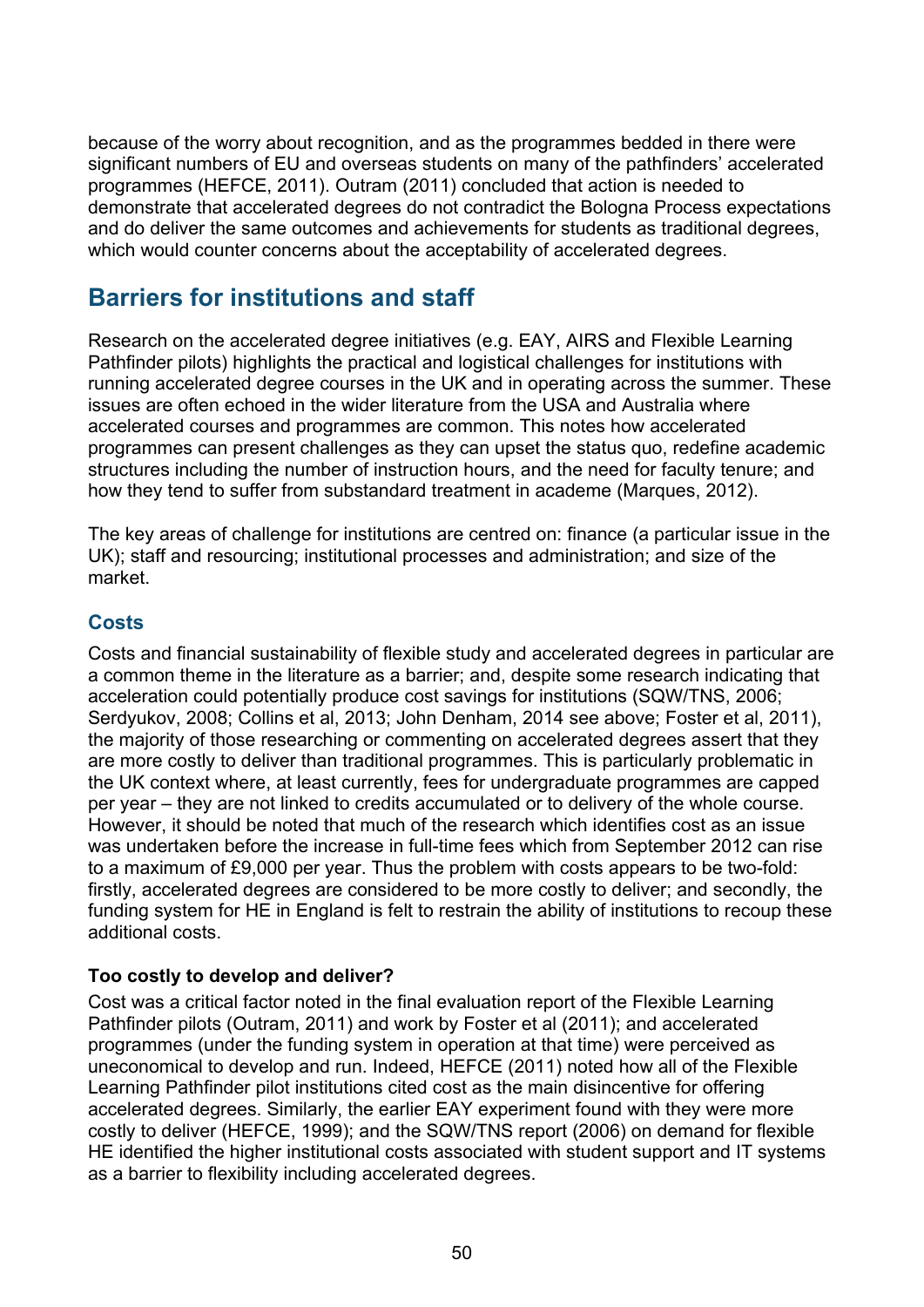because of the worry about recognition, and as the programmes bedded in there were significant numbers of EU and overseas students on many of the pathfinders' accelerated programmes (HEFCE, 2011). Outram (2011) concluded that action is needed to demonstrate that accelerated degrees do not contradict the Bologna Process expectations and do deliver the same outcomes and achievements for students as traditional degrees, which would counter concerns about the acceptability of accelerated degrees.

## Barriers for institutions and staff

Research on the accelerated degree initiatives (e.g. EAY, AIRS and Flexible Learning Pathfinder pilots) highlights the practical and logistical challenges for institutions with running accelerated degree courses in the UK and in operating across the summer. These issues are often echoed in the wider literature from the USA and Australia where accelerated courses and programmes are common. This notes how accelerated programmes can present challenges as they can upset the status quo, redefine academic structures including the number of instruction hours, and the need for faculty tenure; and how they tend to suffer from substandard treatment in academe (Marques, 2012).

The key areas of challenge for institutions are centred on: finance (a particular issue in the UK); staff and resourcing; institutional processes and administration; and size of the market.

### Costs

Costs and financial sustainability of flexible study and accelerated degrees in particular are a common theme in the literature as a barrier; and, despite some research indicating that acceleration could potentially produce cost savings for institutions (SQW/TNS, 2006; Serdyukov, 2008; Collins et al, 2013; John Denham, 2014 see above; Foster et al, 2011), the majority of those researching or commenting on accelerated degrees assert that they are more costly to deliver than traditional programmes. This is particularly problematic in the UK context where, at least currently, fees for undergraduate programmes are capped per year – they are not linked to credits accumulated or to delivery of the whole course. However, it should be noted that much of the research which identifies cost as an issue was undertaken before the increase in full-time fees which from September 2012 can rise to a maximum of £9,000 per year. Thus the problem with costs appears to be two-fold: firstly, accelerated degrees are considered to be more costly to deliver; and secondly, the funding system for HE in England is felt to restrain the ability of institutions to recoup these additional costs.

#### Too costly to develop and deliver?

Cost was a critical factor noted in the final evaluation report of the Flexible Learning Pathfinder pilots (Outram, 2011) and work by Foster et al (2011); and accelerated programmes (under the funding system in operation at that time) were perceived as uneconomical to develop and run. Indeed, HEFCE (2011) noted how all of the Flexible Learning Pathfinder pilot institutions cited cost as the main disincentive for offering accelerated degrees. Similarly, the earlier EAY experiment found with they were more costly to deliver (HEFCE, 1999); and the SQW/TNS report (2006) on demand for flexible HE identified the higher institutional costs associated with student support and IT systems as a barrier to flexibility including accelerated degrees.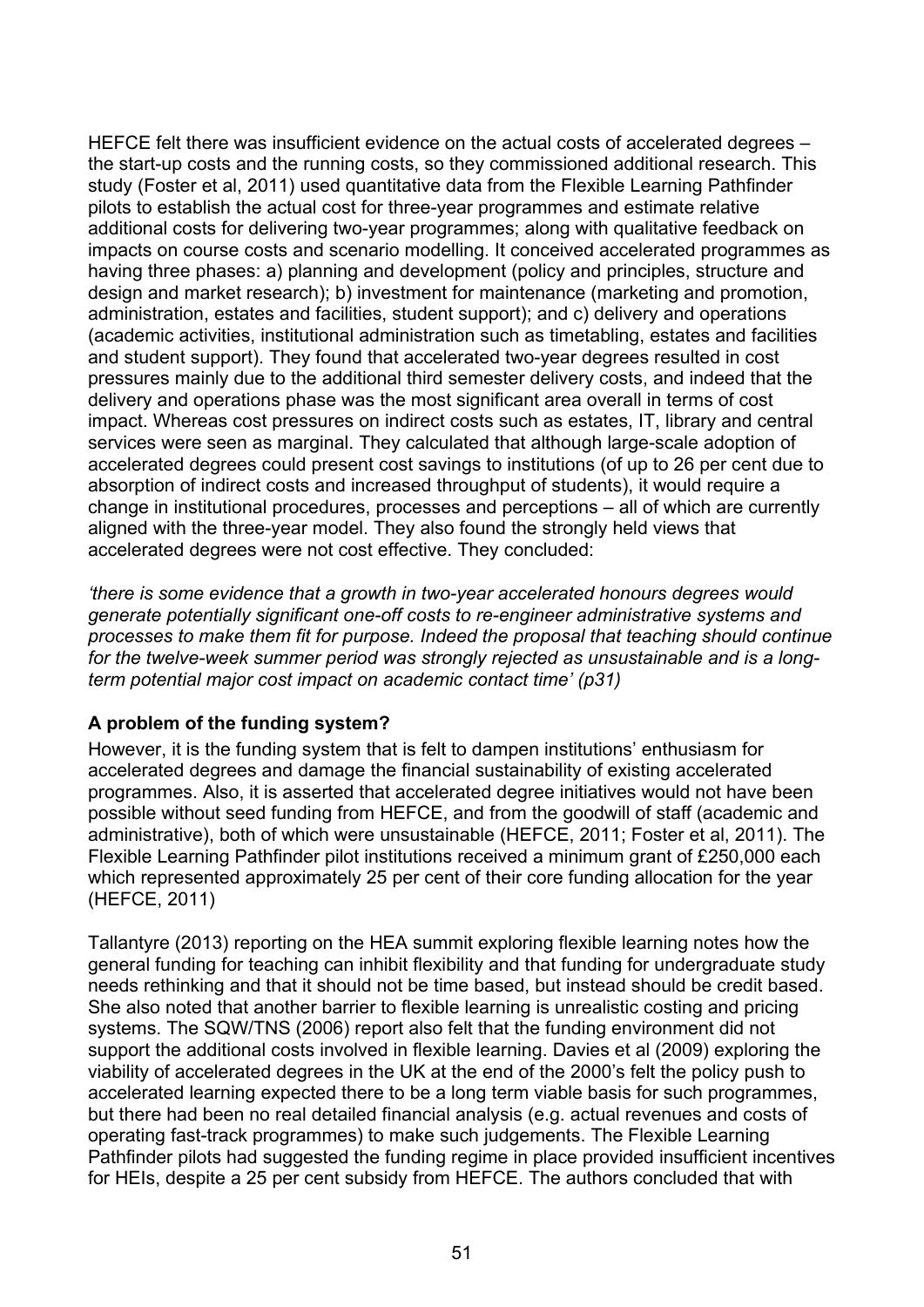HEFCE felt there was insufficient evidence on the actual costs of accelerated degrees – the start-up costs and the running costs, so they commissioned additional research. This study (Foster et al, 2011) used quantitative data from the Flexible Learning Pathfinder pilots to establish the actual cost for three-year programmes and estimate relative additional costs for delivering two-year programmes; along with qualitative feedback on impacts on course costs and scenario modelling. It conceived accelerated programmes as having three phases: a) planning and development (policy and principles, structure and design and market research); b) investment for maintenance (marketing and promotion, administration, estates and facilities, student support); and c) delivery and operations (academic activities, institutional administration such as timetabling, estates and facilities and student support). They found that accelerated two-year degrees resulted in cost pressures mainly due to the additional third semester delivery costs, and indeed that the delivery and operations phase was the most significant area overall in terms of cost impact. Whereas cost pressures on indirect costs such as estates, IT, library and central services were seen as marginal. They calculated that although large-scale adoption of accelerated degrees could present cost savings to institutions (of up to 26 per cent due to absorption of indirect costs and increased throughput of students), it would require a change in institutional procedures, processes and perceptions – all of which are currently aligned with the three-year model. They also found the strongly held views that accelerated degrees were not cost effective. They concluded:

*'there is some evidence that a growth in two-year accelerated honours degrees would generate potentially significant one-off costs to re-engineer administrative systems and processes to make them fit for purpose. Indeed the proposal that teaching should continue for the twelve-week summer period was strongly rejected as unsustainable and is a long-term potential major cost impact on academic contact time' (p31)*

**A problem of the funding system?**

However, it is the funding system that is felt to dampen institutions' enthusiasm for accelerated degrees and damage the financial sustainability of existing accelerated programmes. Also, it is asserted that accelerated degree initiatives would not have been possible without seed funding from HEFCE, and from the goodwill of staff (academic and administrative), both of which were unsustainable (HEFCE, 2011; Foster et al, 2011). The Flexible Learning Pathfinder pilot institutions received a minimum grant of £250,000 each which represented approximately 25 per cent of their core funding allocation for the year (HEFCE, 2011)

Tallantyre (2013) reporting on the HEA summit exploring flexible learning notes how the general funding for teaching can inhibit flexibility and that funding for undergraduate study needs rethinking and that it should not be time based, but instead should be credit based. She also noted that another barrier to flexible learning is unrealistic costing and pricing systems. The SQW/TNS (2006) report also felt that the funding environment did not support the additional costs involved in flexible learning. Davies et al (2009) exploring the viability of accelerated degrees in the UK at the end of the 2000's felt the policy push to accelerated learning expected there to be a long term viable basis for such programmes, but there had been no real detailed financial analysis (e.g. actual revenues and costs of operating fast-track programmes) to make such judgements. The Flexible Learning Pathfinder pilots had suggested the funding regime in place provided insufficient incentives for HEIs, despite a 25 per cent subsidy from HEFCE. The authors concluded that with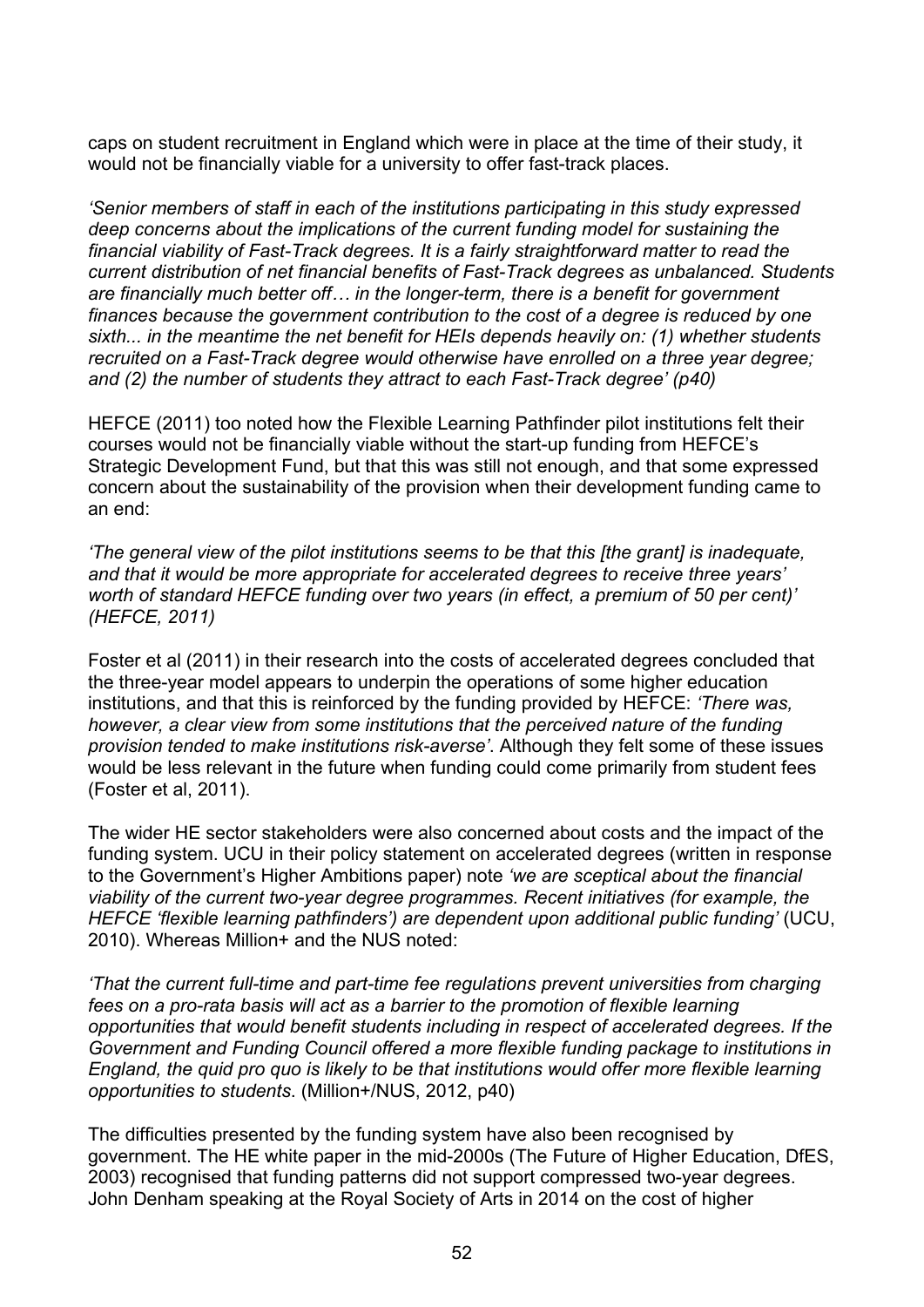caps on student recruitment in England which were in place at the time of their study, it would not be financially viable for a university to offer fast-track places.

*'Senior members of staff in each of the institutions participating in this study expressed deep concerns about the implications of the current funding model for sustaining the financial viability of Fast-Track degrees. It is a fairly straightforward matter to read the current distribution of net financial benefits of Fast-Track degrees as unbalanced. Students are financially much better off… in the longer-term, there is a benefit for government finances because the government contribution to the cost of a degree is reduced by one sixth... in the meantime the net benefit for HEIs depends heavily on: (1) whether students recruited on a Fast-Track degree would otherwise have enrolled on a three year degree; and (2) the number of students they attract to each Fast-Track degree' (p40)*

HEFCE (2011) too noted how the Flexible Learning Pathfinder pilot institutions felt their courses would not be financially viable without the start-up funding from HEFCE's Strategic Development Fund, but that this was still not enough, and that some expressed concern about the sustainability of the provision when their development funding came to an end:

*'The general view of the pilot institutions seems to be that this [the grant] is inadequate, and that it would be more appropriate for accelerated degrees to receive three years' worth of standard HEFCE funding over two years (in effect, a premium of 50 per cent)' (HEFCE, 2011)*

Foster et al (2011) in their research into the costs of accelerated degrees concluded that the three-year model appears to underpin the operations of some higher education institutions, and that this is reinforced by the funding provided by HEFCE: *'There was, however, a clear view from some institutions that the perceived nature of the funding provision tended to make institutions risk-averse'*. Although they felt some of these issues would be less relevant in the future when funding could come primarily from student fees (Foster et al, 2011).

The wider HE sector stakeholders were also concerned about costs and the impact of the funding system. UCU in their policy statement on accelerated degrees (written in response to the Government's Higher Ambitions paper) note *'we are sceptical about the financial viability of the current two-year degree programmes. Recent initiatives (for example, the HEFCE 'flexible learning pathfinders') are dependent upon additional public funding'* (UCU, 2010). Whereas Million+ and the NUS noted:

*'That the current full-time and part-time fee regulations prevent universities from charging fees on a pro-rata basis will act as a barrier to the promotion of flexible learning opportunities that would benefit students including in respect of accelerated degrees. If the Government and Funding Council offered a more flexible funding package to institutions in England, the quid pro quo is likely to be that institutions would offer more flexible learning opportunities to students*. (Million+/NUS, 2012, p40)

The difficulties presented by the funding system have also been recognised by government. The HE white paper in the mid-2000s (The Future of Higher Education, DfES, 2003) recognised that funding patterns did not support compressed two-year degrees. John Denham speaking at the Royal Society of Arts in 2014 on the cost of higher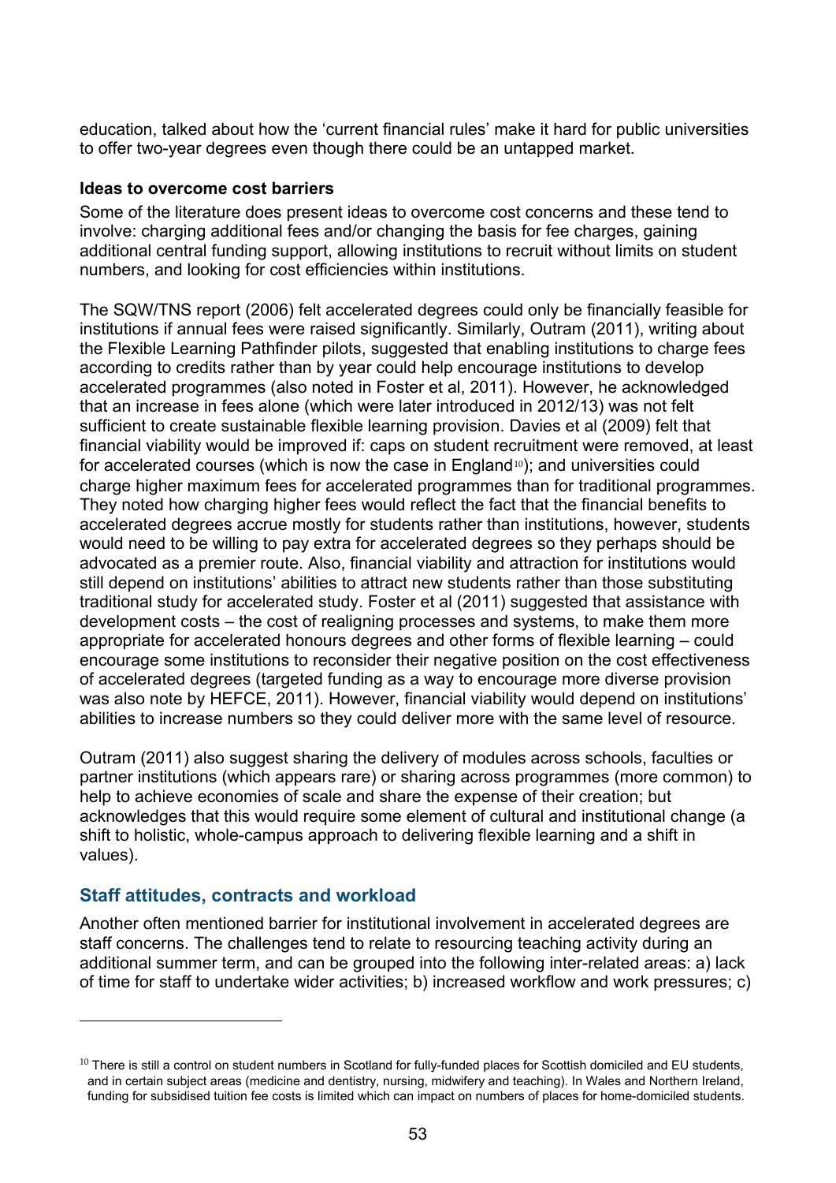education, talked about how the 'current financial rules' make it hard for public universities to offer two-year degrees even though there could be an untapped market.

**Ideas to overcome cost barriers**

Some of the literature does present ideas to overcome cost concerns and these tend to involve: charging additional fees and/or changing the basis for fee charges, gaining additional central funding support, allowing institutions to recruit without limits on student numbers, and looking for cost efficiencies within institutions.

The SQW/TNS report (2006) felt accelerated degrees could only be financially feasible for institutions if annual fees were raised significantly. Similarly, Outram (2011), writing about the Flexible Learning Pathfinder pilots, suggested that enabling institutions to charge fees according to credits rather than by year could help encourage institutions to develop accelerated programmes (also noted in Foster et al, 2011). However, he acknowledged that an increase in fees alone (which were later introduced in 2012/13) was not felt sufficient to create sustainable flexible learning provision. Davies et al (2009) felt that financial viability would be improved if: caps on student recruitment were removed, at least for accelerated courses (which is now the case in England[10]); and universities could charge higher maximum fees for accelerated programmes than for traditional programmes. They noted how charging higher fees would reflect the fact that the financial benefits to accelerated degrees accrue mostly for students rather than institutions, however, students would need to be willing to pay extra for accelerated degrees so they perhaps should be advocated as a premier route. Also, financial viability and attraction for institutions would still depend on institutions' abilities to attract new students rather than those substituting traditional study for accelerated study. Foster et al (2011) suggested that assistance with development costs – the cost of realigning processes and systems, to make them more appropriate for accelerated honours degrees and other forms of flexible learning – could encourage some institutions to reconsider their negative position on the cost effectiveness of accelerated degrees (targeted funding as a way to encourage more diverse provision was also note by HEFCE, 2011). However, financial viability would depend on institutions' abilities to increase numbers so they could deliver more with the same level of resource.

Outram (2011) also suggest sharing the delivery of modules across schools, faculties or partner institutions (which appears rare) or sharing across programmes (more common) to help to achieve economies of scale and share the expense of their creation; but acknowledges that this would require some element of cultural and institutional change (a shift to holistic, whole-campus approach to delivering flexible learning and a shift in values).

## Staff attitudes, contracts and workload

Another often mentioned barrier for institutional involvement in accelerated degrees are staff concerns. The challenges tend to relate to resourcing teaching activity during an additional summer term, and can be grouped into the following inter-related areas: a) lack of time for staff to undertake wider activities; b) increased workflow and work pressures; c)

[10] There is still a control on student numbers in Scotland for fully-funded places for Scottish domiciled and EU students, and in certain subject areas (medicine and dentistry, nursing, midwifery and teaching). In Wales and Northern Ireland, funding for subsidised tuition fee costs is limited which can impact on numbers of places for home-domiciled students.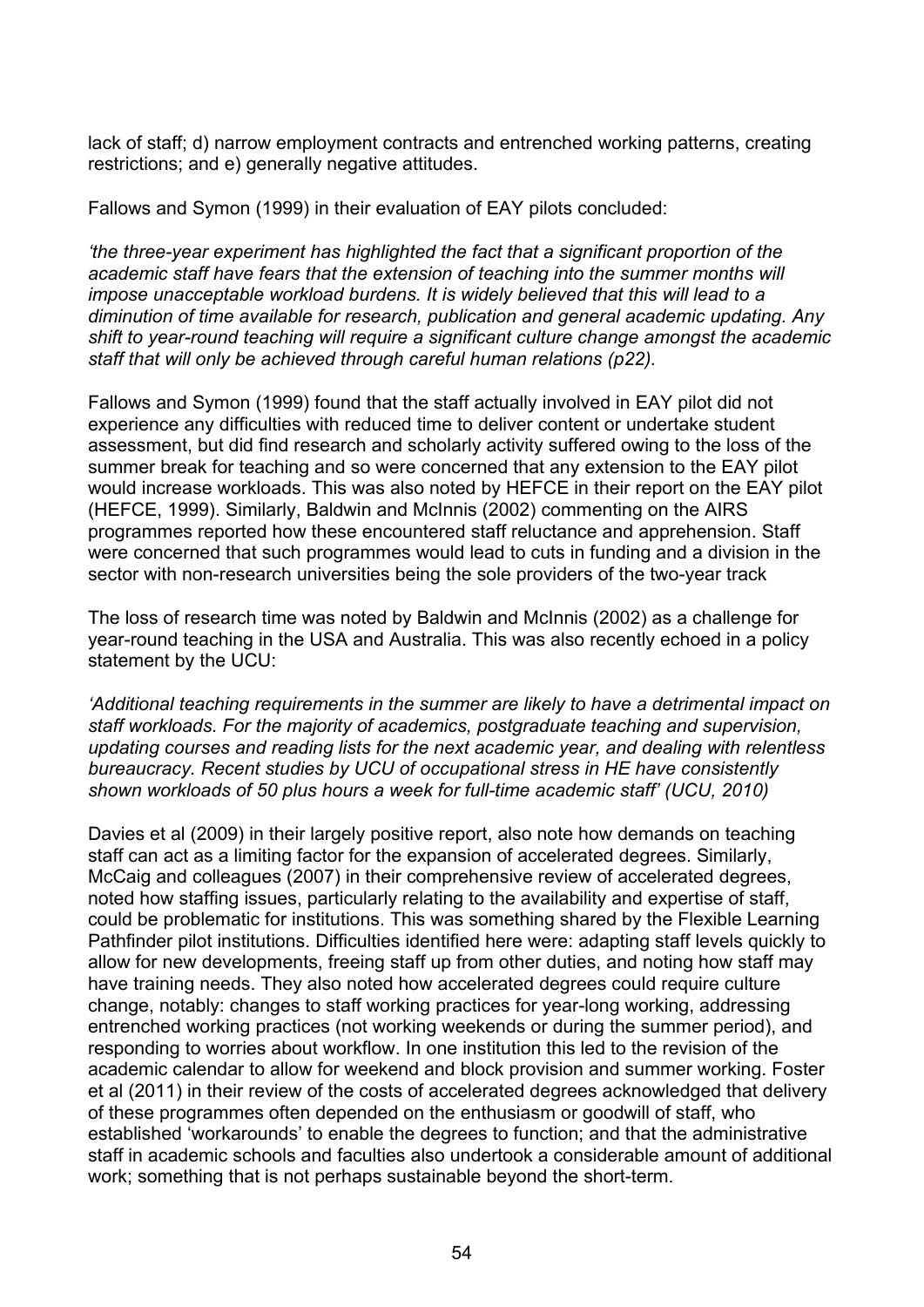lack of staff; d) narrow employment contracts and entrenched working patterns, creating restrictions; and e) generally negative attitudes.

Fallows and Symon (1999) in their evaluation of EAY pilots concluded:

*'the three-year experiment has highlighted the fact that a significant proportion of the academic staff have fears that the extension of teaching into the summer months will impose unacceptable workload burdens. It is widely believed that this will lead to a diminution of time available for research, publication and general academic updating. Any shift to year-round teaching will require a significant culture change amongst the academic staff that will only be achieved through careful human relations (p22).*

Fallows and Symon (1999) found that the staff actually involved in EAY pilot did not experience any difficulties with reduced time to deliver content or undertake student assessment, but did find research and scholarly activity suffered owing to the loss of the summer break for teaching and so were concerned that any extension to the EAY pilot would increase workloads. This was also noted by HEFCE in their report on the EAY pilot (HEFCE, 1999). Similarly, Baldwin and McInnis (2002) commenting on the AIRS programmes reported how these encountered staff reluctance and apprehension. Staff were concerned that such programmes would lead to cuts in funding and a division in the sector with non-research universities being the sole providers of the two-year track

The loss of research time was noted by Baldwin and McInnis (2002) as a challenge for year-round teaching in the USA and Australia. This was also recently echoed in a policy statement by the UCU:

*'Additional teaching requirements in the summer are likely to have a detrimental impact on staff workloads. For the majority of academics, postgraduate teaching and supervision, updating courses and reading lists for the next academic year, and dealing with relentless bureaucracy. Recent studies by UCU of occupational stress in HE have consistently shown workloads of 50 plus hours a week for full-time academic staff' (UCU, 2010)*

Davies et al (2009) in their largely positive report, also note how demands on teaching staff can act as a limiting factor for the expansion of accelerated degrees. Similarly, McCaig and colleagues (2007) in their comprehensive review of accelerated degrees, noted how staffing issues, particularly relating to the availability and expertise of staff, could be problematic for institutions. This was something shared by the Flexible Learning Pathfinder pilot institutions. Difficulties identified here were: adapting staff levels quickly to allow for new developments, freeing staff up from other duties, and noting how staff may have training needs. They also noted how accelerated degrees could require culture change, notably: changes to staff working practices for year-long working, addressing entrenched working practices (not working weekends or during the summer period), and responding to worries about workflow. In one institution this led to the revision of the academic calendar to allow for weekend and block provision and summer working. Foster et al (2011) in their review of the costs of accelerated degrees acknowledged that delivery of these programmes often depended on the enthusiasm or goodwill of staff, who established 'workarounds' to enable the degrees to function; and that the administrative staff in academic schools and faculties also undertook a considerable amount of additional work; something that is not perhaps sustainable beyond the short-term.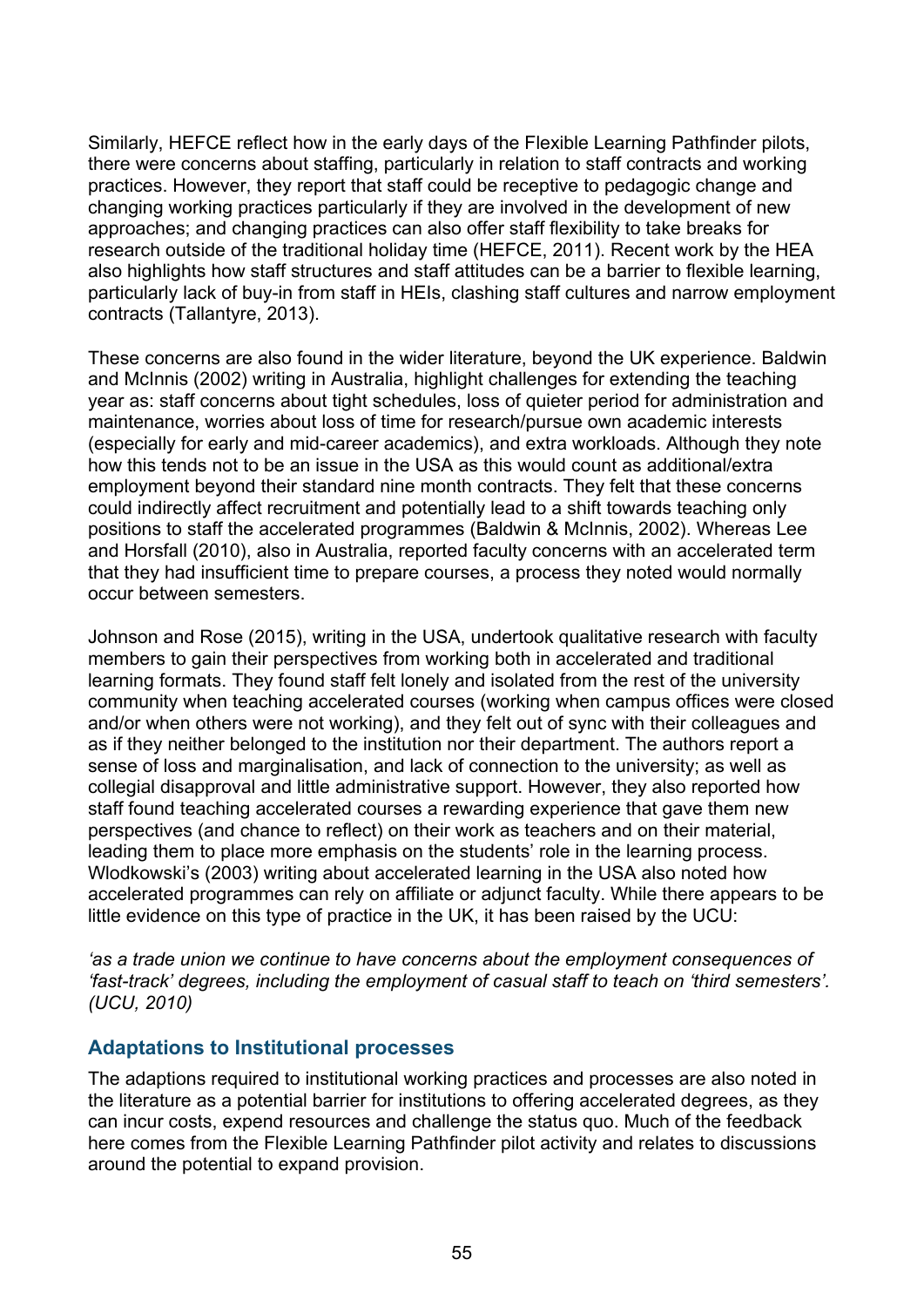Similarly, HEFCE reflect how in the early days of the Flexible Learning Pathfinder pilots, there were concerns about staffing, particularly in relation to staff contracts and working practices. However, they report that staff could be receptive to pedagogic change and changing working practices particularly if they are involved in the development of new approaches; and changing practices can also offer staff flexibility to take breaks for research outside of the traditional holiday time (HEFCE, 2011). Recent work by the HEA also highlights how staff structures and staff attitudes can be a barrier to flexible learning, particularly lack of buy-in from staff in HEIs, clashing staff cultures and narrow employment contracts (Tallantyre, 2013).

These concerns are also found in the wider literature, beyond the UK experience. Baldwin and McInnis (2002) writing in Australia, highlight challenges for extending the teaching year as: staff concerns about tight schedules, loss of quieter period for administration and maintenance, worries about loss of time for research/pursue own academic interests (especially for early and mid-career academics), and extra workloads. Although they note how this tends not to be an issue in the USA as this would count as additional/extra employment beyond their standard nine month contracts. They felt that these concerns could indirectly affect recruitment and potentially lead to a shift towards teaching only positions to staff the accelerated programmes (Baldwin & McInnis, 2002). Whereas Lee and Horsfall (2010), also in Australia, reported faculty concerns with an accelerated term that they had insufficient time to prepare courses, a process they noted would normally occur between semesters.

Johnson and Rose (2015), writing in the USA, undertook qualitative research with faculty members to gain their perspectives from working both in accelerated and traditional learning formats. They found staff felt lonely and isolated from the rest of the university community when teaching accelerated courses (working when campus offices were closed and/or when others were not working), and they felt out of sync with their colleagues and as if they neither belonged to the institution nor their department. The authors report a sense of loss and marginalisation, and lack of connection to the university; as well as collegial disapproval and little administrative support. However, they also reported how staff found teaching accelerated courses a rewarding experience that gave them new perspectives (and chance to reflect) on their work as teachers and on their material, leading them to place more emphasis on the students' role in the learning process. Wlodkowski's (2003) writing about accelerated learning in the USA also noted how accelerated programmes can rely on affiliate or adjunct faculty. While there appears to be little evidence on this type of practice in the UK, it has been raised by the UCU:

*'as a trade union we continue to have concerns about the employment consequences of 'fast-track' degrees, including the employment of casual staff to teach on 'third semesters'. (UCU, 2010)*

### Adaptations to Institutional processes

The adaptions required to institutional working practices and processes are also noted in the literature as a potential barrier for institutions to offering accelerated degrees, as they can incur costs, expend resources and challenge the status quo. Much of the feedback here comes from the Flexible Learning Pathfinder pilot activity and relates to discussions around the potential to expand provision.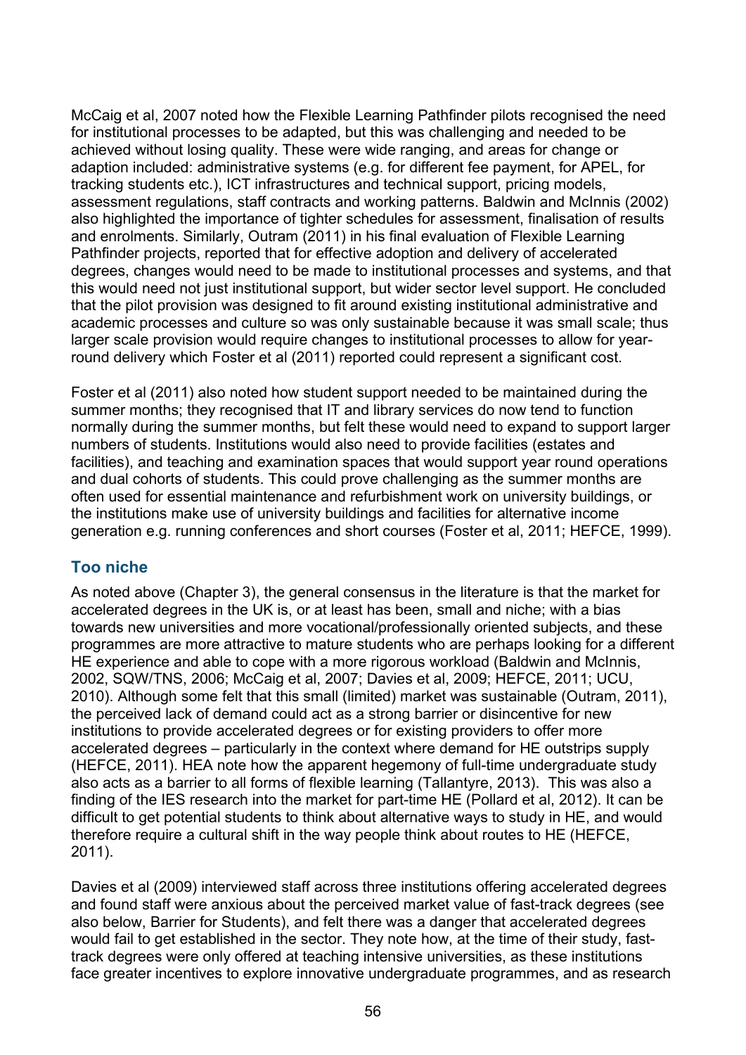McCaig et al, 2007 noted how the Flexible Learning Pathfinder pilots recognised the need for institutional processes to be adapted, but this was challenging and needed to be achieved without losing quality. These were wide ranging, and areas for change or adaption included: administrative systems (e.g. for different fee payment, for APEL, for tracking students etc.), ICT infrastructures and technical support, pricing models, assessment regulations, staff contracts and working patterns. Baldwin and McInnis (2002) also highlighted the importance of tighter schedules for assessment, finalisation of results and enrolments. Similarly, Outram (2011) in his final evaluation of Flexible Learning Pathfinder projects, reported that for effective adoption and delivery of accelerated degrees, changes would need to be made to institutional processes and systems, and that this would need not just institutional support, but wider sector level support. He concluded that the pilot provision was designed to fit around existing institutional administrative and academic processes and culture so was only sustainable because it was small scale; thus larger scale provision would require changes to institutional processes to allow for year-round delivery which Foster et al (2011) reported could represent a significant cost.

Foster et al (2011) also noted how student support needed to be maintained during the summer months; they recognised that IT and library services do now tend to function normally during the summer months, but felt these would need to expand to support larger numbers of students. Institutions would also need to provide facilities (estates and facilities), and teaching and examination spaces that would support year round operations and dual cohorts of students. This could prove challenging as the summer months are often used for essential maintenance and refurbishment work on university buildings, or the institutions make use of university buildings and facilities for alternative income generation e.g. running conferences and short courses (Foster et al, 2011; HEFCE, 1999).

## Too niche

As noted above (Chapter 3), the general consensus in the literature is that the market for accelerated degrees in the UK is, or at least has been, small and niche; with a bias towards new universities and more vocational/professionally oriented subjects, and these programmes are more attractive to mature students who are perhaps looking for a different HE experience and able to cope with a more rigorous workload (Baldwin and McInnis, 2002, SQW/TNS, 2006; McCaig et al, 2007; Davies et al, 2009; HEFCE, 2011; UCU, 2010). Although some felt that this small (limited) market was sustainable (Outram, 2011), the perceived lack of demand could act as a strong barrier or disincentive for new institutions to provide accelerated degrees or for existing providers to offer more accelerated degrees – particularly in the context where demand for HE outstrips supply (HEFCE, 2011). HEA note how the apparent hegemony of full-time undergraduate study also acts as a barrier to all forms of flexible learning (Tallantyre, 2013). This was also a finding of the IES research into the market for part-time HE (Pollard et al, 2012). It can be difficult to get potential students to think about alternative ways to study in HE, and would therefore require a cultural shift in the way people think about routes to HE (HEFCE, 2011).

Davies et al (2009) interviewed staff across three institutions offering accelerated degrees and found staff were anxious about the perceived market value of fast-track degrees (see also below, Barrier for Students), and felt there was a danger that accelerated degrees would fail to get established in the sector. They note how, at the time of their study, fast-track degrees were only offered at teaching intensive universities, as these institutions face greater incentives to explore innovative undergraduate programmes, and as research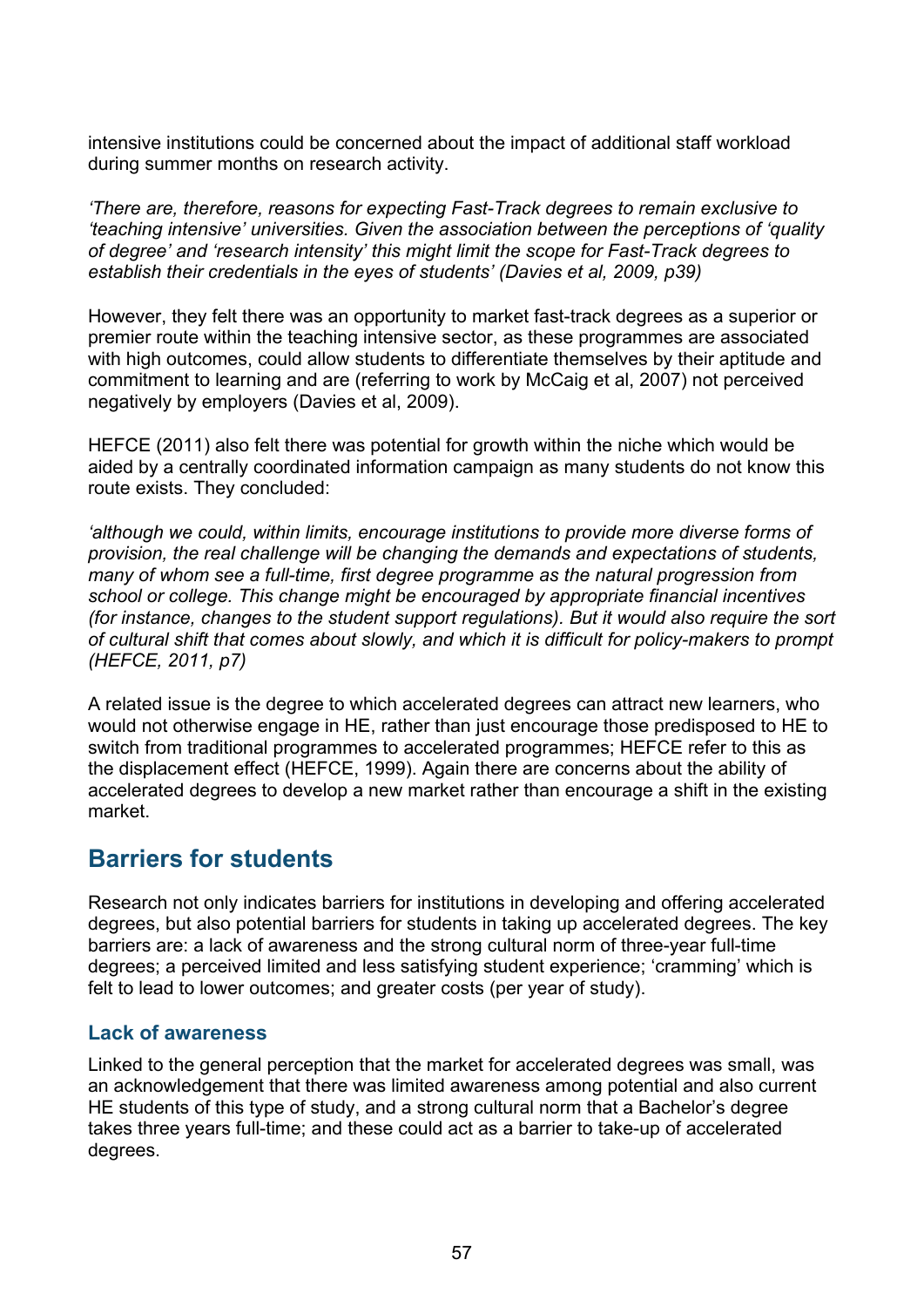intensive institutions could be concerned about the impact of additional staff workload during summer months on research activity.

*'There are, therefore, reasons for expecting Fast-Track degrees to remain exclusive to 'teaching intensive' universities. Given the association between the perceptions of 'quality of degree' and 'research intensity' this might limit the scope for Fast-Track degrees to establish their credentials in the eyes of students' (Davies et al, 2009, p39)*

However, they felt there was an opportunity to market fast-track degrees as a superior or premier route within the teaching intensive sector, as these programmes are associated with high outcomes, could allow students to differentiate themselves by their aptitude and commitment to learning and are (referring to work by McCaig et al, 2007) not perceived negatively by employers (Davies et al, 2009).

HEFCE (2011) also felt there was potential for growth within the niche which would be aided by a centrally coordinated information campaign as many students do not know this route exists. They concluded:

*'although we could, within limits, encourage institutions to provide more diverse forms of provision, the real challenge will be changing the demands and expectations of students, many of whom see a full-time, first degree programme as the natural progression from school or college. This change might be encouraged by appropriate financial incentives (for instance, changes to the student support regulations). But it would also require the sort of cultural shift that comes about slowly, and which it is difficult for policy-makers to prompt (HEFCE, 2011, p7)*

A related issue is the degree to which accelerated degrees can attract new learners, who would not otherwise engage in HE, rather than just encourage those predisposed to HE to switch from traditional programmes to accelerated programmes; HEFCE refer to this as the displacement effect (HEFCE, 1999). Again there are concerns about the ability of accelerated degrees to develop a new market rather than encourage a shift in the existing market.

## Barriers for students

Research not only indicates barriers for institutions in developing and offering accelerated degrees, but also potential barriers for students in taking up accelerated degrees. The key barriers are: a lack of awareness and the strong cultural norm of three-year full-time degrees; a perceived limited and less satisfying student experience; 'cramming' which is felt to lead to lower outcomes; and greater costs (per year of study).

### Lack of awareness

Linked to the general perception that the market for accelerated degrees was small, was an acknowledgement that there was limited awareness among potential and also current HE students of this type of study, and a strong cultural norm that a Bachelor's degree takes three years full-time; and these could act as a barrier to take-up of accelerated degrees.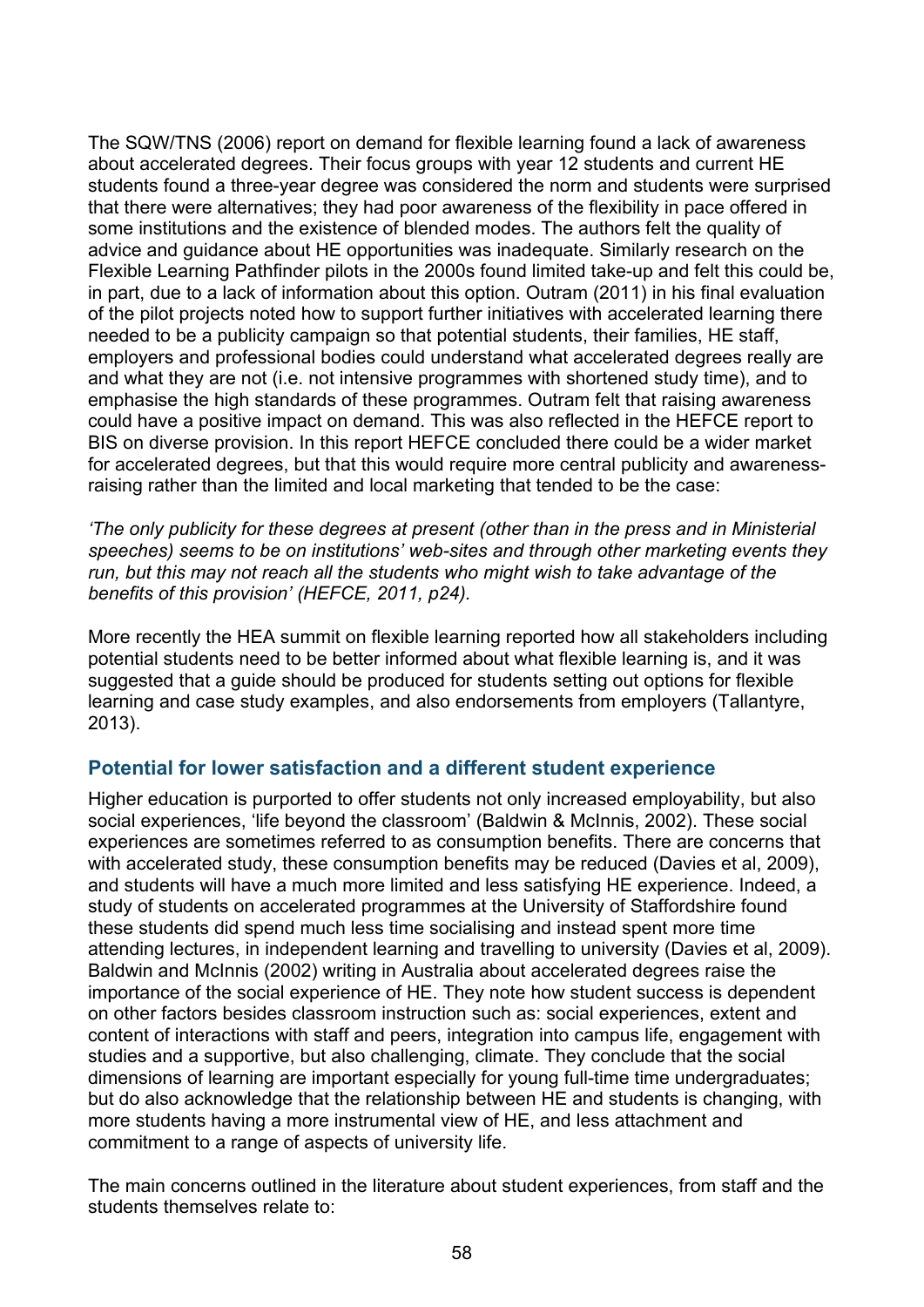The SQW/TNS (2006) report on demand for flexible learning found a lack of awareness about accelerated degrees. Their focus groups with year 12 students and current HE students found a three-year degree was considered the norm and students were surprised that there were alternatives; they had poor awareness of the flexibility in pace offered in some institutions and the existence of blended modes. The authors felt the quality of advice and guidance about HE opportunities was inadequate. Similarly research on the Flexible Learning Pathfinder pilots in the 2000s found limited take-up and felt this could be, in part, due to a lack of information about this option. Outram (2011) in his final evaluation of the pilot projects noted how to support further initiatives with accelerated learning there needed to be a publicity campaign so that potential students, their families, HE staff, employers and professional bodies could understand what accelerated degrees really are and what they are not (i.e. not intensive programmes with shortened study time), and to emphasise the high standards of these programmes. Outram felt that raising awareness could have a positive impact on demand. This was also reflected in the HEFCE report to BIS on diverse provision. In this report HEFCE concluded there could be a wider market for accelerated degrees, but that this would require more central publicity and awareness-raising rather than the limited and local marketing that tended to be the case:

*'The only publicity for these degrees at present (other than in the press and in Ministerial speeches) seems to be on institutions' web-sites and through other marketing events they run, but this may not reach all the students who might wish to take advantage of the benefits of this provision' (HEFCE, 2011, p24).*

More recently the HEA summit on flexible learning reported how all stakeholders including potential students need to be better informed about what flexible learning is, and it was suggested that a guide should be produced for students setting out options for flexible learning and case study examples, and also endorsements from employers (Tallantyre, 2013).

## Potential for lower satisfaction and a different student experience

Higher education is purported to offer students not only increased employability, but also social experiences, 'life beyond the classroom' (Baldwin & McInnis, 2002). These social experiences are sometimes referred to as consumption benefits. There are concerns that with accelerated study, these consumption benefits may be reduced (Davies et al, 2009), and students will have a much more limited and less satisfying HE experience. Indeed, a study of students on accelerated programmes at the University of Staffordshire found these students did spend much less time socialising and instead spent more time attending lectures, in independent learning and travelling to university (Davies et al, 2009). Baldwin and McInnis (2002) writing in Australia about accelerated degrees raise the importance of the social experience of HE. They note how student success is dependent on other factors besides classroom instruction such as: social experiences, extent and content of interactions with staff and peers, integration into campus life, engagement with studies and a supportive, but also challenging, climate. They conclude that the social dimensions of learning are important especially for young full-time time undergraduates; but do also acknowledge that the relationship between HE and students is changing, with more students having a more instrumental view of HE, and less attachment and commitment to a range of aspects of university life.

The main concerns outlined in the literature about student experiences, from staff and the students themselves relate to: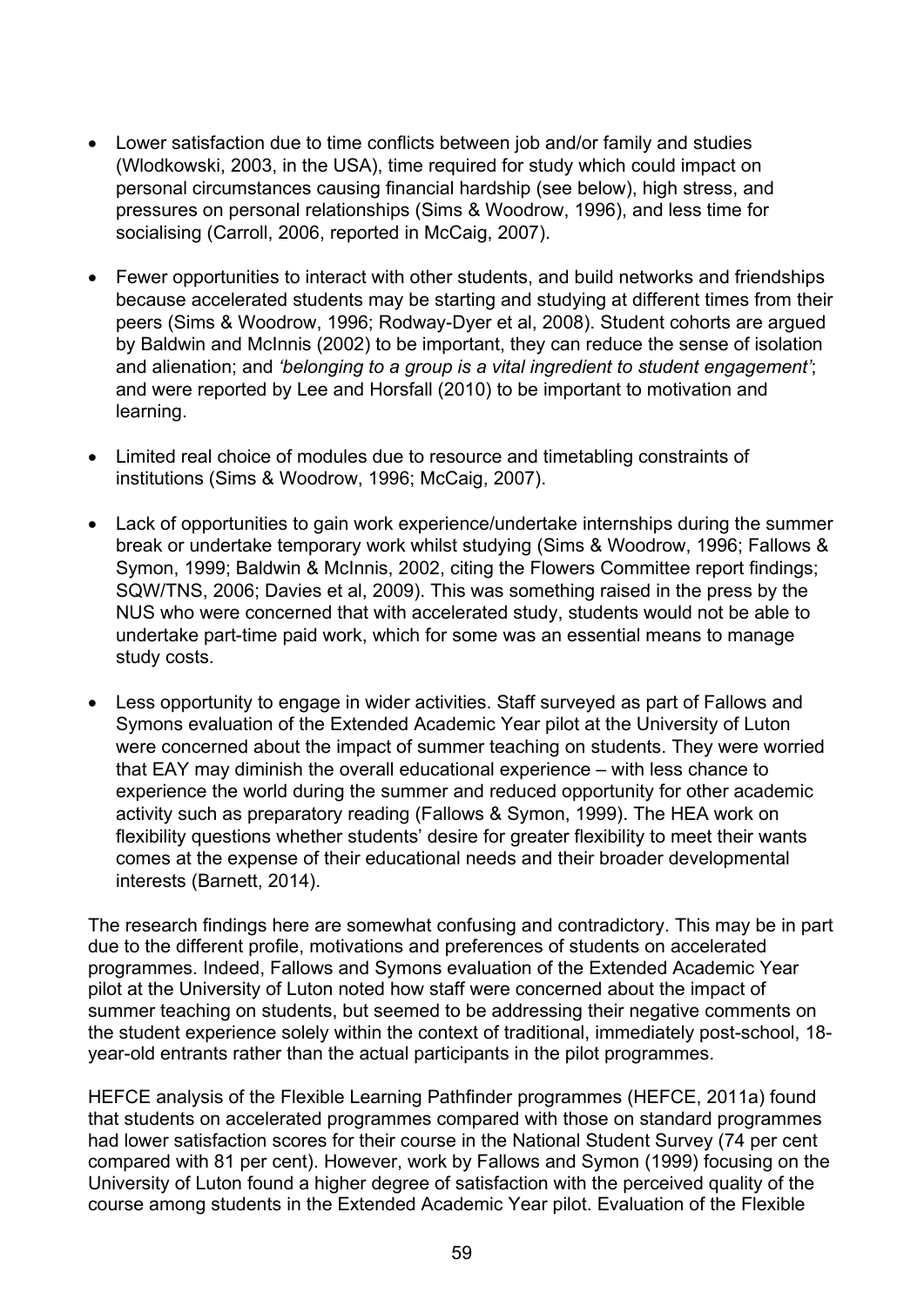- Lower satisfaction due to time conflicts between job and/or family and studies (Wlodkowski, 2003, in the USA), time required for study which could impact on personal circumstances causing financial hardship (see below), high stress, and pressures on personal relationships (Sims & Woodrow, 1996), and less time for socialising (Carroll, 2006, reported in McCaig, 2007).

- Fewer opportunities to interact with other students, and build networks and friendships because accelerated students may be starting and studying at different times from their peers (Sims & Woodrow, 1996; Rodway-Dyer et al, 2008). Student cohorts are argued by Baldwin and McInnis (2002) to be important, they can reduce the sense of isolation and alienation; and *'belonging to a group is a vital ingredient to student engagement'*; and were reported by Lee and Horsfall (2010) to be important to motivation and learning.

- Limited real choice of modules due to resource and timetabling constraints of institutions (Sims & Woodrow, 1996; McCaig, 2007).

- Lack of opportunities to gain work experience/undertake internships during the summer break or undertake temporary work whilst studying (Sims & Woodrow, 1996; Fallows & Symon, 1999; Baldwin & McInnis, 2002, citing the Flowers Committee report findings; SQW/TNS, 2006; Davies et al, 2009). This was something raised in the press by the NUS who were concerned that with accelerated study, students would not be able to undertake part-time paid work, which for some was an essential means to manage study costs.

- Less opportunity to engage in wider activities. Staff surveyed as part of Fallows and Symons evaluation of the Extended Academic Year pilot at the University of Luton were concerned about the impact of summer teaching on students. They were worried that EAY may diminish the overall educational experience – with less chance to experience the world during the summer and reduced opportunity for other academic activity such as preparatory reading (Fallows & Symon, 1999). The HEA work on flexibility questions whether students' desire for greater flexibility to meet their wants comes at the expense of their educational needs and their broader developmental interests (Barnett, 2014).

The research findings here are somewhat confusing and contradictory. This may be in part due to the different profile, motivations and preferences of students on accelerated programmes. Indeed, Fallows and Symons evaluation of the Extended Academic Year pilot at the University of Luton noted how staff were concerned about the impact of summer teaching on students, but seemed to be addressing their negative comments on the student experience solely within the context of traditional, immediately post-school, 18-year-old entrants rather than the actual participants in the pilot programmes.

HEFCE analysis of the Flexible Learning Pathfinder programmes (HEFCE, 2011a) found that students on accelerated programmes compared with those on standard programmes had lower satisfaction scores for their course in the National Student Survey (74 per cent compared with 81 per cent). However, work by Fallows and Symon (1999) focusing on the University of Luton found a higher degree of satisfaction with the perceived quality of the course among students in the Extended Academic Year pilot. Evaluation of the Flexible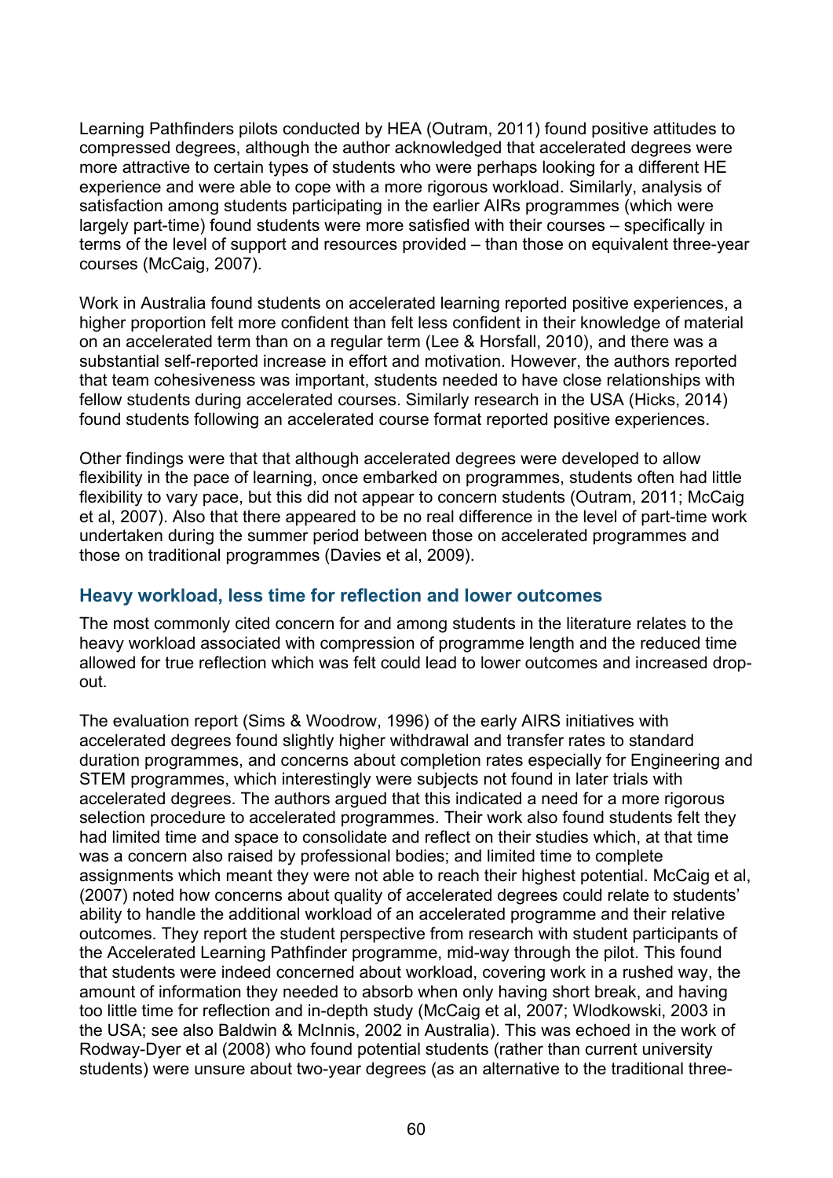Learning Pathfinders pilots conducted by HEA (Outram, 2011) found positive attitudes to compressed degrees, although the author acknowledged that accelerated degrees were more attractive to certain types of students who were perhaps looking for a different HE experience and were able to cope with a more rigorous workload. Similarly, analysis of satisfaction among students participating in the earlier AIRs programmes (which were largely part-time) found students were more satisfied with their courses – specifically in terms of the level of support and resources provided – than those on equivalent three-year courses (McCaig, 2007).

Work in Australia found students on accelerated learning reported positive experiences, a higher proportion felt more confident than felt less confident in their knowledge of material on an accelerated term than on a regular term (Lee & Horsfall, 2010), and there was a substantial self-reported increase in effort and motivation. However, the authors reported that team cohesiveness was important, students needed to have close relationships with fellow students during accelerated courses. Similarly research in the USA (Hicks, 2014) found students following an accelerated course format reported positive experiences.

Other findings were that that although accelerated degrees were developed to allow flexibility in the pace of learning, once embarked on programmes, students often had little flexibility to vary pace, but this did not appear to concern students (Outram, 2011; McCaig et al, 2007). Also that there appeared to be no real difference in the level of part-time work undertaken during the summer period between those on accelerated programmes and those on traditional programmes (Davies et al, 2009).

### Heavy workload, less time for reflection and lower outcomes

The most commonly cited concern for and among students in the literature relates to the heavy workload associated with compression of programme length and the reduced time allowed for true reflection which was felt could lead to lower outcomes and increased drop-out.

The evaluation report (Sims & Woodrow, 1996) of the early AIRS initiatives with accelerated degrees found slightly higher withdrawal and transfer rates to standard duration programmes, and concerns about completion rates especially for Engineering and STEM programmes, which interestingly were subjects not found in later trials with accelerated degrees. The authors argued that this indicated a need for a more rigorous selection procedure to accelerated programmes. Their work also found students felt they had limited time and space to consolidate and reflect on their studies which, at that time was a concern also raised by professional bodies; and limited time to complete assignments which meant they were not able to reach their highest potential. McCaig et al, (2007) noted how concerns about quality of accelerated degrees could relate to students' ability to handle the additional workload of an accelerated programme and their relative outcomes. They report the student perspective from research with student participants of the Accelerated Learning Pathfinder programme, mid-way through the pilot. This found that students were indeed concerned about workload, covering work in a rushed way, the amount of information they needed to absorb when only having short break, and having too little time for reflection and in-depth study (McCaig et al, 2007; Wlodkowski, 2003 in the USA; see also Baldwin & McInnis, 2002 in Australia). This was echoed in the work of Rodway-Dyer et al (2008) who found potential students (rather than current university students) were unsure about two-year degrees (as an alternative to the traditional three-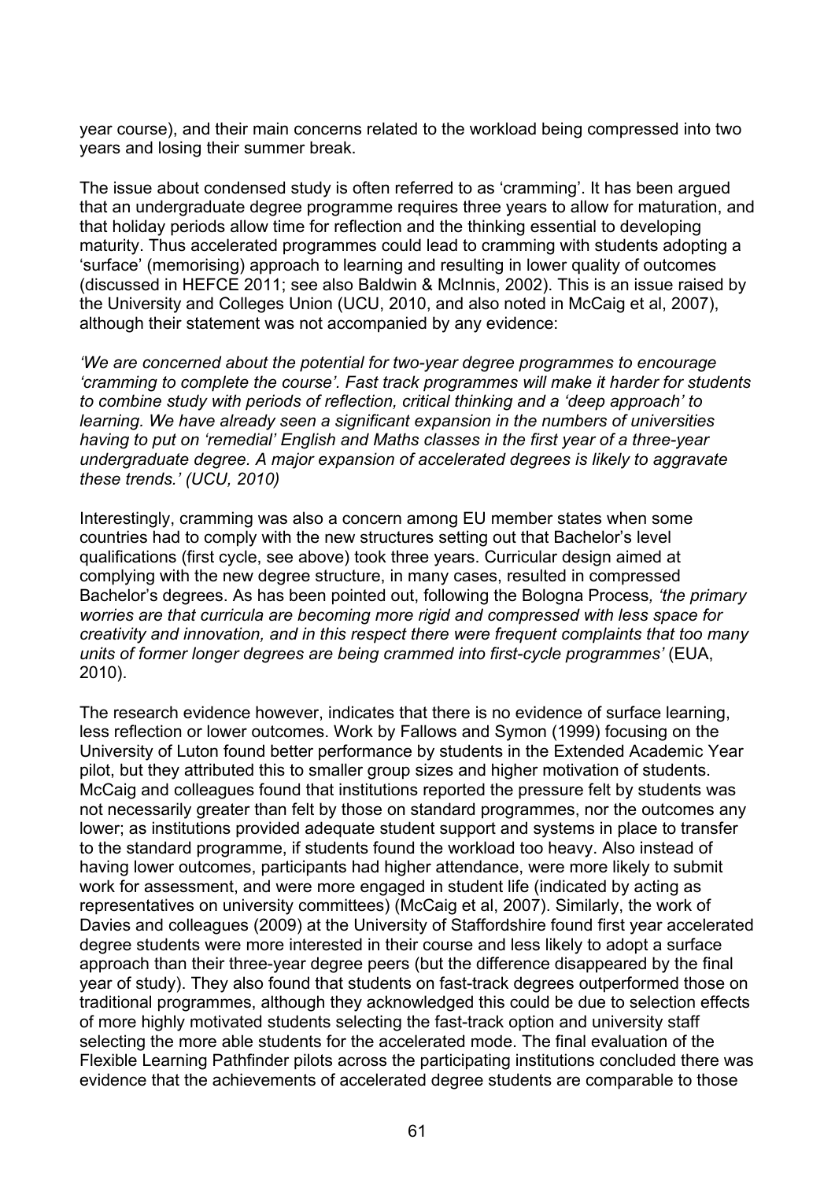year course), and their main concerns related to the workload being compressed into two years and losing their summer break.

The issue about condensed study is often referred to as 'cramming'. It has been argued that an undergraduate degree programme requires three years to allow for maturation, and that holiday periods allow time for reflection and the thinking essential to developing maturity. Thus accelerated programmes could lead to cramming with students adopting a 'surface' (memorising) approach to learning and resulting in lower quality of outcomes (discussed in HEFCE 2011; see also Baldwin & McInnis, 2002). This is an issue raised by the University and Colleges Union (UCU, 2010, and also noted in McCaig et al, 2007), although their statement was not accompanied by any evidence:

*'We are concerned about the potential for two-year degree programmes to encourage 'cramming to complete the course'. Fast track programmes will make it harder for students to combine study with periods of reflection, critical thinking and a 'deep approach' to learning. We have already seen a significant expansion in the numbers of universities having to put on 'remedial' English and Maths classes in the first year of a three-year undergraduate degree. A major expansion of accelerated degrees is likely to aggravate these trends.' (UCU, 2010)*

Interestingly, cramming was also a concern among EU member states when some countries had to comply with the new structures setting out that Bachelor's level qualifications (first cycle, see above) took three years. Curricular design aimed at complying with the new degree structure, in many cases, resulted in compressed Bachelor's degrees. As has been pointed out, following the Bologna Process*, 'the primary worries are that curricula are becoming more rigid and compressed with less space for creativity and innovation, and in this respect there were frequent complaints that too many units of former longer degrees are being crammed into first-cycle programmes'* (EUA, 2010).

The research evidence however, indicates that there is no evidence of surface learning, less reflection or lower outcomes. Work by Fallows and Symon (1999) focusing on the University of Luton found better performance by students in the Extended Academic Year pilot, but they attributed this to smaller group sizes and higher motivation of students. McCaig and colleagues found that institutions reported the pressure felt by students was not necessarily greater than felt by those on standard programmes, nor the outcomes any lower; as institutions provided adequate student support and systems in place to transfer to the standard programme, if students found the workload too heavy. Also instead of having lower outcomes, participants had higher attendance, were more likely to submit work for assessment, and were more engaged in student life (indicated by acting as representatives on university committees) (McCaig et al, 2007). Similarly, the work of Davies and colleagues (2009) at the University of Staffordshire found first year accelerated degree students were more interested in their course and less likely to adopt a surface approach than their three-year degree peers (but the difference disappeared by the final year of study). They also found that students on fast-track degrees outperformed those on traditional programmes, although they acknowledged this could be due to selection effects of more highly motivated students selecting the fast-track option and university staff selecting the more able students for the accelerated mode. The final evaluation of the Flexible Learning Pathfinder pilots across the participating institutions concluded there was evidence that the achievements of accelerated degree students are comparable to those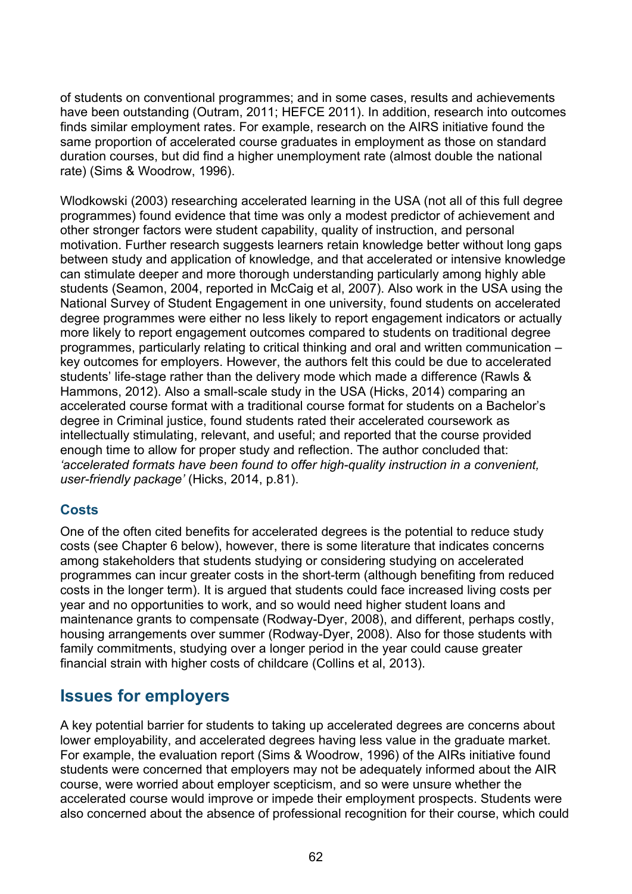of students on conventional programmes; and in some cases, results and achievements have been outstanding (Outram, 2011; HEFCE 2011). In addition, research into outcomes finds similar employment rates. For example, research on the AIRS initiative found the same proportion of accelerated course graduates in employment as those on standard duration courses, but did find a higher unemployment rate (almost double the national rate) (Sims & Woodrow, 1996).

Wlodkowski (2003) researching accelerated learning in the USA (not all of this full degree programmes) found evidence that time was only a modest predictor of achievement and other stronger factors were student capability, quality of instruction, and personal motivation. Further research suggests learners retain knowledge better without long gaps between study and application of knowledge, and that accelerated or intensive knowledge can stimulate deeper and more thorough understanding particularly among highly able students (Seamon, 2004, reported in McCaig et al, 2007). Also work in the USA using the National Survey of Student Engagement in one university, found students on accelerated degree programmes were either no less likely to report engagement indicators or actually more likely to report engagement outcomes compared to students on traditional degree programmes, particularly relating to critical thinking and oral and written communication – key outcomes for employers. However, the authors felt this could be due to accelerated students' life-stage rather than the delivery mode which made a difference (Rawls & Hammons, 2012). Also a small-scale study in the USA (Hicks, 2014) comparing an accelerated course format with a traditional course format for students on a Bachelor's degree in Criminal justice, found students rated their accelerated coursework as intellectually stimulating, relevant, and useful; and reported that the course provided enough time to allow for proper study and reflection. The author concluded that: *'accelerated formats have been found to offer high-quality instruction in a convenient, user-friendly package'* (Hicks, 2014, p.81).

### Costs

One of the often cited benefits for accelerated degrees is the potential to reduce study costs (see Chapter 6 below), however, there is some literature that indicates concerns among stakeholders that students studying or considering studying on accelerated programmes can incur greater costs in the short-term (although benefiting from reduced costs in the longer term). It is argued that students could face increased living costs per year and no opportunities to work, and so would need higher student loans and maintenance grants to compensate (Rodway-Dyer, 2008), and different, perhaps costly, housing arrangements over summer (Rodway-Dyer, 2008). Also for those students with family commitments, studying over a longer period in the year could cause greater financial strain with higher costs of childcare (Collins et al, 2013).

## Issues for employers

A key potential barrier for students to taking up accelerated degrees are concerns about lower employability, and accelerated degrees having less value in the graduate market. For example, the evaluation report (Sims & Woodrow, 1996) of the AIRs initiative found students were concerned that employers may not be adequately informed about the AIR course, were worried about employer scepticism, and so were unsure whether the accelerated course would improve or impede their employment prospects. Students were also concerned about the absence of professional recognition for their course, which could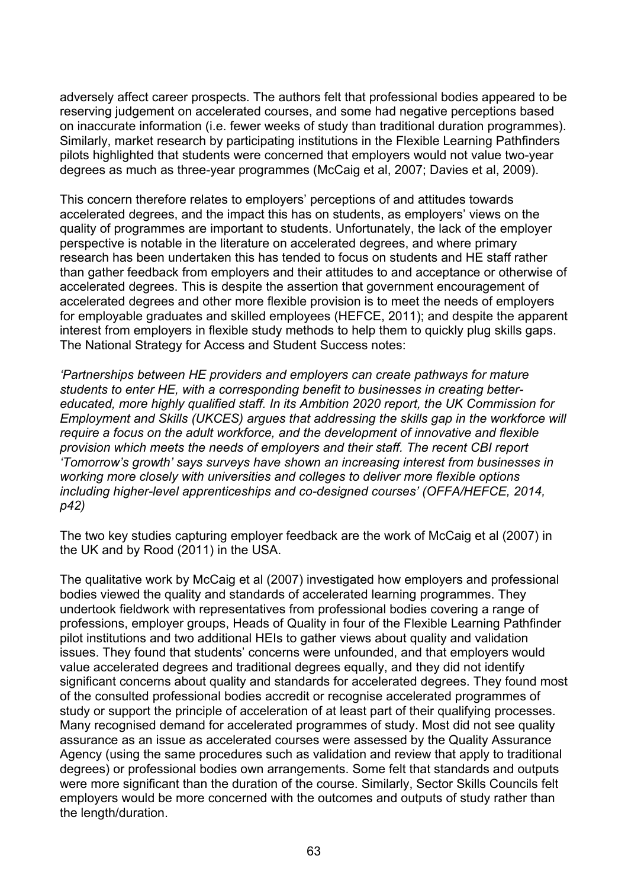adversely affect career prospects. The authors felt that professional bodies appeared to be reserving judgement on accelerated courses, and some had negative perceptions based on inaccurate information (i.e. fewer weeks of study than traditional duration programmes). Similarly, market research by participating institutions in the Flexible Learning Pathfinders pilots highlighted that students were concerned that employers would not value two-year degrees as much as three-year programmes (McCaig et al, 2007; Davies et al, 2009).

This concern therefore relates to employers' perceptions of and attitudes towards accelerated degrees, and the impact this has on students, as employers' views on the quality of programmes are important to students. Unfortunately, the lack of the employer perspective is notable in the literature on accelerated degrees, and where primary research has been undertaken this has tended to focus on students and HE staff rather than gather feedback from employers and their attitudes to and acceptance or otherwise of accelerated degrees. This is despite the assertion that government encouragement of accelerated degrees and other more flexible provision is to meet the needs of employers for employable graduates and skilled employees (HEFCE, 2011); and despite the apparent interest from employers in flexible study methods to help them to quickly plug skills gaps. The National Strategy for Access and Student Success notes:

*'Partnerships between HE providers and employers can create pathways for mature students to enter HE, with a corresponding benefit to businesses in creating better-educated, more highly qualified staff. In its Ambition 2020 report, the UK Commission for Employment and Skills (UKCES) argues that addressing the skills gap in the workforce will require a focus on the adult workforce, and the development of innovative and flexible provision which meets the needs of employers and their staff. The recent CBI report 'Tomorrow's growth' says surveys have shown an increasing interest from businesses in working more closely with universities and colleges to deliver more flexible options including higher-level apprenticeships and co-designed courses' (OFFA/HEFCE, 2014, p42)*

The two key studies capturing employer feedback are the work of McCaig et al (2007) in the UK and by Rood (2011) in the USA.

The qualitative work by McCaig et al (2007) investigated how employers and professional bodies viewed the quality and standards of accelerated learning programmes. They undertook fieldwork with representatives from professional bodies covering a range of professions, employer groups, Heads of Quality in four of the Flexible Learning Pathfinder pilot institutions and two additional HEIs to gather views about quality and validation issues. They found that students' concerns were unfounded, and that employers would value accelerated degrees and traditional degrees equally, and they did not identify significant concerns about quality and standards for accelerated degrees. They found most of the consulted professional bodies accredit or recognise accelerated programmes of study or support the principle of acceleration of at least part of their qualifying processes. Many recognised demand for accelerated programmes of study. Most did not see quality assurance as an issue as accelerated courses were assessed by the Quality Assurance Agency (using the same procedures such as validation and review that apply to traditional degrees) or professional bodies own arrangements. Some felt that standards and outputs were more significant than the duration of the course. Similarly, Sector Skills Councils felt employers would be more concerned with the outcomes and outputs of study rather than the length/duration.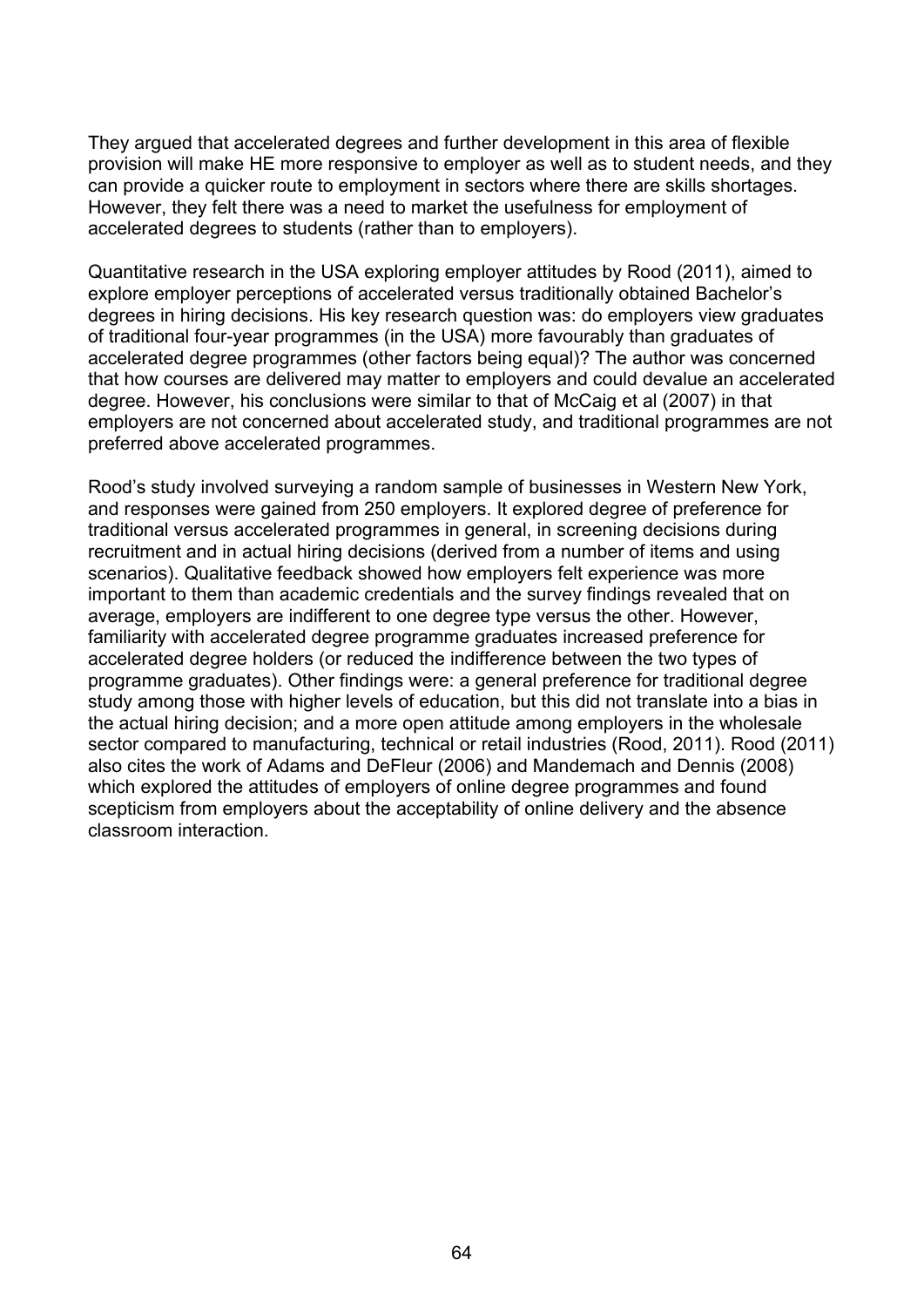They argued that accelerated degrees and further development in this area of flexible provision will make HE more responsive to employer as well as to student needs, and they can provide a quicker route to employment in sectors where there are skills shortages. However, they felt there was a need to market the usefulness for employment of accelerated degrees to students (rather than to employers).

Quantitative research in the USA exploring employer attitudes by Rood (2011), aimed to explore employer perceptions of accelerated versus traditionally obtained Bachelor's degrees in hiring decisions. His key research question was: do employers view graduates of traditional four-year programmes (in the USA) more favourably than graduates of accelerated degree programmes (other factors being equal)? The author was concerned that how courses are delivered may matter to employers and could devalue an accelerated degree. However, his conclusions were similar to that of McCaig et al (2007) in that employers are not concerned about accelerated study, and traditional programmes are not preferred above accelerated programmes.

Rood's study involved surveying a random sample of businesses in Western New York, and responses were gained from 250 employers. It explored degree of preference for traditional versus accelerated programmes in general, in screening decisions during recruitment and in actual hiring decisions (derived from a number of items and using scenarios). Qualitative feedback showed how employers felt experience was more important to them than academic credentials and the survey findings revealed that on average, employers are indifferent to one degree type versus the other. However, familiarity with accelerated degree programme graduates increased preference for accelerated degree holders (or reduced the indifference between the two types of programme graduates). Other findings were: a general preference for traditional degree study among those with higher levels of education, but this did not translate into a bias in the actual hiring decision; and a more open attitude among employers in the wholesale sector compared to manufacturing, technical or retail industries (Rood, 2011). Rood (2011) also cites the work of Adams and DeFleur (2006) and Mandemach and Dennis (2008) which explored the attitudes of employers of online degree programmes and found scepticism from employers about the acceptability of online delivery and the absence classroom interaction.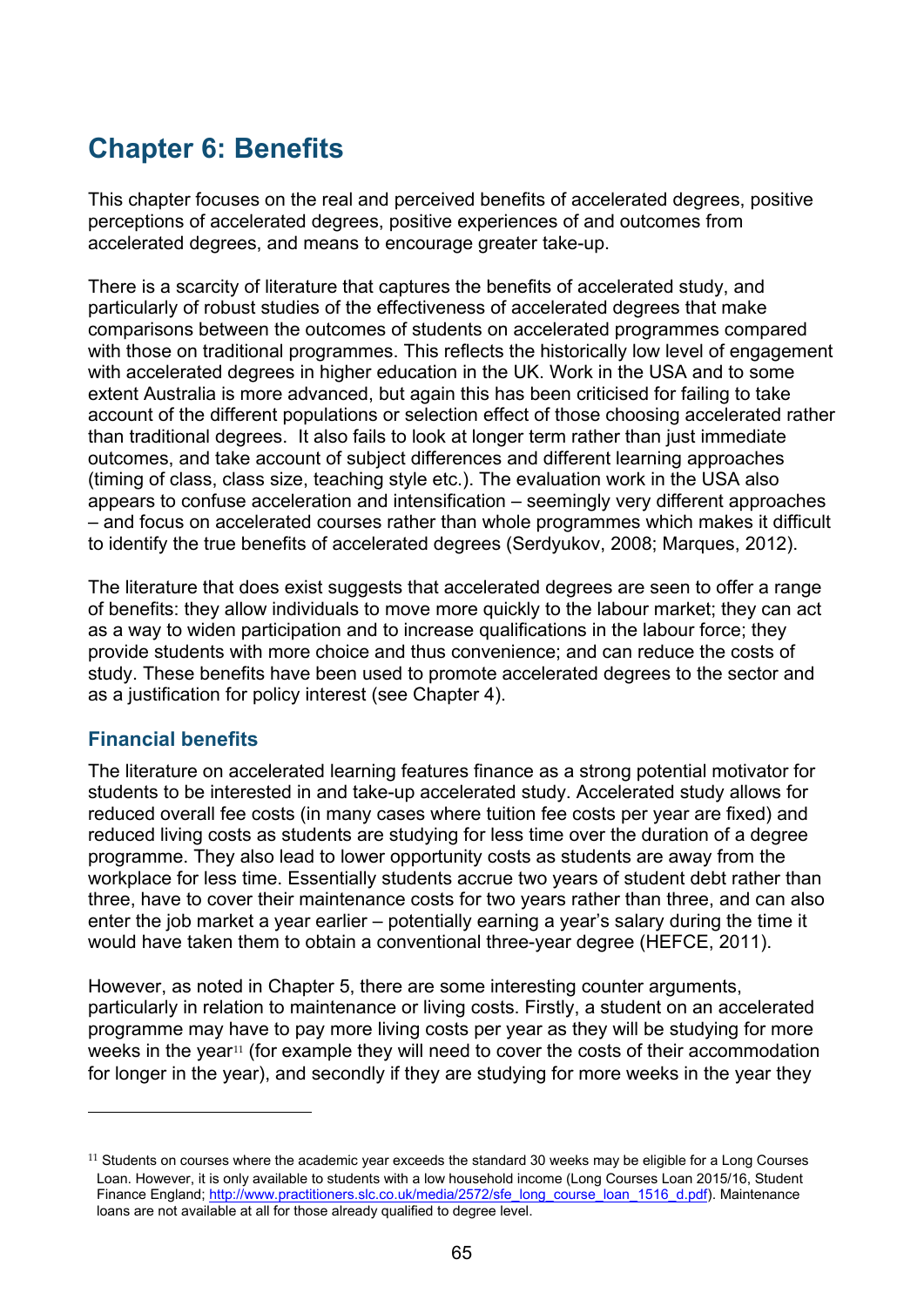# Chapter 6: Benefits

This chapter focuses on the real and perceived benefits of accelerated degrees, positive perceptions of accelerated degrees, positive experiences of and outcomes from accelerated degrees, and means to encourage greater take-up.

There is a scarcity of literature that captures the benefits of accelerated study, and particularly of robust studies of the effectiveness of accelerated degrees that make comparisons between the outcomes of students on accelerated programmes compared with those on traditional programmes. This reflects the historically low level of engagement with accelerated degrees in higher education in the UK. Work in the USA and to some extent Australia is more advanced, but again this has been criticised for failing to take account of the different populations or selection effect of those choosing accelerated rather than traditional degrees. It also fails to look at longer term rather than just immediate outcomes, and take account of subject differences and different learning approaches (timing of class, class size, teaching style etc.). The evaluation work in the USA also appears to confuse acceleration and intensification – seemingly very different approaches – and focus on accelerated courses rather than whole programmes which makes it difficult to identify the true benefits of accelerated degrees (Serdyukov, 2008; Marques, 2012).

The literature that does exist suggests that accelerated degrees are seen to offer a range of benefits: they allow individuals to move more quickly to the labour market; they can act as a way to widen participation and to increase qualifications in the labour force; they provide students with more choice and thus convenience; and can reduce the costs of study. These benefits have been used to promote accelerated degrees to the sector and as a justification for policy interest (see Chapter 4).

## Financial benefits

The literature on accelerated learning features finance as a strong potential motivator for students to be interested in and take-up accelerated study. Accelerated study allows for reduced overall fee costs (in many cases where tuition fee costs per year are fixed) and reduced living costs as students are studying for less time over the duration of a degree programme. They also lead to lower opportunity costs as students are away from the workplace for less time. Essentially students accrue two years of student debt rather than three, have to cover their maintenance costs for two years rather than three, and can also enter the job market a year earlier – potentially earning a year's salary during the time it would have taken them to obtain a conventional three-year degree (HEFCE, 2011).

However, as noted in Chapter 5, there are some interesting counter arguments, particularly in relation to maintenance or living costs. Firstly, a student on an accelerated programme may have to pay more living costs per year as they will be studying for more weeks in the year[11] (for example they will need to cover the costs of their accommodation for longer in the year), and secondly if they are studying for more weeks in the year they

---

[11] Students on courses where the academic year exceeds the standard 30 weeks may be eligible for a Long Courses Loan. However, it is only available to students with a low household income (Long Courses Loan 2015/16, Student Finance England; http://www.practitioners.slc.co.uk/media/2572/sfe_long_course_loan_1516_d.pdf). Maintenance loans are not available at all for those already qualified to degree level.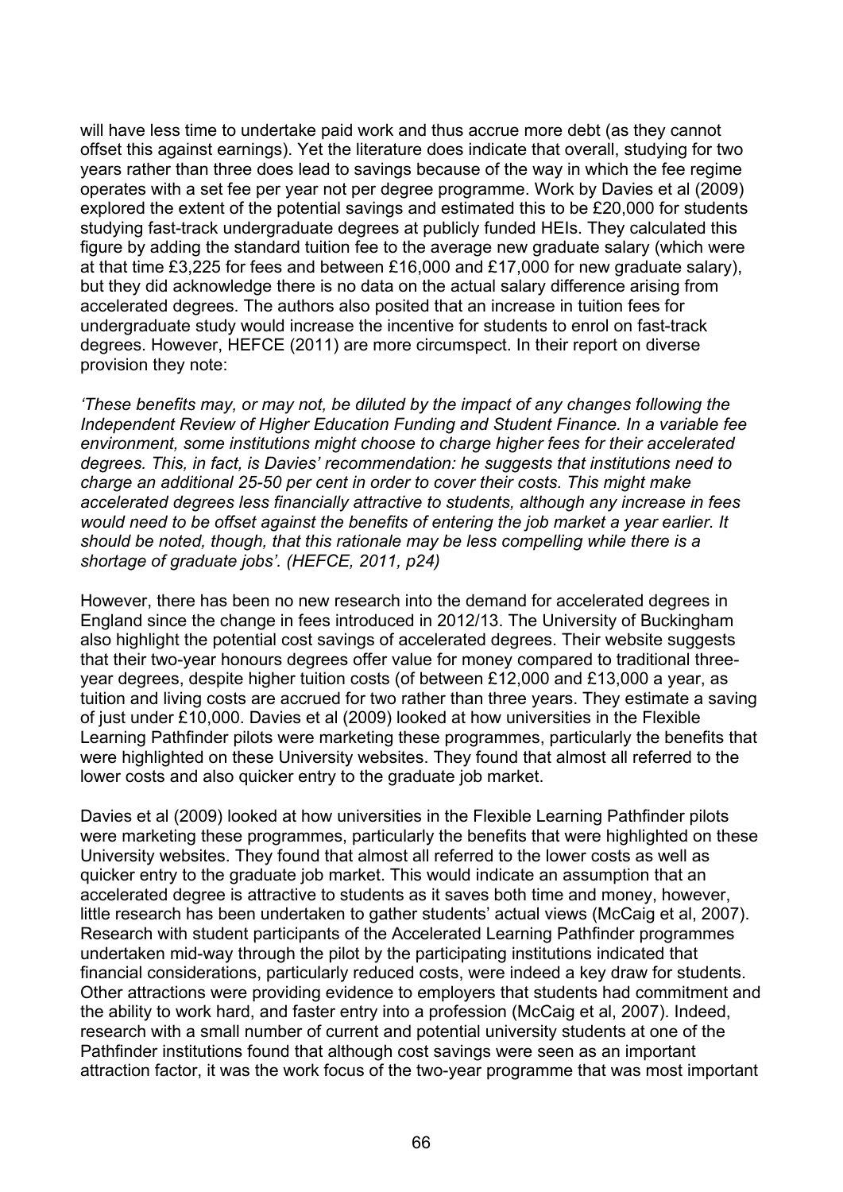will have less time to undertake paid work and thus accrue more debt (as they cannot offset this against earnings). Yet the literature does indicate that overall, studying for two years rather than three does lead to savings because of the way in which the fee regime operates with a set fee per year not per degree programme. Work by Davies et al (2009) explored the extent of the potential savings and estimated this to be £20,000 for students studying fast-track undergraduate degrees at publicly funded HEIs. They calculated this figure by adding the standard tuition fee to the average new graduate salary (which were at that time £3,225 for fees and between £16,000 and £17,000 for new graduate salary), but they did acknowledge there is no data on the actual salary difference arising from accelerated degrees. The authors also posited that an increase in tuition fees for undergraduate study would increase the incentive for students to enrol on fast-track degrees. However, HEFCE (2011) are more circumspect. In their report on diverse provision they note:

*'These benefits may, or may not, be diluted by the impact of any changes following the Independent Review of Higher Education Funding and Student Finance. In a variable fee environment, some institutions might choose to charge higher fees for their accelerated degrees. This, in fact, is Davies' recommendation: he suggests that institutions need to charge an additional 25-50 per cent in order to cover their costs. This might make accelerated degrees less financially attractive to students, although any increase in fees would need to be offset against the benefits of entering the job market a year earlier. It should be noted, though, that this rationale may be less compelling while there is a shortage of graduate jobs'. (HEFCE, 2011, p24)*

However, there has been no new research into the demand for accelerated degrees in England since the change in fees introduced in 2012/13. The University of Buckingham also highlight the potential cost savings of accelerated degrees. Their website suggests that their two-year honours degrees offer value for money compared to traditional three-year degrees, despite higher tuition costs (of between £12,000 and £13,000 a year, as tuition and living costs are accrued for two rather than three years. They estimate a saving of just under £10,000. Davies et al (2009) looked at how universities in the Flexible Learning Pathfinder pilots were marketing these programmes, particularly the benefits that were highlighted on these University websites. They found that almost all referred to the lower costs and also quicker entry to the graduate job market.

Davies et al (2009) looked at how universities in the Flexible Learning Pathfinder pilots were marketing these programmes, particularly the benefits that were highlighted on these University websites. They found that almost all referred to the lower costs as well as quicker entry to the graduate job market. This would indicate an assumption that an accelerated degree is attractive to students as it saves both time and money, however, little research has been undertaken to gather students' actual views (McCaig et al, 2007). Research with student participants of the Accelerated Learning Pathfinder programmes undertaken mid-way through the pilot by the participating institutions indicated that financial considerations, particularly reduced costs, were indeed a key draw for students. Other attractions were providing evidence to employers that students had commitment and the ability to work hard, and faster entry into a profession (McCaig et al, 2007). Indeed, research with a small number of current and potential university students at one of the Pathfinder institutions found that although cost savings were seen as an important attraction factor, it was the work focus of the two-year programme that was most important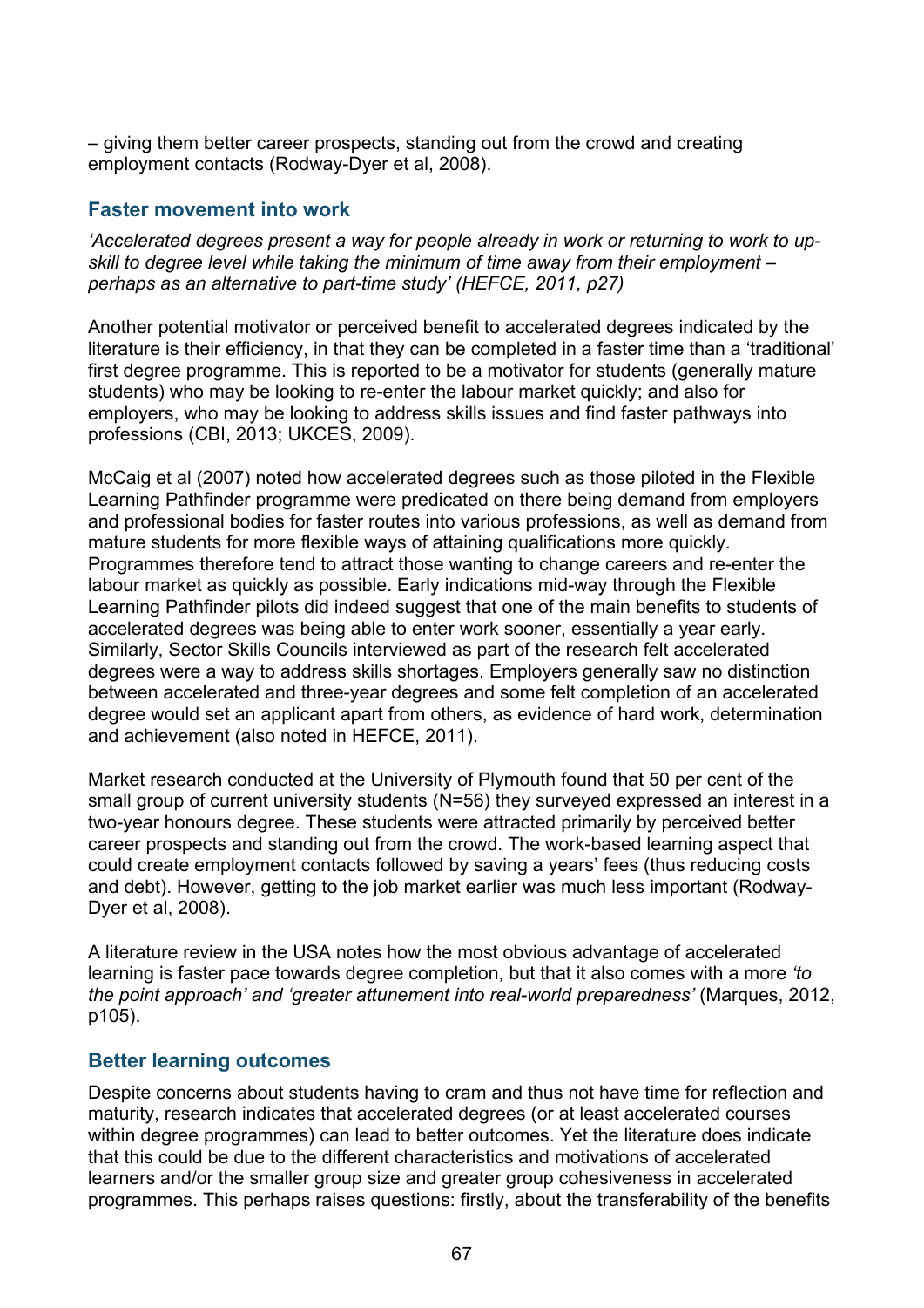– giving them better career prospects, standing out from the crowd and creating employment contacts (Rodway-Dyer et al, 2008).

### Faster movement into work

*'Accelerated degrees present a way for people already in work or returning to work to up-skill to degree level while taking the minimum of time away from their employment – perhaps as an alternative to part-time study' (HEFCE, 2011, p27)*

Another potential motivator or perceived benefit to accelerated degrees indicated by the literature is their efficiency, in that they can be completed in a faster time than a 'traditional' first degree programme. This is reported to be a motivator for students (generally mature students) who may be looking to re-enter the labour market quickly; and also for employers, who may be looking to address skills issues and find faster pathways into professions (CBI, 2013; UKCES, 2009).

McCaig et al (2007) noted how accelerated degrees such as those piloted in the Flexible Learning Pathfinder programme were predicated on there being demand from employers and professional bodies for faster routes into various professions, as well as demand from mature students for more flexible ways of attaining qualifications more quickly. Programmes therefore tend to attract those wanting to change careers and re-enter the labour market as quickly as possible. Early indications mid-way through the Flexible Learning Pathfinder pilots did indeed suggest that one of the main benefits to students of accelerated degrees was being able to enter work sooner, essentially a year early. Similarly, Sector Skills Councils interviewed as part of the research felt accelerated degrees were a way to address skills shortages. Employers generally saw no distinction between accelerated and three-year degrees and some felt completion of an accelerated degree would set an applicant apart from others, as evidence of hard work, determination and achievement (also noted in HEFCE, 2011).

Market research conducted at the University of Plymouth found that 50 per cent of the small group of current university students (N=56) they surveyed expressed an interest in a two-year honours degree. These students were attracted primarily by perceived better career prospects and standing out from the crowd. The work-based learning aspect that could create employment contacts followed by saving a years' fees (thus reducing costs and debt). However, getting to the job market earlier was much less important (Rodway-Dyer et al, 2008).

A literature review in the USA notes how the most obvious advantage of accelerated learning is faster pace towards degree completion, but that it also comes with a more *'to the point approach' and 'greater attunement into real-world preparedness'* (Marques, 2012, p105).

### Better learning outcomes

Despite concerns about students having to cram and thus not have time for reflection and maturity, research indicates that accelerated degrees (or at least accelerated courses within degree programmes) can lead to better outcomes. Yet the literature does indicate that this could be due to the different characteristics and motivations of accelerated learners and/or the smaller group size and greater group cohesiveness in accelerated programmes. This perhaps raises questions: firstly, about the transferability of the benefits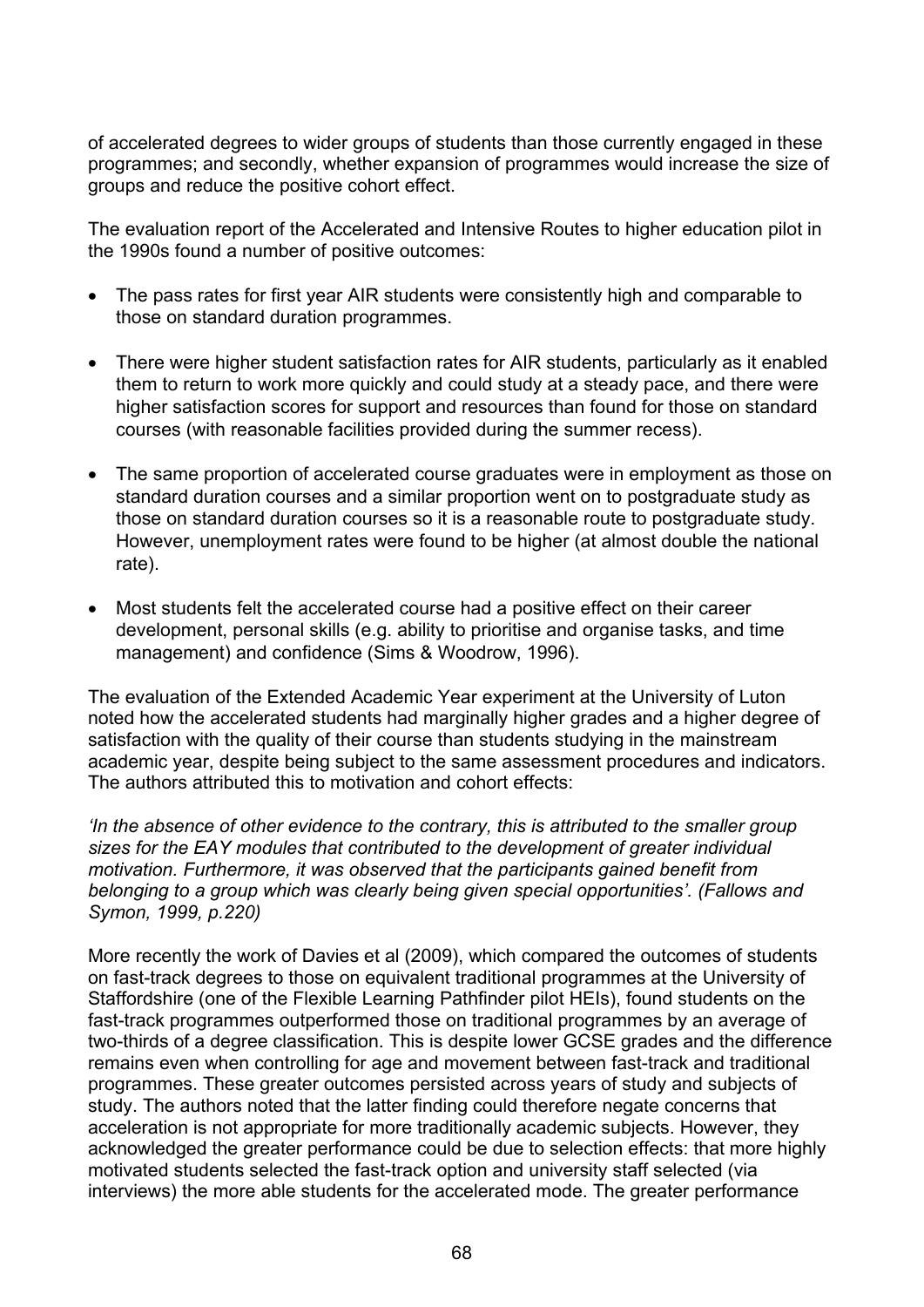of accelerated degrees to wider groups of students than those currently engaged in these programmes; and secondly, whether expansion of programmes would increase the size of groups and reduce the positive cohort effect.

The evaluation report of the Accelerated and Intensive Routes to higher education pilot in the 1990s found a number of positive outcomes:

- The pass rates for first year AIR students were consistently high and comparable to those on standard duration programmes.
- There were higher student satisfaction rates for AIR students, particularly as it enabled them to return to work more quickly and could study at a steady pace, and there were higher satisfaction scores for support and resources than found for those on standard courses (with reasonable facilities provided during the summer recess).
- The same proportion of accelerated course graduates were in employment as those on standard duration courses and a similar proportion went on to postgraduate study as those on standard duration courses so it is a reasonable route to postgraduate study. However, unemployment rates were found to be higher (at almost double the national rate).
- Most students felt the accelerated course had a positive effect on their career development, personal skills (e.g. ability to prioritise and organise tasks, and time management) and confidence (Sims & Woodrow, 1996).

The evaluation of the Extended Academic Year experiment at the University of Luton noted how the accelerated students had marginally higher grades and a higher degree of satisfaction with the quality of their course than students studying in the mainstream academic year, despite being subject to the same assessment procedures and indicators. The authors attributed this to motivation and cohort effects:

*'In the absence of other evidence to the contrary, this is attributed to the smaller group sizes for the EAY modules that contributed to the development of greater individual motivation. Furthermore, it was observed that the participants gained benefit from belonging to a group which was clearly being given special opportunities'. (Fallows and Symon, 1999, p.220)*

More recently the work of Davies et al (2009), which compared the outcomes of students on fast-track degrees to those on equivalent traditional programmes at the University of Staffordshire (one of the Flexible Learning Pathfinder pilot HEIs), found students on the fast-track programmes outperformed those on traditional programmes by an average of two-thirds of a degree classification. This is despite lower GCSE grades and the difference remains even when controlling for age and movement between fast-track and traditional programmes. These greater outcomes persisted across years of study and subjects of study. The authors noted that the latter finding could therefore negate concerns that acceleration is not appropriate for more traditionally academic subjects. However, they acknowledged the greater performance could be due to selection effects: that more highly motivated students selected the fast-track option and university staff selected (via interviews) the more able students for the accelerated mode. The greater performance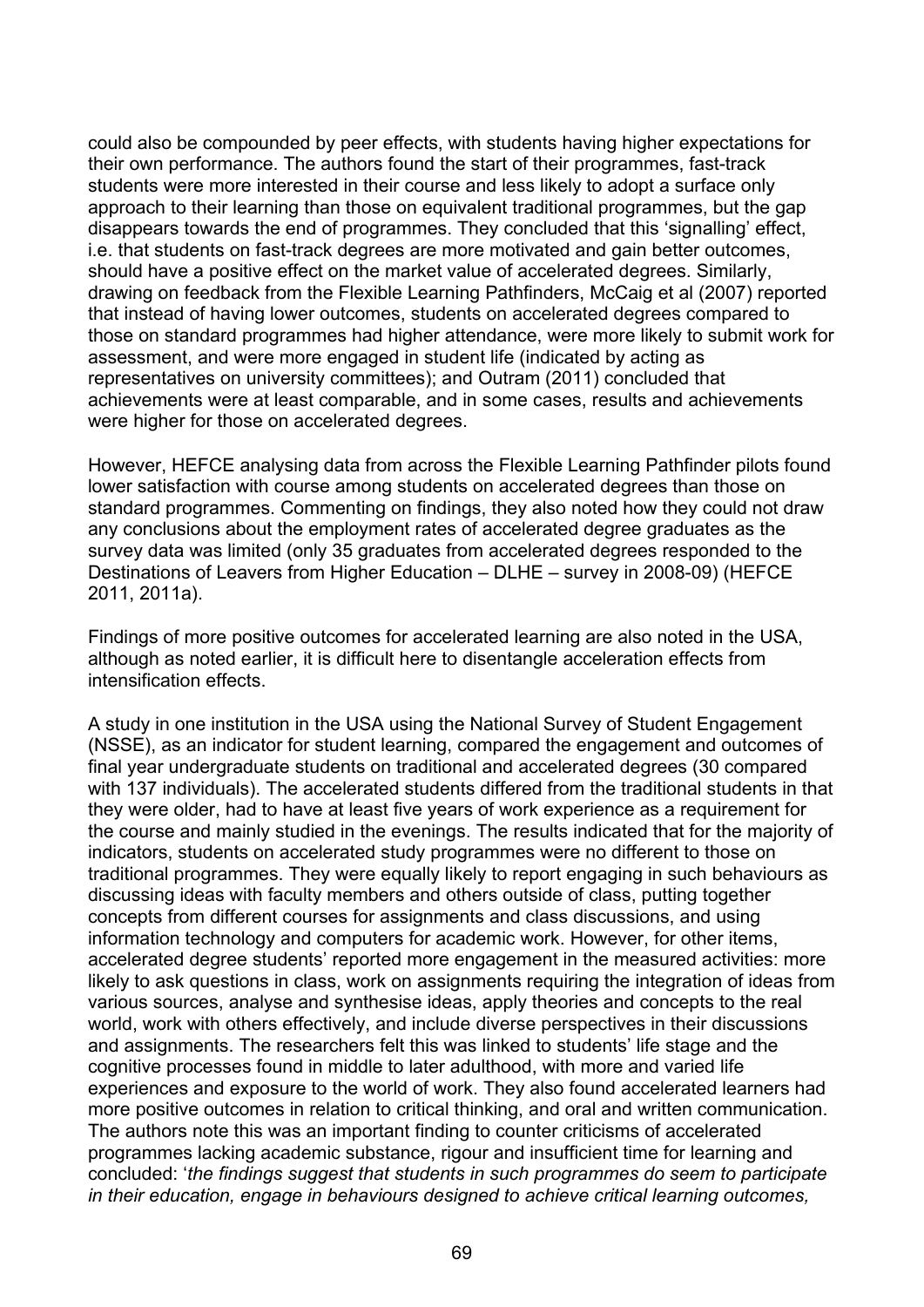could also be compounded by peer effects, with students having higher expectations for their own performance. The authors found the start of their programmes, fast-track students were more interested in their course and less likely to adopt a surface only approach to their learning than those on equivalent traditional programmes, but the gap disappears towards the end of programmes. They concluded that this 'signalling' effect, i.e. that students on fast-track degrees are more motivated and gain better outcomes, should have a positive effect on the market value of accelerated degrees. Similarly, drawing on feedback from the Flexible Learning Pathfinders, McCaig et al (2007) reported that instead of having lower outcomes, students on accelerated degrees compared to those on standard programmes had higher attendance, were more likely to submit work for assessment, and were more engaged in student life (indicated by acting as representatives on university committees); and Outram (2011) concluded that achievements were at least comparable, and in some cases, results and achievements were higher for those on accelerated degrees.

However, HEFCE analysing data from across the Flexible Learning Pathfinder pilots found lower satisfaction with course among students on accelerated degrees than those on standard programmes. Commenting on findings, they also noted how they could not draw any conclusions about the employment rates of accelerated degree graduates as the survey data was limited (only 35 graduates from accelerated degrees responded to the Destinations of Leavers from Higher Education – DLHE – survey in 2008-09) (HEFCE 2011, 2011a).

Findings of more positive outcomes for accelerated learning are also noted in the USA, although as noted earlier, it is difficult here to disentangle acceleration effects from intensification effects.

A study in one institution in the USA using the National Survey of Student Engagement (NSSE), as an indicator for student learning, compared the engagement and outcomes of final year undergraduate students on traditional and accelerated degrees (30 compared with 137 individuals). The accelerated students differed from the traditional students in that they were older, had to have at least five years of work experience as a requirement for the course and mainly studied in the evenings. The results indicated that for the majority of indicators, students on accelerated study programmes were no different to those on traditional programmes. They were equally likely to report engaging in such behaviours as discussing ideas with faculty members and others outside of class, putting together concepts from different courses for assignments and class discussions, and using information technology and computers for academic work. However, for other items, accelerated degree students' reported more engagement in the measured activities: more likely to ask questions in class, work on assignments requiring the integration of ideas from various sources, analyse and synthesise ideas, apply theories and concepts to the real world, work with others effectively, and include diverse perspectives in their discussions and assignments. The researchers felt this was linked to students' life stage and the cognitive processes found in middle to later adulthood, with more and varied life experiences and exposure to the world of work. They also found accelerated learners had more positive outcomes in relation to critical thinking, and oral and written communication. The authors note this was an important finding to counter criticisms of accelerated programmes lacking academic substance, rigour and insufficient time for learning and concluded: '*the findings suggest that students in such programmes do seem to participate in their education, engage in behaviours designed to achieve critical learning outcomes,*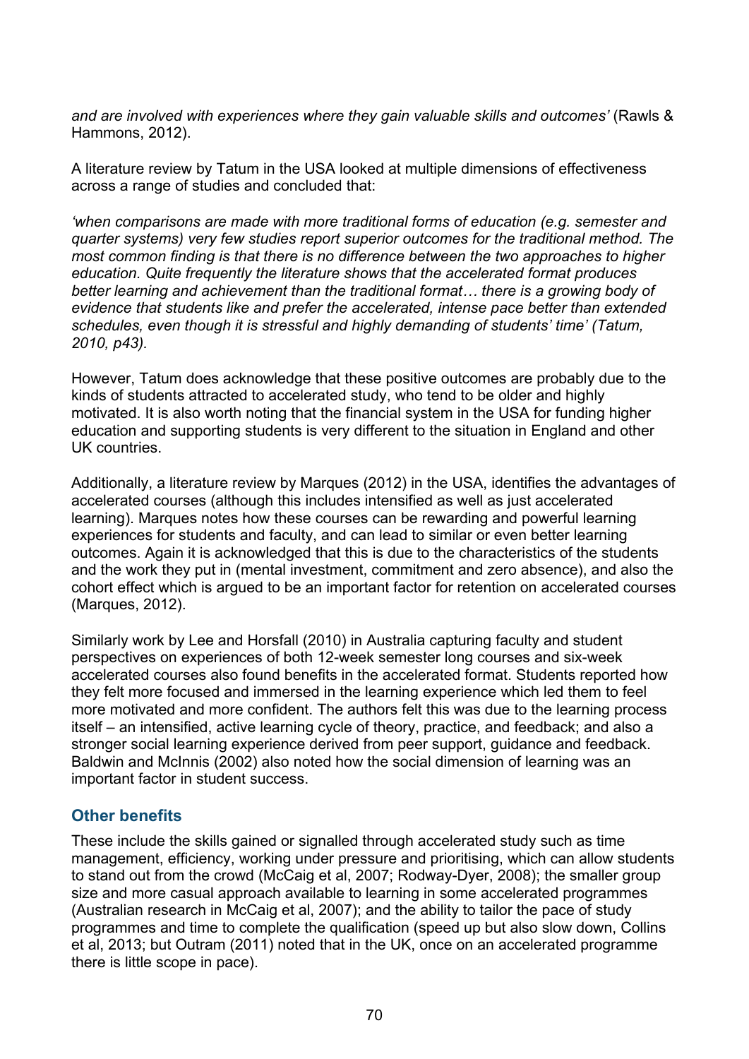*and are involved with experiences where they gain valuable skills and outcomes'* (Rawls & Hammons, 2012).

A literature review by Tatum in the USA looked at multiple dimensions of effectiveness across a range of studies and concluded that:

*'when comparisons are made with more traditional forms of education (e.g. semester and quarter systems) very few studies report superior outcomes for the traditional method. The most common finding is that there is no difference between the two approaches to higher education. Quite frequently the literature shows that the accelerated format produces better learning and achievement than the traditional format… there is a growing body of evidence that students like and prefer the accelerated, intense pace better than extended schedules, even though it is stressful and highly demanding of students' time' (Tatum, 2010, p43).*

However, Tatum does acknowledge that these positive outcomes are probably due to the kinds of students attracted to accelerated study, who tend to be older and highly motivated. It is also worth noting that the financial system in the USA for funding higher education and supporting students is very different to the situation in England and other UK countries.

Additionally, a literature review by Marques (2012) in the USA, identifies the advantages of accelerated courses (although this includes intensified as well as just accelerated learning). Marques notes how these courses can be rewarding and powerful learning experiences for students and faculty, and can lead to similar or even better learning outcomes. Again it is acknowledged that this is due to the characteristics of the students and the work they put in (mental investment, commitment and zero absence), and also the cohort effect which is argued to be an important factor for retention on accelerated courses (Marques, 2012).

Similarly work by Lee and Horsfall (2010) in Australia capturing faculty and student perspectives on experiences of both 12-week semester long courses and six-week accelerated courses also found benefits in the accelerated format. Students reported how they felt more focused and immersed in the learning experience which led them to feel more motivated and more confident. The authors felt this was due to the learning process itself – an intensified, active learning cycle of theory, practice, and feedback; and also a stronger social learning experience derived from peer support, guidance and feedback. Baldwin and McInnis (2002) also noted how the social dimension of learning was an important factor in student success.

### Other benefits

These include the skills gained or signalled through accelerated study such as time management, efficiency, working under pressure and prioritising, which can allow students to stand out from the crowd (McCaig et al, 2007; Rodway-Dyer, 2008); the smaller group size and more casual approach available to learning in some accelerated programmes (Australian research in McCaig et al, 2007); and the ability to tailor the pace of study programmes and time to complete the qualification (speed up but also slow down, Collins et al, 2013; but Outram (2011) noted that in the UK, once on an accelerated programme there is little scope in pace).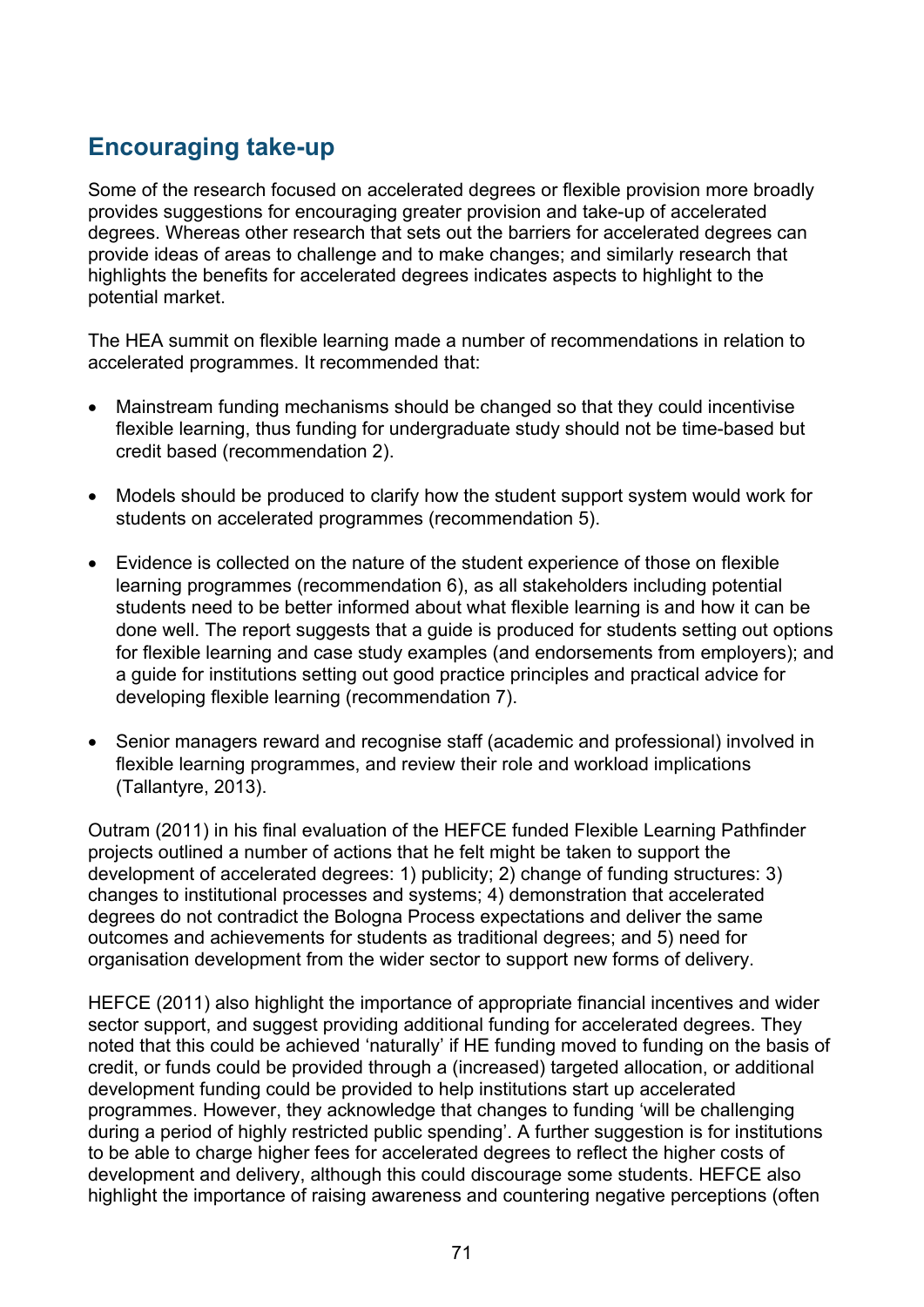## Encouraging take-up

Some of the research focused on accelerated degrees or flexible provision more broadly provides suggestions for encouraging greater provision and take-up of accelerated degrees. Whereas other research that sets out the barriers for accelerated degrees can provide ideas of areas to challenge and to make changes; and similarly research that highlights the benefits for accelerated degrees indicates aspects to highlight to the potential market.

The HEA summit on flexible learning made a number of recommendations in relation to accelerated programmes. It recommended that:

- Mainstream funding mechanisms should be changed so that they could incentivise flexible learning, thus funding for undergraduate study should not be time-based but credit based (recommendation 2).

- Models should be produced to clarify how the student support system would work for students on accelerated programmes (recommendation 5).

- Evidence is collected on the nature of the student experience of those on flexible learning programmes (recommendation 6), as all stakeholders including potential students need to be better informed about what flexible learning is and how it can be done well. The report suggests that a guide is produced for students setting out options for flexible learning and case study examples (and endorsements from employers); and a guide for institutions setting out good practice principles and practical advice for developing flexible learning (recommendation 7).

- Senior managers reward and recognise staff (academic and professional) involved in flexible learning programmes, and review their role and workload implications (Tallantyre, 2013).

Outram (2011) in his final evaluation of the HEFCE funded Flexible Learning Pathfinder projects outlined a number of actions that he felt might be taken to support the development of accelerated degrees: 1) publicity; 2) change of funding structures: 3) changes to institutional processes and systems; 4) demonstration that accelerated degrees do not contradict the Bologna Process expectations and deliver the same outcomes and achievements for students as traditional degrees; and 5) need for organisation development from the wider sector to support new forms of delivery.

HEFCE (2011) also highlight the importance of appropriate financial incentives and wider sector support, and suggest providing additional funding for accelerated degrees. They noted that this could be achieved 'naturally' if HE funding moved to funding on the basis of credit, or funds could be provided through a (increased) targeted allocation, or additional development funding could be provided to help institutions start up accelerated programmes. However, they acknowledge that changes to funding 'will be challenging during a period of highly restricted public spending'. A further suggestion is for institutions to be able to charge higher fees for accelerated degrees to reflect the higher costs of development and delivery, although this could discourage some students. HEFCE also highlight the importance of raising awareness and countering negative perceptions (often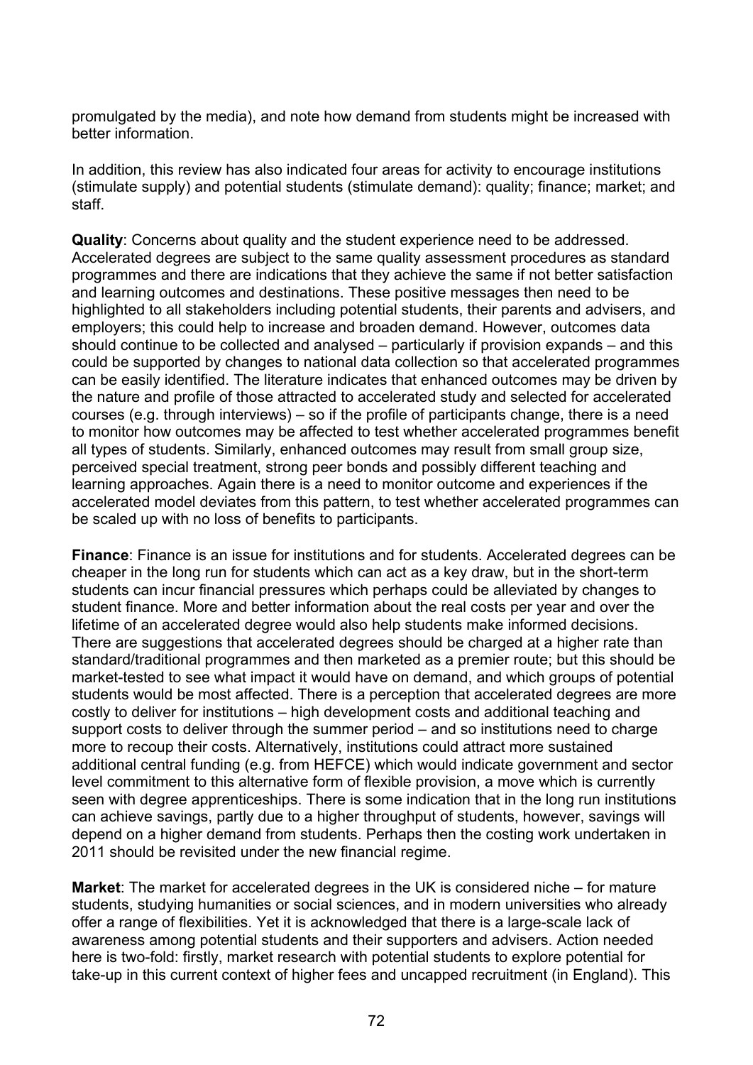promulgated by the media), and note how demand from students might be increased with better information.

In addition, this review has also indicated four areas for activity to encourage institutions (stimulate supply) and potential students (stimulate demand): quality; finance; market; and staff.

**Quality**: Concerns about quality and the student experience need to be addressed. Accelerated degrees are subject to the same quality assessment procedures as standard programmes and there are indications that they achieve the same if not better satisfaction and learning outcomes and destinations. These positive messages then need to be highlighted to all stakeholders including potential students, their parents and advisers, and employers; this could help to increase and broaden demand. However, outcomes data should continue to be collected and analysed – particularly if provision expands – and this could be supported by changes to national data collection so that accelerated programmes can be easily identified. The literature indicates that enhanced outcomes may be driven by the nature and profile of those attracted to accelerated study and selected for accelerated courses (e.g. through interviews) – so if the profile of participants change, there is a need to monitor how outcomes may be affected to test whether accelerated programmes benefit all types of students. Similarly, enhanced outcomes may result from small group size, perceived special treatment, strong peer bonds and possibly different teaching and learning approaches. Again there is a need to monitor outcome and experiences if the accelerated model deviates from this pattern, to test whether accelerated programmes can be scaled up with no loss of benefits to participants.

**Finance**: Finance is an issue for institutions and for students. Accelerated degrees can be cheaper in the long run for students which can act as a key draw, but in the short-term students can incur financial pressures which perhaps could be alleviated by changes to student finance. More and better information about the real costs per year and over the lifetime of an accelerated degree would also help students make informed decisions. There are suggestions that accelerated degrees should be charged at a higher rate than standard/traditional programmes and then marketed as a premier route; but this should be market-tested to see what impact it would have on demand, and which groups of potential students would be most affected. There is a perception that accelerated degrees are more costly to deliver for institutions – high development costs and additional teaching and support costs to deliver through the summer period – and so institutions need to charge more to recoup their costs. Alternatively, institutions could attract more sustained additional central funding (e.g. from HEFCE) which would indicate government and sector level commitment to this alternative form of flexible provision, a move which is currently seen with degree apprenticeships. There is some indication that in the long run institutions can achieve savings, partly due to a higher throughput of students, however, savings will depend on a higher demand from students. Perhaps then the costing work undertaken in 2011 should be revisited under the new financial regime.

**Market**: The market for accelerated degrees in the UK is considered niche – for mature students, studying humanities or social sciences, and in modern universities who already offer a range of flexibilities. Yet it is acknowledged that there is a large-scale lack of awareness among potential students and their supporters and advisers. Action needed here is two-fold: firstly, market research with potential students to explore potential for take-up in this current context of higher fees and uncapped recruitment (in England). This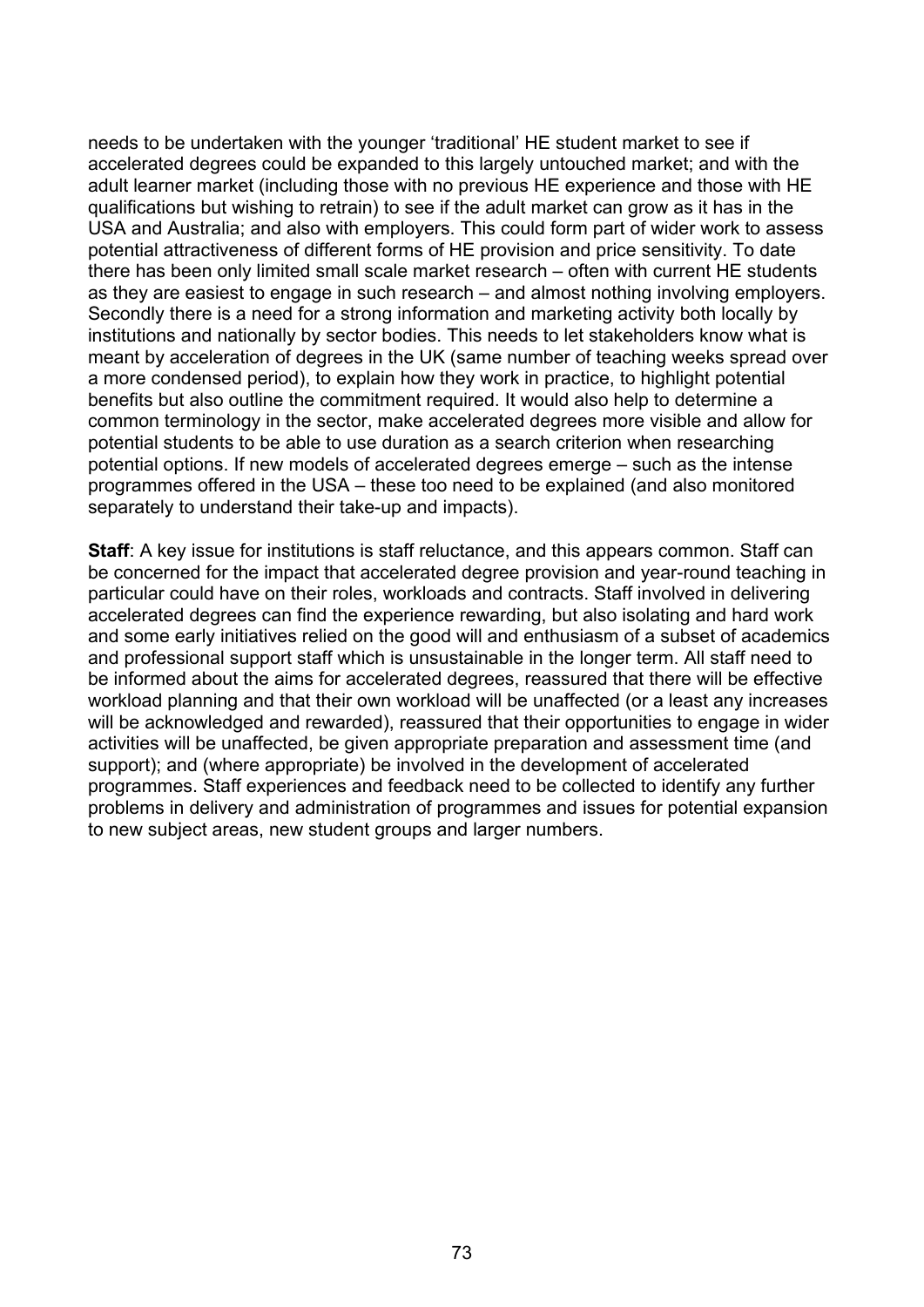needs to be undertaken with the younger 'traditional' HE student market to see if accelerated degrees could be expanded to this largely untouched market; and with the adult learner market (including those with no previous HE experience and those with HE qualifications but wishing to retrain) to see if the adult market can grow as it has in the USA and Australia; and also with employers. This could form part of wider work to assess potential attractiveness of different forms of HE provision and price sensitivity. To date there has been only limited small scale market research – often with current HE students as they are easiest to engage in such research – and almost nothing involving employers. Secondly there is a need for a strong information and marketing activity both locally by institutions and nationally by sector bodies. This needs to let stakeholders know what is meant by acceleration of degrees in the UK (same number of teaching weeks spread over a more condensed period), to explain how they work in practice, to highlight potential benefits but also outline the commitment required. It would also help to determine a common terminology in the sector, make accelerated degrees more visible and allow for potential students to be able to use duration as a search criterion when researching potential options. If new models of accelerated degrees emerge – such as the intense programmes offered in the USA – these too need to be explained (and also monitored separately to understand their take-up and impacts).

**Staff**: A key issue for institutions is staff reluctance, and this appears common. Staff can be concerned for the impact that accelerated degree provision and year-round teaching in particular could have on their roles, workloads and contracts. Staff involved in delivering accelerated degrees can find the experience rewarding, but also isolating and hard work and some early initiatives relied on the good will and enthusiasm of a subset of academics and professional support staff which is unsustainable in the longer term. All staff need to be informed about the aims for accelerated degrees, reassured that there will be effective workload planning and that their own workload will be unaffected (or a least any increases will be acknowledged and rewarded), reassured that their opportunities to engage in wider activities will be unaffected, be given appropriate preparation and assessment time (and support); and (where appropriate) be involved in the development of accelerated programmes. Staff experiences and feedback need to be collected to identify any further problems in delivery and administration of programmes and issues for potential expansion to new subject areas, new student groups and larger numbers.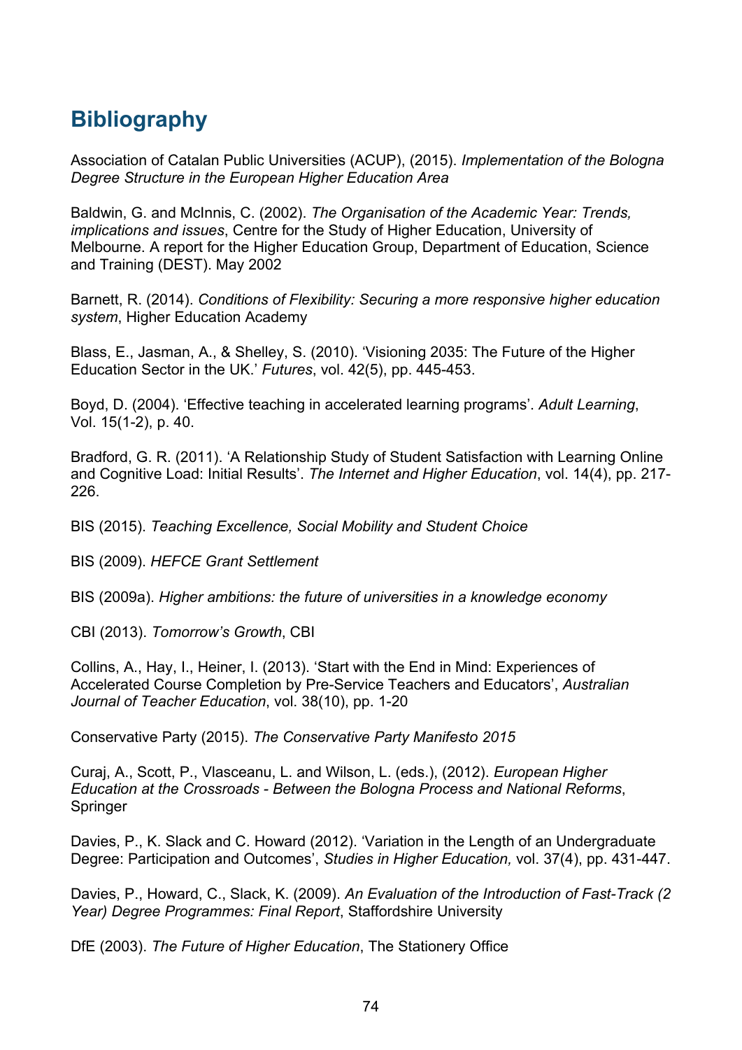## Bibliography

Association of Catalan Public Universities (ACUP), (2015). *Implementation of the Bologna Degree Structure in the European Higher Education Area*

Baldwin, G. and McInnis, C. (2002). *The Organisation of the Academic Year: Trends, implications and issues*, Centre for the Study of Higher Education, University of Melbourne. A report for the Higher Education Group, Department of Education, Science and Training (DEST). May 2002

Barnett, R. (2014). *Conditions of Flexibility: Securing a more responsive higher education system*, Higher Education Academy

Blass, E., Jasman, A., & Shelley, S. (2010). 'Visioning 2035: The Future of the Higher Education Sector in the UK.' *Futures*, vol. 42(5), pp. 445-453.

Boyd, D. (2004). 'Effective teaching in accelerated learning programs'. *Adult Learning*, Vol. 15(1-2), p. 40.

Bradford, G. R. (2011). 'A Relationship Study of Student Satisfaction with Learning Online and Cognitive Load: Initial Results'. *The Internet and Higher Education*, vol. 14(4), pp. 217-226.

BIS (2015). *Teaching Excellence, Social Mobility and Student Choice*

BIS (2009). *HEFCE Grant Settlement*

BIS (2009a). *Higher ambitions: the future of universities in a knowledge economy*

CBI (2013). *Tomorrow's Growth*, CBI

Collins, A., Hay, I., Heiner, I. (2013). 'Start with the End in Mind: Experiences of Accelerated Course Completion by Pre-Service Teachers and Educators', *Australian Journal of Teacher Education*, vol. 38(10), pp. 1-20

Conservative Party (2015). *The Conservative Party Manifesto 2015*

Curaj, A., Scott, P., Vlasceanu, L. and Wilson, L. (eds.), (2012). *European Higher Education at the Crossroads - Between the Bologna Process and National Reforms*, Springer

Davies, P., K. Slack and C. Howard (2012). 'Variation in the Length of an Undergraduate Degree: Participation and Outcomes', *Studies in Higher Education,* vol. 37(4), pp. 431-447.

Davies, P., Howard, C., Slack, K. (2009). *An Evaluation of the Introduction of Fast-Track (2 Year) Degree Programmes: Final Report*, Staffordshire University

DfE (2003). *The Future of Higher Education*, The Stationery Office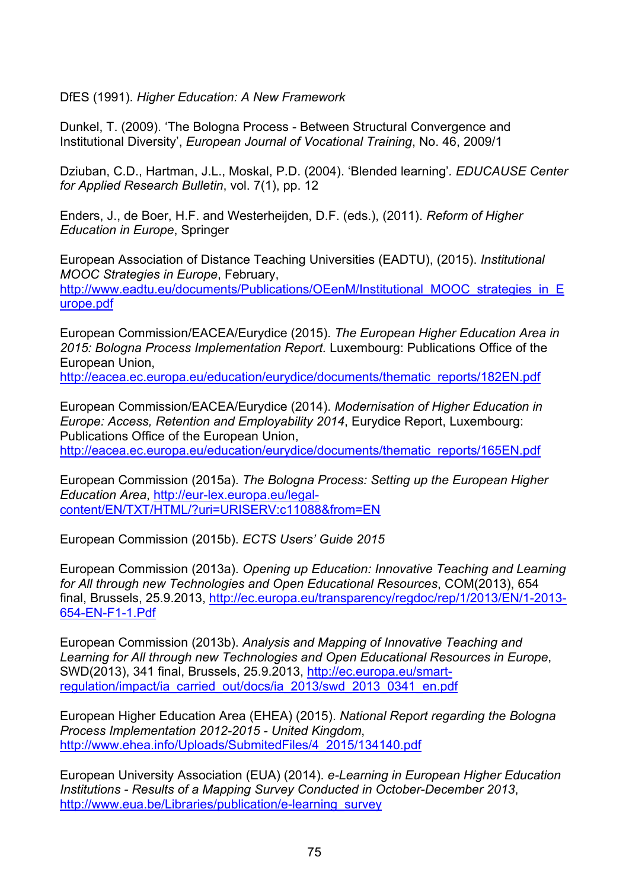DfES (1991). *Higher Education: A New Framework*

Dunkel, T. (2009). 'The Bologna Process - Between Structural Convergence and Institutional Diversity', *European Journal of Vocational Training*, No. 46, 2009/1

Dziuban, C.D., Hartman, J.L., Moskal, P.D. (2004). 'Blended learning'. *EDUCAUSE Center for Applied Research Bulletin*, vol. 7(1), pp. 12

Enders, J., de Boer, H.F. and Westerheijden, D.F. (eds.), (2011). *Reform of Higher Education in Europe*, Springer

European Association of Distance Teaching Universities (EADTU), (2015). *Institutional MOOC Strategies in Europe*, February, http://www.eadtu.eu/documents/Publications/OEenM/Institutional_MOOC_strategies_in_Europe.pdf

European Commission/EACEA/Eurydice (2015). *The European Higher Education Area in 2015: Bologna Process Implementation Report.* Luxembourg: Publications Office of the European Union, http://eacea.ec.europa.eu/education/eurydice/documents/thematic_reports/182EN.pdf

European Commission/EACEA/Eurydice (2014). *Modernisation of Higher Education in Europe: Access, Retention and Employability 2014*, Eurydice Report, Luxembourg: Publications Office of the European Union, http://eacea.ec.europa.eu/education/eurydice/documents/thematic_reports/165EN.pdf

European Commission (2015a). *The Bologna Process: Setting up the European Higher Education Area*, http://eur-lex.europa.eu/legal-content/EN/TXT/HTML/?uri=URISERV:c11088&from=EN

European Commission (2015b). *ECTS Users' Guide 2015*

European Commission (2013a). *Opening up Education: Innovative Teaching and Learning for All through new Technologies and Open Educational Resources*, COM(2013), 654 final, Brussels, 25.9.2013, http://ec.europa.eu/transparency/regdoc/rep/1/2013/EN/1-2013-654-EN-F1-1.Pdf

European Commission (2013b). *Analysis and Mapping of Innovative Teaching and Learning for All through new Technologies and Open Educational Resources in Europe*, SWD(2013), 341 final, Brussels, 25.9.2013, http://ec.europa.eu/smart-regulation/impact/ia_carried_out/docs/ia_2013/swd_2013_0341_en.pdf

European Higher Education Area (EHEA) (2015). *National Report regarding the Bologna Process Implementation 2012-2015 - United Kingdom*, http://www.ehea.info/Uploads/SubmitedFiles/4_2015/134140.pdf

European University Association (EUA) (2014). *e-Learning in European Higher Education Institutions - Results of a Mapping Survey Conducted in October-December 2013*, http://www.eua.be/Libraries/publication/e-learning_survey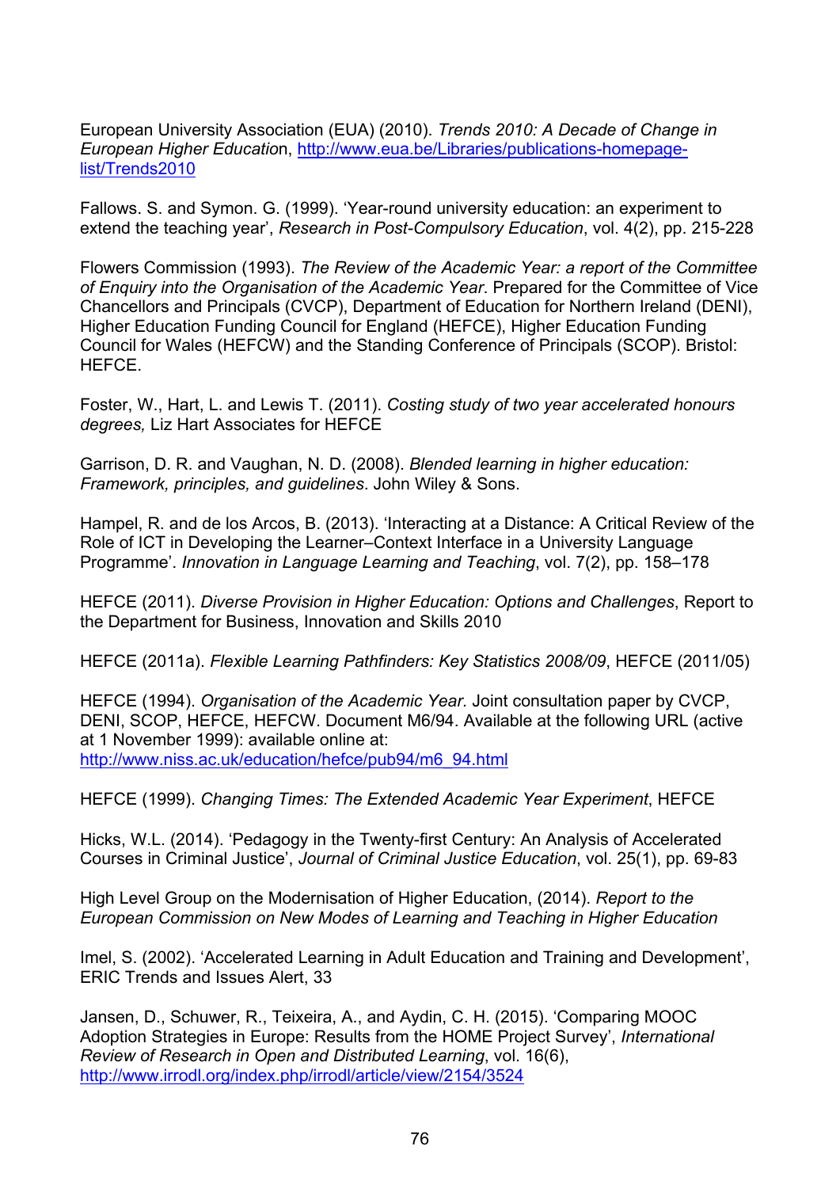European University Association (EUA) (2010). *Trends 2010: A Decade of Change in European Higher Education*, http://www.eua.be/Libraries/publications-homepage-list/Trends2010

Fallows. S. and Symon. G. (1999). 'Year-round university education: an experiment to extend the teaching year', *Research in Post-Compulsory Education*, vol. 4(2), pp. 215-228

Flowers Commission (1993). *The Review of the Academic Year: a report of the Committee of Enquiry into the Organisation of the Academic Year*. Prepared for the Committee of Vice Chancellors and Principals (CVCP), Department of Education for Northern Ireland (DENI), Higher Education Funding Council for England (HEFCE), Higher Education Funding Council for Wales (HEFCW) and the Standing Conference of Principals (SCOP). Bristol: HEFCE.

Foster, W., Hart, L. and Lewis T. (2011). *Costing study of two year accelerated honours degrees,* Liz Hart Associates for HEFCE

Garrison, D. R. and Vaughan, N. D. (2008). *Blended learning in higher education: Framework, principles, and guidelines*. John Wiley & Sons.

Hampel, R. and de los Arcos, B. (2013). 'Interacting at a Distance: A Critical Review of the Role of ICT in Developing the Learner–Context Interface in a University Language Programme'. *Innovation in Language Learning and Teaching*, vol. 7(2), pp. 158–178

HEFCE (2011). *Diverse Provision in Higher Education: Options and Challenges*, Report to the Department for Business, Innovation and Skills 2010

HEFCE (2011a). *Flexible Learning Pathfinders: Key Statistics 2008/09*, HEFCE (2011/05)

HEFCE (1994). *Organisation of the Academic Year*. Joint consultation paper by CVCP, DENI, SCOP, HEFCE, HEFCW. Document M6/94. Available at the following URL (active at 1 November 1999): available online at: http://www.niss.ac.uk/education/hefce/pub94/m6_94.html

HEFCE (1999). *Changing Times: The Extended Academic Year Experiment*, HEFCE

Hicks, W.L. (2014). 'Pedagogy in the Twenty-first Century: An Analysis of Accelerated Courses in Criminal Justice', *Journal of Criminal Justice Education*, vol. 25(1), pp. 69-83

High Level Group on the Modernisation of Higher Education, (2014). *Report to the European Commission on New Modes of Learning and Teaching in Higher Education*

Imel, S. (2002). 'Accelerated Learning in Adult Education and Training and Development', ERIC Trends and Issues Alert, 33

Jansen, D., Schuwer, R., Teixeira, A., and Aydin, C. H. (2015). 'Comparing MOOC Adoption Strategies in Europe: Results from the HOME Project Survey', *International Review of Research in Open and Distributed Learning*, vol. 16(6), http://www.irrodl.org/index.php/irrodl/article/view/2154/3524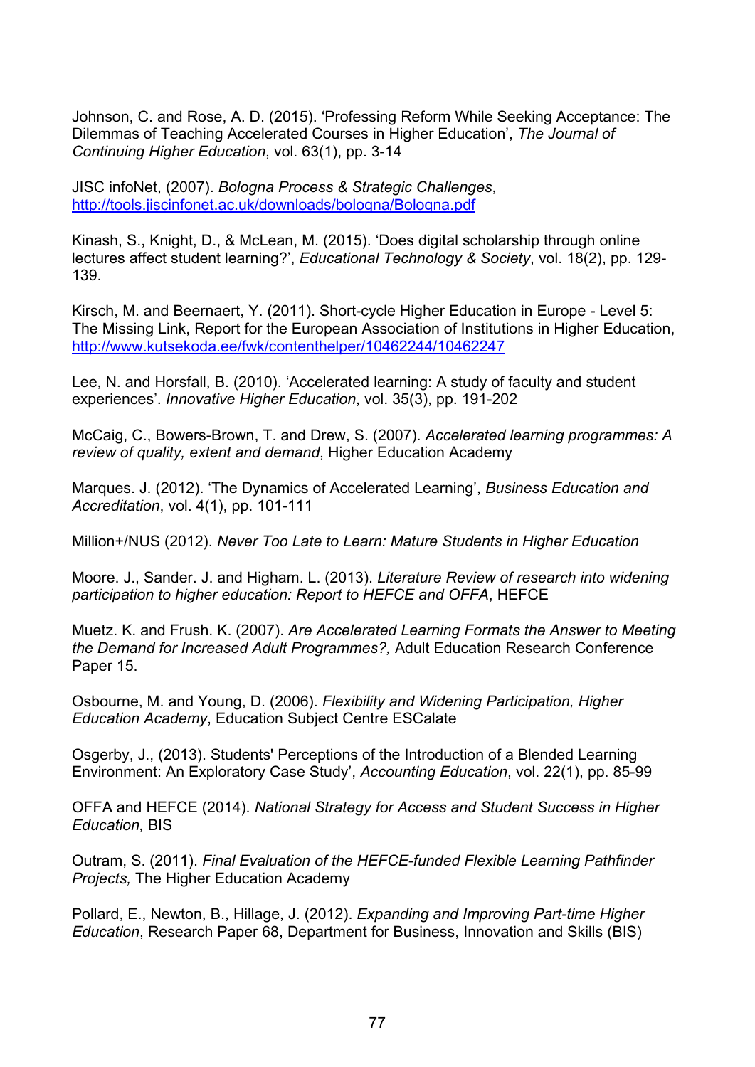Johnson, C. and Rose, A. D. (2015). ‘Professing Reform While Seeking Acceptance: The Dilemmas of Teaching Accelerated Courses in Higher Education’, *The Journal of Continuing Higher Education*, vol. 63(1), pp. 3-14

JISC infoNet, (2007). *Bologna Process & Strategic Challenges*, http://tools.jiscinfonet.ac.uk/downloads/bologna/Bologna.pdf

Kinash, S., Knight, D., & McLean, M. (2015). ‘Does digital scholarship through online lectures affect student learning?’, *Educational Technology & Society*, vol. 18(2), pp. 129-139.

Kirsch, M. and Beernaert, Y. (2011). Short-cycle Higher Education in Europe - Level 5: The Missing Link, Report for the European Association of Institutions in Higher Education, http://www.kutsekoda.ee/fwk/contenthelper/10462244/10462247

Lee, N. and Horsfall, B. (2010). ‘Accelerated learning: A study of faculty and student experiences’. *Innovative Higher Education*, vol. 35(3), pp. 191-202

McCaig, C., Bowers-Brown, T. and Drew, S. (2007). *Accelerated learning programmes: A review of quality, extent and demand*, Higher Education Academy

Marques. J. (2012). ‘The Dynamics of Accelerated Learning’, *Business Education and Accreditation*, vol. 4(1), pp. 101-111

Million+/NUS (2012). *Never Too Late to Learn: Mature Students in Higher Education*

Moore. J., Sander. J. and Higham. L. (2013). *Literature Review of research into widening participation to higher education: Report to HEFCE and OFFA*, HEFCE

Muetz. K. and Frush. K. (2007). *Are Accelerated Learning Formats the Answer to Meeting the Demand for Increased Adult Programmes?,* Adult Education Research Conference Paper 15.

Osbourne, M. and Young, D. (2006). *Flexibility and Widening Participation, Higher Education Academy*, Education Subject Centre ESCalate

Osgerby, J., (2013). Students' Perceptions of the Introduction of a Blended Learning Environment: An Exploratory Case Study’, *Accounting Education*, vol. 22(1), pp. 85-99

OFFA and HEFCE (2014). *National Strategy for Access and Student Success in Higher Education,* BIS

Outram, S. (2011). *Final Evaluation of the HEFCE-funded Flexible Learning Pathfinder Projects,* The Higher Education Academy

Pollard, E., Newton, B., Hillage, J. (2012). *Expanding and Improving Part-time Higher Education*, Research Paper 68, Department for Business, Innovation and Skills (BIS)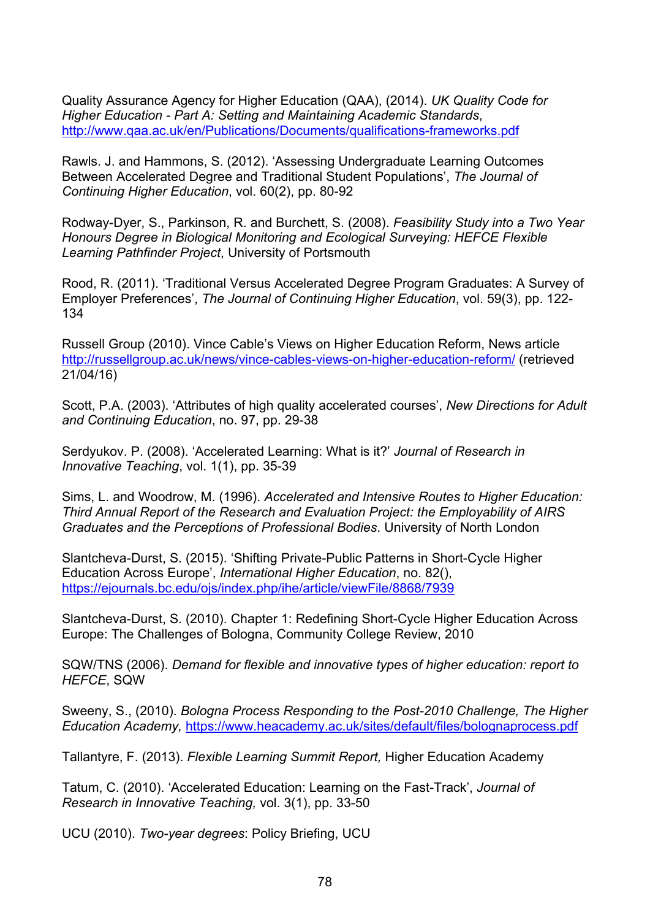Quality Assurance Agency for Higher Education (QAA), (2014). *UK Quality Code for Higher Education - Part A: Setting and Maintaining Academic Standards*, http://www.qaa.ac.uk/en/Publications/Documents/qualifications-frameworks.pdf

Rawls. J. and Hammons, S. (2012). 'Assessing Undergraduate Learning Outcomes Between Accelerated Degree and Traditional Student Populations', *The Journal of Continuing Higher Education*, vol. 60(2), pp. 80-92

Rodway-Dyer, S., Parkinson, R. and Burchett, S. (2008). *Feasibility Study into a Two Year Honours Degree in Biological Monitoring and Ecological Surveying: HEFCE Flexible Learning Pathfinder Project*, University of Portsmouth

Rood, R. (2011). 'Traditional Versus Accelerated Degree Program Graduates: A Survey of Employer Preferences', *The Journal of Continuing Higher Education*, vol. 59(3), pp. 122-134

Russell Group (2010). Vince Cable's Views on Higher Education Reform, News article http://russellgroup.ac.uk/news/vince-cables-views-on-higher-education-reform/ (retrieved 21/04/16)

Scott, P.A. (2003). 'Attributes of high quality accelerated courses', *New Directions for Adult and Continuing Education*, no. 97, pp. 29-38

Serdyukov. P. (2008). 'Accelerated Learning: What is it?' *Journal of Research in Innovative Teaching*, vol. 1(1), pp. 35-39

Sims, L. and Woodrow, M. (1996). *Accelerated and Intensive Routes to Higher Education: Third Annual Report of the Research and Evaluation Project: the Employability of AIRS Graduates and the Perceptions of Professional Bodies*. University of North London

Slantcheva-Durst, S. (2015). 'Shifting Private-Public Patterns in Short-Cycle Higher Education Across Europe', *International Higher Education*, no. 82(), https://ejournals.bc.edu/ojs/index.php/ihe/article/viewFile/8868/7939

Slantcheva-Durst, S. (2010). Chapter 1: Redefining Short-Cycle Higher Education Across Europe: The Challenges of Bologna, Community College Review, 2010

SQW/TNS (2006). *Demand for flexible and innovative types of higher education: report to HEFCE*, SQW

Sweeny, S., (2010). *Bologna Process Responding to the Post-2010 Challenge, The Higher Education Academy,* https://www.heacademy.ac.uk/sites/default/files/bolognaprocess.pdf

Tallantyre, F. (2013). *Flexible Learning Summit Report,* Higher Education Academy

Tatum, C. (2010). 'Accelerated Education: Learning on the Fast-Track', *Journal of Research in Innovative Teaching,* vol. 3(1), pp. 33-50

UCU (2010). *Two-year degrees*: Policy Briefing, UCU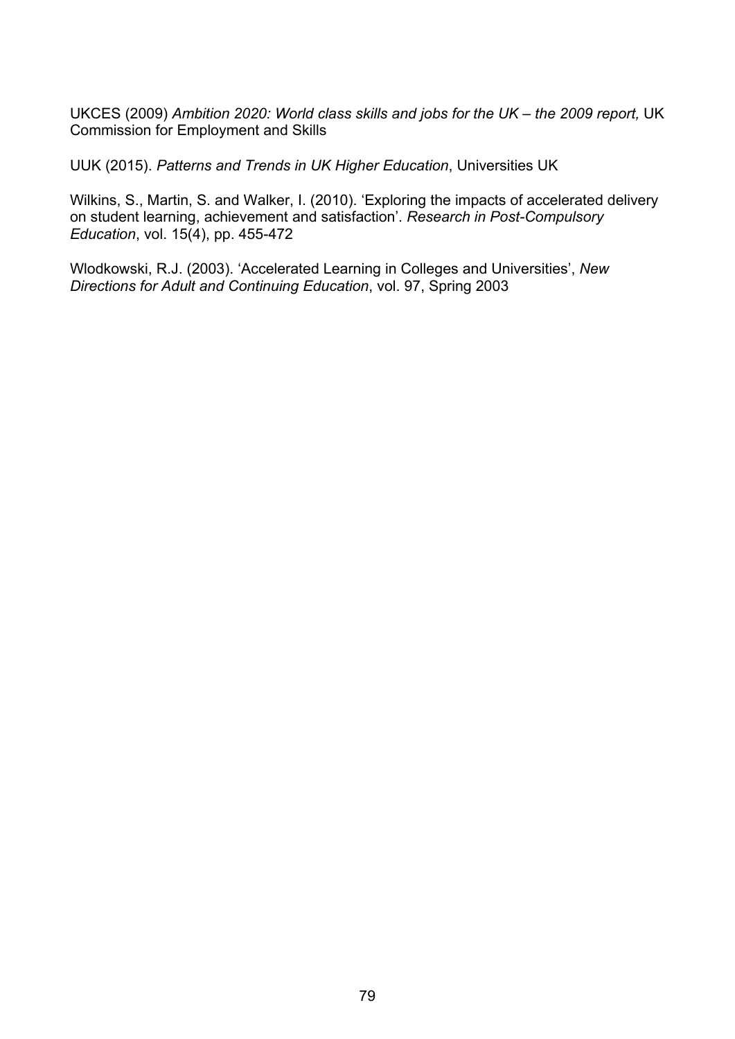UKCES (2009) *Ambition 2020: World class skills and jobs for the UK – the 2009 report,* UK Commission for Employment and Skills

UUK (2015). *Patterns and Trends in UK Higher Education*, Universities UK

Wilkins, S., Martin, S. and Walker, I. (2010). 'Exploring the impacts of accelerated delivery on student learning, achievement and satisfaction'. *Research in Post-Compulsory Education*, vol. 15(4), pp. 455-472

Wlodkowski, R.J. (2003). 'Accelerated Learning in Colleges and Universities', *New Directions for Adult and Continuing Education*, vol. 97, Spring 2003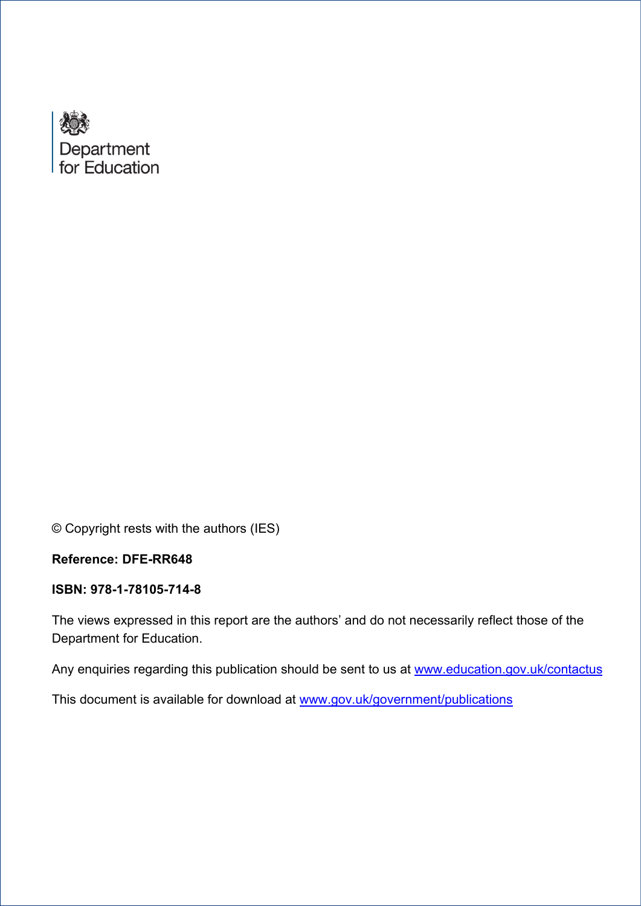Department for Education

© Copyright rests with the authors (IES)

**Reference: DFE-RR648**

**ISBN: 978-1-78105-714-8**

The views expressed in this report are the authors' and do not necessarily reflect those of the Department for Education.

Any enquiries regarding this publication should be sent to us at [www.education.gov.uk/contactus](www.education.gov.uk/contactus)

This document is available for download at [www.gov.uk/government/publications](www.gov.uk/government/publications)